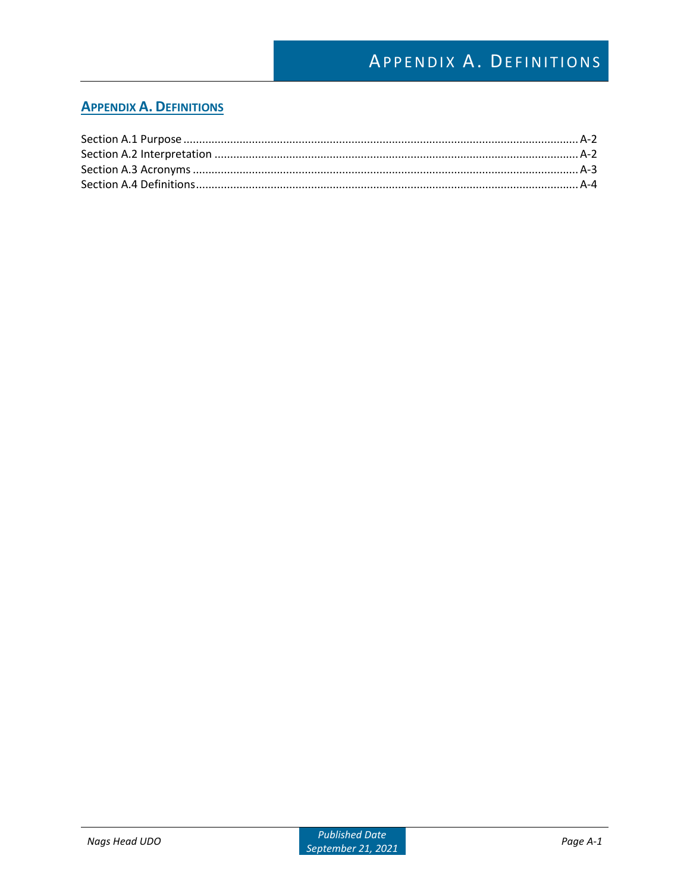# Appendix A. Definitions

Section A.1 Purpose ............................................................ A-2
Section A.2 Interpretation ..................................................... A-2
Section A.3 Acronyms ........................................................... A-3
Section A.4 Definitions ........................................................ A-4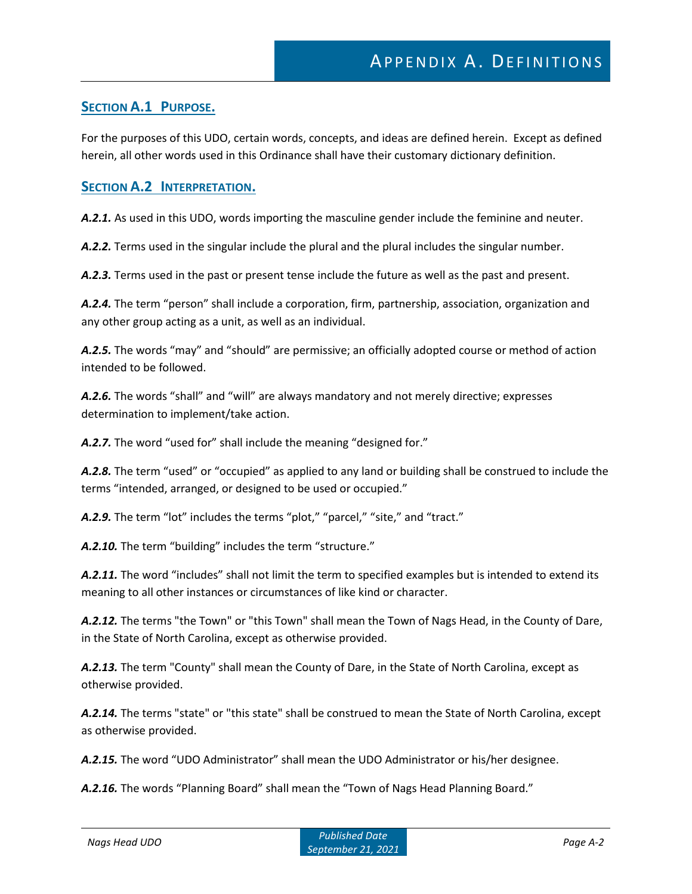# Appendix A. Definitions

## Section A.1 Purpose.

For the purposes of this UDO, certain words, concepts, and ideas are defined herein. Except as defined herein, all other words used in this Ordinance shall have their customary dictionary definition.

## Section A.2 Interpretation.

***A.2.1.*** As used in this UDO, words importing the masculine gender include the feminine and neuter.

***A.2.2.*** Terms used in the singular include the plural and the plural includes the singular number.

***A.2.3.*** Terms used in the past or present tense include the future as well as the past and present.

***A.2.4.*** The term "person" shall include a corporation, firm, partnership, association, organization and any other group acting as a unit, as well as an individual.

***A.2.5.*** The words "may" and "should" are permissive; an officially adopted course or method of action intended to be followed.

***A.2.6.*** The words "shall" and "will" are always mandatory and not merely directive; expresses determination to implement/take action.

***A.2.7.*** The word "used for" shall include the meaning "designed for."

***A.2.8.*** The term "used" or "occupied" as applied to any land or building shall be construed to include the terms "intended, arranged, or designed to be used or occupied."

***A.2.9.*** The term "lot" includes the terms "plot," "parcel," "site," and "tract."

***A.2.10.*** The term "building" includes the term "structure."

***A.2.11.*** The word "includes" shall not limit the term to specified examples but is intended to extend its meaning to all other instances or circumstances of like kind or character.

***A.2.12.*** The terms "the Town" or "this Town" shall mean the Town of Nags Head, in the County of Dare, in the State of North Carolina, except as otherwise provided.

***A.2.13.*** The term "County" shall mean the County of Dare, in the State of North Carolina, except as otherwise provided.

***A.2.14.*** The terms "state" or "this state" shall be construed to mean the State of North Carolina, except as otherwise provided.

***A.2.15.*** The word "UDO Administrator" shall mean the UDO Administrator or his/her designee.

***A.2.16.*** The words "Planning Board" shall mean the "Town of Nags Head Planning Board."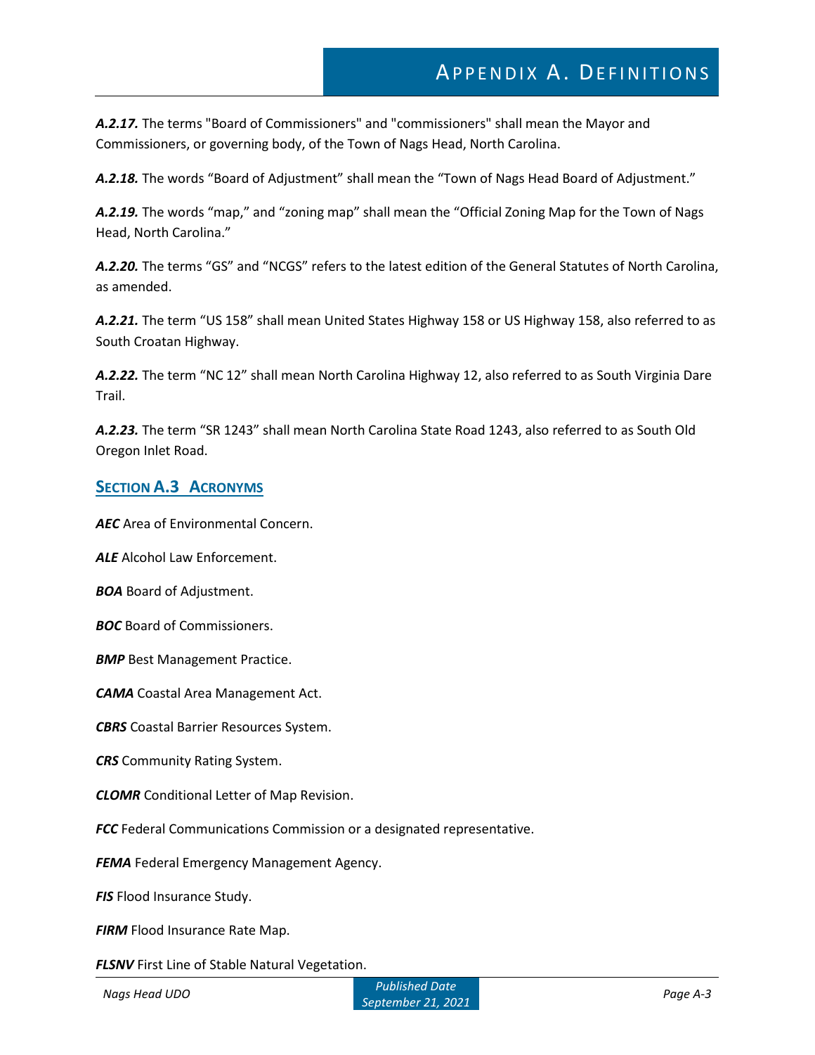***A.2.17.*** The terms "Board of Commissioners" and "commissioners" shall mean the Mayor and Commissioners, or governing body, of the Town of Nags Head, North Carolina.

***A.2.18.*** The words "Board of Adjustment" shall mean the "Town of Nags Head Board of Adjustment."

***A.2.19.*** The words "map," and "zoning map" shall mean the "Official Zoning Map for the Town of Nags Head, North Carolina."

***A.2.20.*** The terms "GS" and "NCGS" refers to the latest edition of the General Statutes of North Carolina, as amended.

***A.2.21.*** The term "US 158" shall mean United States Highway 158 or US Highway 158, also referred to as South Croatan Highway.

***A.2.22.*** The term "NC 12" shall mean North Carolina Highway 12, also referred to as South Virginia Dare Trail.

***A.2.23.*** The term "SR 1243" shall mean North Carolina State Road 1243, also referred to as South Old Oregon Inlet Road.

## Section A.3 Acronyms

***AEC*** Area of Environmental Concern.

***ALE*** Alcohol Law Enforcement.

***BOA*** Board of Adjustment.

***BOC*** Board of Commissioners.

***BMP*** Best Management Practice.

***CAMA*** Coastal Area Management Act.

***CBRS*** Coastal Barrier Resources System.

***CRS*** Community Rating System.

***CLOMR*** Conditional Letter of Map Revision.

***FCC*** Federal Communications Commission or a designated representative.

***FEMA*** Federal Emergency Management Agency.

***FIS*** Flood Insurance Study.

***FIRM*** Flood Insurance Rate Map.

***FLSNV*** First Line of Stable Natural Vegetation.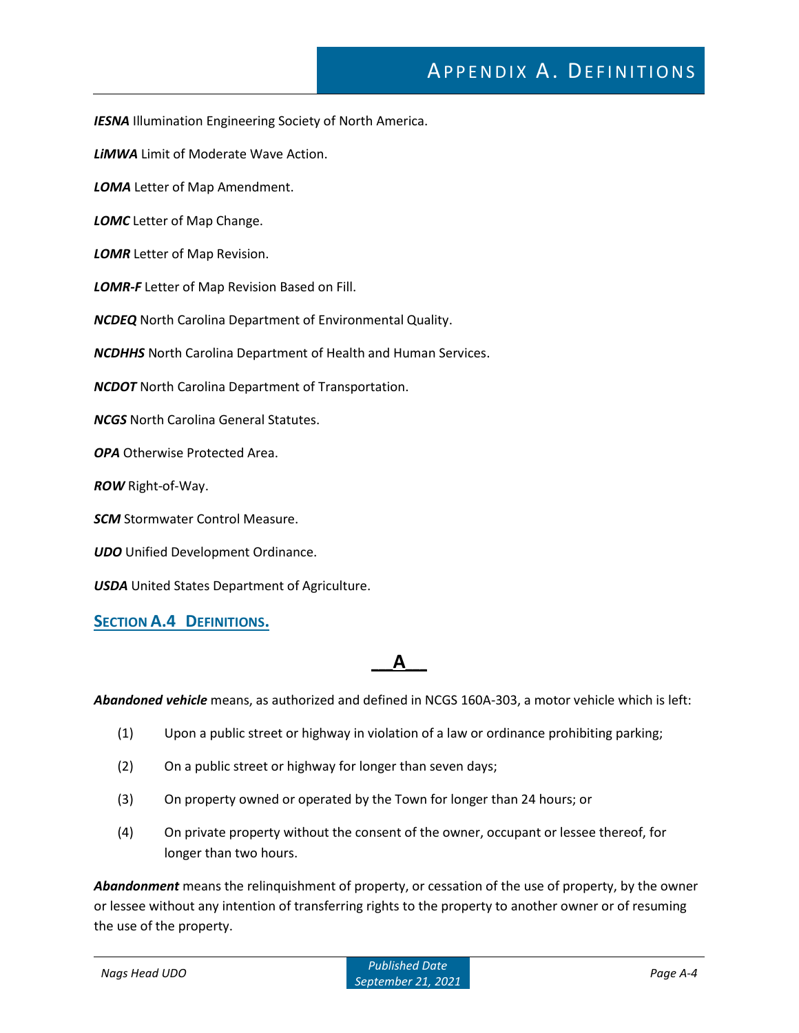***IESNA*** Illumination Engineering Society of North America.

***LiMWA*** Limit of Moderate Wave Action.

***LOMA*** Letter of Map Amendment.

***LOMC*** Letter of Map Change.

***LOMR*** Letter of Map Revision.

***LOMR-F*** Letter of Map Revision Based on Fill.

***NCDEQ*** North Carolina Department of Environmental Quality.

***NCDHHS*** North Carolina Department of Health and Human Services.

***NCDOT*** North Carolina Department of Transportation.

***NCGS*** North Carolina General Statutes.

***OPA*** Otherwise Protected Area.

***ROW*** Right-of-Way.

***SCM*** Stormwater Control Measure.

***UDO*** Unified Development Ordinance.

***USDA*** United States Department of Agriculture.

## SECTION A.4 DEFINITIONS.

### A

***Abandoned vehicle*** means, as authorized and defined in NCGS 160A-303, a motor vehicle which is left:

(1) Upon a public street or highway in violation of a law or ordinance prohibiting parking;

(2) On a public street or highway for longer than seven days;

(3) On property owned or operated by the Town for longer than 24 hours; or

(4) On private property without the consent of the owner, occupant or lessee thereof, for longer than two hours.

***Abandonment*** means the relinquishment of property, or cessation of the use of property, by the owner or lessee without any intention of transferring rights to the property to another owner or of resuming the use of the property.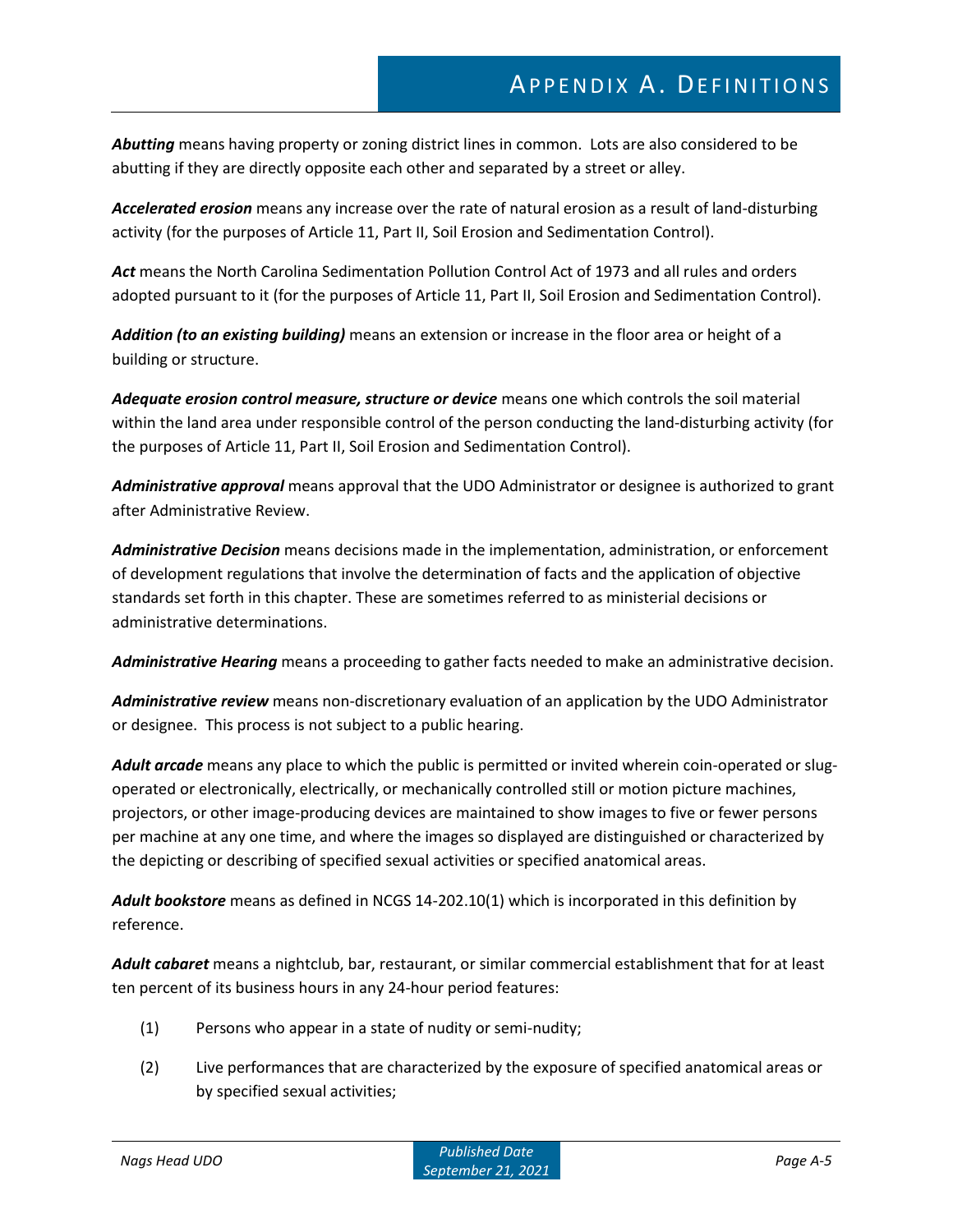***Abutting*** means having property or zoning district lines in common. Lots are also considered to be abutting if they are directly opposite each other and separated by a street or alley.

***Accelerated erosion*** means any increase over the rate of natural erosion as a result of land-disturbing activity (for the purposes of Article 11, Part II, Soil Erosion and Sedimentation Control).

***Act*** means the North Carolina Sedimentation Pollution Control Act of 1973 and all rules and orders adopted pursuant to it (for the purposes of Article 11, Part II, Soil Erosion and Sedimentation Control).

***Addition (to an existing building)*** means an extension or increase in the floor area or height of a building or structure.

***Adequate erosion control measure, structure or device*** means one which controls the soil material within the land area under responsible control of the person conducting the land-disturbing activity (for the purposes of Article 11, Part II, Soil Erosion and Sedimentation Control).

***Administrative approval*** means approval that the UDO Administrator or designee is authorized to grant after Administrative Review.

***Administrative Decision*** means decisions made in the implementation, administration, or enforcement of development regulations that involve the determination of facts and the application of objective standards set forth in this chapter. These are sometimes referred to as ministerial decisions or administrative determinations.

***Administrative Hearing*** means a proceeding to gather facts needed to make an administrative decision.

***Administrative review*** means non-discretionary evaluation of an application by the UDO Administrator or designee. This process is not subject to a public hearing.

***Adult arcade*** means any place to which the public is permitted or invited wherein coin-operated or slug-operated or electronically, electrically, or mechanically controlled still or motion picture machines, projectors, or other image-producing devices are maintained to show images to five or fewer persons per machine at any one time, and where the images so displayed are distinguished or characterized by the depicting or describing of specified sexual activities or specified anatomical areas.

***Adult bookstore*** means as defined in NCGS 14-202.10(1) which is incorporated in this definition by reference.

***Adult cabaret*** means a nightclub, bar, restaurant, or similar commercial establishment that for at least ten percent of its business hours in any 24-hour period features:

(1) Persons who appear in a state of nudity or semi-nudity;

(2) Live performances that are characterized by the exposure of specified anatomical areas or by specified sexual activities;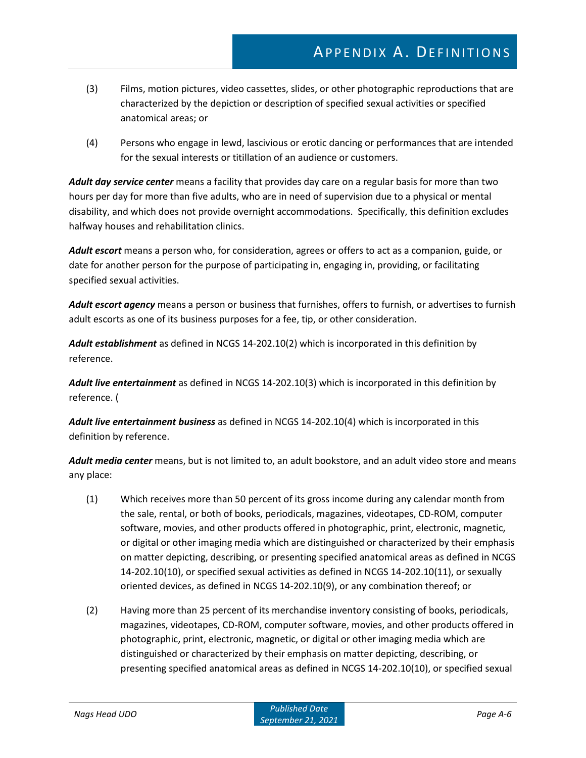(3) Films, motion pictures, video cassettes, slides, or other photographic reproductions that are characterized by the depiction or description of specified sexual activities or specified anatomical areas; or

(4) Persons who engage in lewd, lascivious or erotic dancing or performances that are intended for the sexual interests or titillation of an audience or customers.

***Adult day service center*** means a facility that provides day care on a regular basis for more than two hours per day for more than five adults, who are in need of supervision due to a physical or mental disability, and which does not provide overnight accommodations. Specifically, this definition excludes halfway houses and rehabilitation clinics.

***Adult escort*** means a person who, for consideration, agrees or offers to act as a companion, guide, or date for another person for the purpose of participating in, engaging in, providing, or facilitating specified sexual activities.

***Adult escort agency*** means a person or business that furnishes, offers to furnish, or advertises to furnish adult escorts as one of its business purposes for a fee, tip, or other consideration.

***Adult establishment*** as defined in NCGS 14-202.10(2) which is incorporated in this definition by reference.

***Adult live entertainment*** as defined in NCGS 14-202.10(3) which is incorporated in this definition by reference. (

***Adult live entertainment business*** as defined in NCGS 14-202.10(4) which is incorporated in this definition by reference.

***Adult media center*** means, but is not limited to, an adult bookstore, and an adult video store and means any place:

(1) Which receives more than 50 percent of its gross income during any calendar month from the sale, rental, or both of books, periodicals, magazines, videotapes, CD-ROM, computer software, movies, and other products offered in photographic, print, electronic, magnetic, or digital or other imaging media which are distinguished or characterized by their emphasis on matter depicting, describing, or presenting specified anatomical areas as defined in NCGS 14-202.10(10), or specified sexual activities as defined in NCGS 14-202.10(11), or sexually oriented devices, as defined in NCGS 14-202.10(9), or any combination thereof; or

(2) Having more than 25 percent of its merchandise inventory consisting of books, periodicals, magazines, videotapes, CD-ROM, computer software, movies, and other products offered in photographic, print, electronic, magnetic, or digital or other imaging media which are distinguished or characterized by their emphasis on matter depicting, describing, or presenting specified anatomical areas as defined in NCGS 14-202.10(10), or specified sexual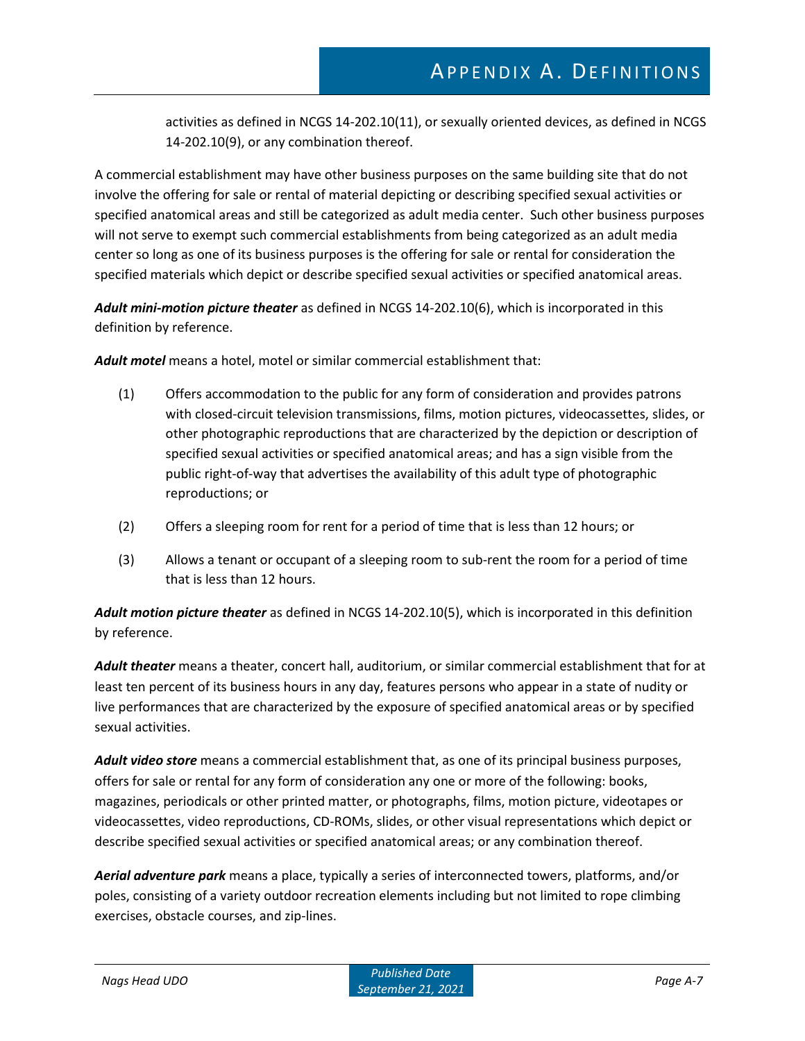activities as defined in NCGS 14-202.10(11), or sexually oriented devices, as defined in NCGS 14-202.10(9), or any combination thereof.

A commercial establishment may have other business purposes on the same building site that do not involve the offering for sale or rental of material depicting or describing specified sexual activities or specified anatomical areas and still be categorized as adult media center. Such other business purposes will not serve to exempt such commercial establishments from being categorized as an adult media center so long as one of its business purposes is the offering for sale or rental for consideration the specified materials which depict or describe specified sexual activities or specified anatomical areas.

***Adult mini-motion picture theater*** as defined in NCGS 14-202.10(6), which is incorporated in this definition by reference.

***Adult motel*** means a hotel, motel or similar commercial establishment that:

(1) Offers accommodation to the public for any form of consideration and provides patrons with closed-circuit television transmissions, films, motion pictures, videocassettes, slides, or other photographic reproductions that are characterized by the depiction or description of specified sexual activities or specified anatomical areas; and has a sign visible from the public right-of-way that advertises the availability of this adult type of photographic reproductions; or

(2) Offers a sleeping room for rent for a period of time that is less than 12 hours; or

(3) Allows a tenant or occupant of a sleeping room to sub-rent the room for a period of time that is less than 12 hours.

***Adult motion picture theater*** as defined in NCGS 14-202.10(5), which is incorporated in this definition by reference.

***Adult theater*** means a theater, concert hall, auditorium, or similar commercial establishment that for at least ten percent of its business hours in any day, features persons who appear in a state of nudity or live performances that are characterized by the exposure of specified anatomical areas or by specified sexual activities.

***Adult video store*** means a commercial establishment that, as one of its principal business purposes, offers for sale or rental for any form of consideration any one or more of the following: books, magazines, periodicals or other printed matter, or photographs, films, motion picture, videotapes or videocassettes, video reproductions, CD-ROMs, slides, or other visual representations which depict or describe specified sexual activities or specified anatomical areas; or any combination thereof.

***Aerial adventure park*** means a place, typically a series of interconnected towers, platforms, and/or poles, consisting of a variety outdoor recreation elements including but not limited to rope climbing exercises, obstacle courses, and zip-lines.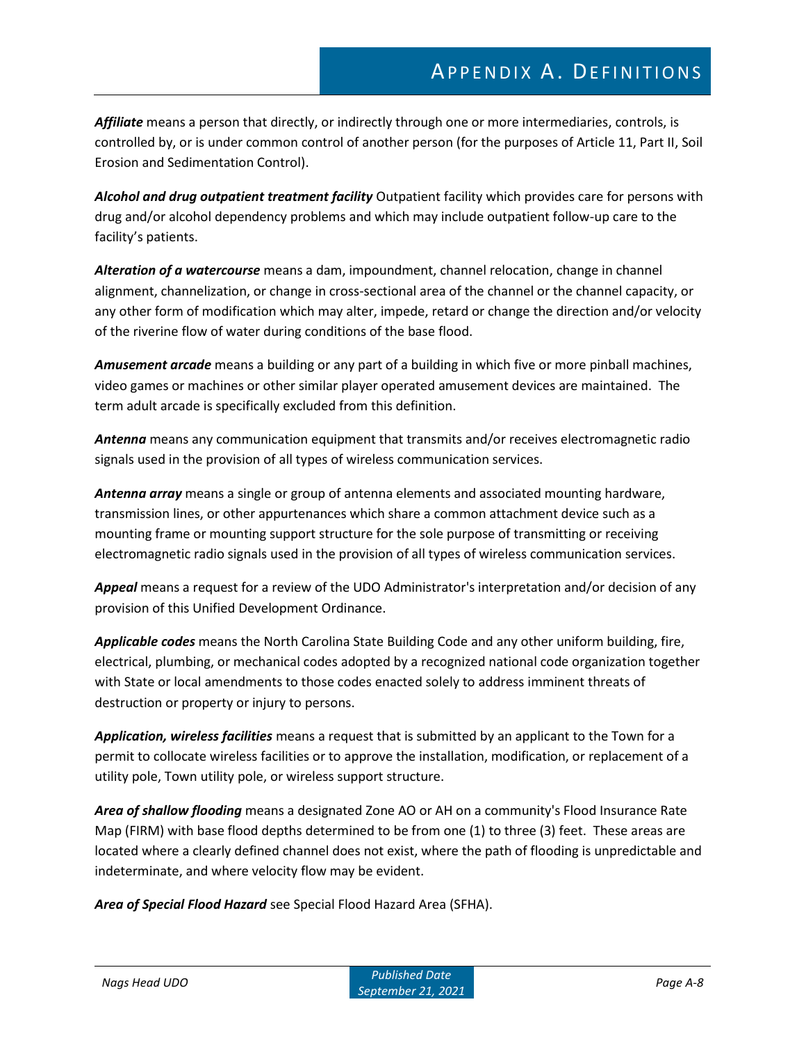***Affiliate*** means a person that directly, or indirectly through one or more intermediaries, controls, is controlled by, or is under common control of another person (for the purposes of Article 11, Part II, Soil Erosion and Sedimentation Control).

***Alcohol and drug outpatient treatment facility*** Outpatient facility which provides care for persons with drug and/or alcohol dependency problems and which may include outpatient follow-up care to the facility's patients.

***Alteration of a watercourse*** means a dam, impoundment, channel relocation, change in channel alignment, channelization, or change in cross-sectional area of the channel or the channel capacity, or any other form of modification which may alter, impede, retard or change the direction and/or velocity of the riverine flow of water during conditions of the base flood.

***Amusement arcade*** means a building or any part of a building in which five or more pinball machines, video games or machines or other similar player operated amusement devices are maintained. The term adult arcade is specifically excluded from this definition.

***Antenna*** means any communication equipment that transmits and/or receives electromagnetic radio signals used in the provision of all types of wireless communication services.

***Antenna array*** means a single or group of antenna elements and associated mounting hardware, transmission lines, or other appurtenances which share a common attachment device such as a mounting frame or mounting support structure for the sole purpose of transmitting or receiving electromagnetic radio signals used in the provision of all types of wireless communication services.

***Appeal*** means a request for a review of the UDO Administrator's interpretation and/or decision of any provision of this Unified Development Ordinance.

***Applicable codes*** means the North Carolina State Building Code and any other uniform building, fire, electrical, plumbing, or mechanical codes adopted by a recognized national code organization together with State or local amendments to those codes enacted solely to address imminent threats of destruction or property or injury to persons.

***Application, wireless facilities*** means a request that is submitted by an applicant to the Town for a permit to collocate wireless facilities or to approve the installation, modification, or replacement of a utility pole, Town utility pole, or wireless support structure.

***Area of shallow flooding*** means a designated Zone AO or AH on a community's Flood Insurance Rate Map (FIRM) with base flood depths determined to be from one (1) to three (3) feet. These areas are located where a clearly defined channel does not exist, where the path of flooding is unpredictable and indeterminate, and where velocity flow may be evident.

***Area of Special Flood Hazard*** see Special Flood Hazard Area (SFHA).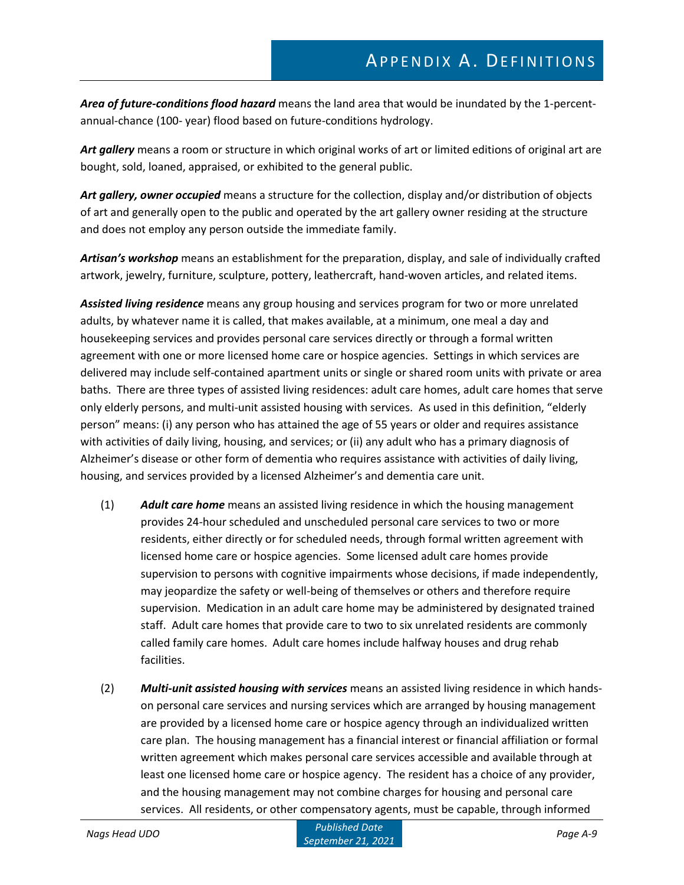***Area of future-conditions flood hazard*** means the land area that would be inundated by the 1-percent-annual-chance (100- year) flood based on future-conditions hydrology.

***Art gallery*** means a room or structure in which original works of art or limited editions of original art are bought, sold, loaned, appraised, or exhibited to the general public.

***Art gallery, owner occupied*** means a structure for the collection, display and/or distribution of objects of art and generally open to the public and operated by the art gallery owner residing at the structure and does not employ any person outside the immediate family.

***Artisan's workshop*** means an establishment for the preparation, display, and sale of individually crafted artwork, jewelry, furniture, sculpture, pottery, leathercraft, hand-woven articles, and related items.

***Assisted living residence*** means any group housing and services program for two or more unrelated adults, by whatever name it is called, that makes available, at a minimum, one meal a day and housekeeping services and provides personal care services directly or through a formal written agreement with one or more licensed home care or hospice agencies. Settings in which services are delivered may include self-contained apartment units or single or shared room units with private or area baths. There are three types of assisted living residences: adult care homes, adult care homes that serve only elderly persons, and multi-unit assisted housing with services. As used in this definition, "elderly person" means: (i) any person who has attained the age of 55 years or older and requires assistance with activities of daily living, housing, and services; or (ii) any adult who has a primary diagnosis of Alzheimer's disease or other form of dementia who requires assistance with activities of daily living, housing, and services provided by a licensed Alzheimer's and dementia care unit.

(1) ***Adult care home*** means an assisted living residence in which the housing management provides 24-hour scheduled and unscheduled personal care services to two or more residents, either directly or for scheduled needs, through formal written agreement with licensed home care or hospice agencies. Some licensed adult care homes provide supervision to persons with cognitive impairments whose decisions, if made independently, may jeopardize the safety or well-being of themselves or others and therefore require supervision. Medication in an adult care home may be administered by designated trained staff. Adult care homes that provide care to two to six unrelated residents are commonly called family care homes. Adult care homes include halfway houses and drug rehab facilities.

(2) ***Multi-unit assisted housing with services*** means an assisted living residence in which hands-on personal care services and nursing services which are arranged by housing management are provided by a licensed home care or hospice agency through an individualized written care plan. The housing management has a financial interest or financial affiliation or formal written agreement which makes personal care services accessible and available through at least one licensed home care or hospice agency. The resident has a choice of any provider, and the housing management may not combine charges for housing and personal care services. All residents, or other compensatory agents, must be capable, through informed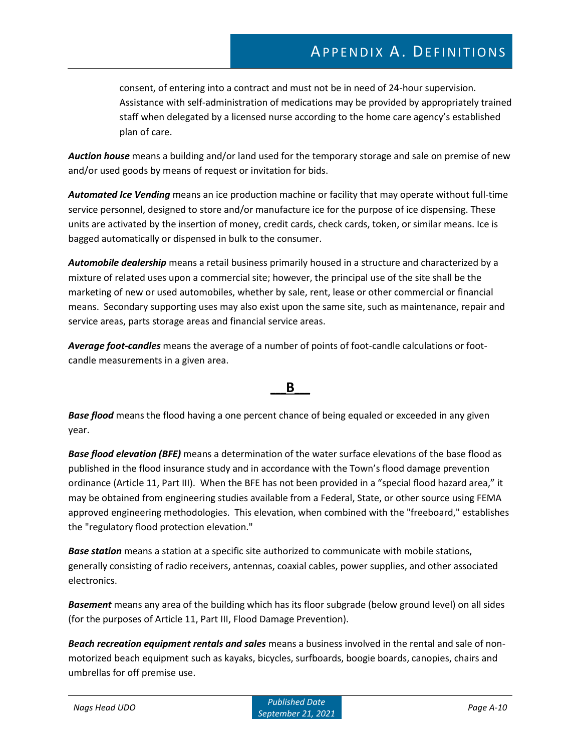consent, of entering into a contract and must not be in need of 24-hour supervision. Assistance with self-administration of medications may be provided by appropriately trained staff when delegated by a licensed nurse according to the home care agency's established plan of care.

***Auction house*** means a building and/or land used for the temporary storage and sale on premise of new and/or used goods by means of request or invitation for bids.

***Automated Ice Vending*** means an ice production machine or facility that may operate without full-time service personnel, designed to store and/or manufacture ice for the purpose of ice dispensing. These units are activated by the insertion of money, credit cards, check cards, token, or similar means. Ice is bagged automatically or dispensed in bulk to the consumer.

***Automobile dealership*** means a retail business primarily housed in a structure and characterized by a mixture of related uses upon a commercial site; however, the principal use of the site shall be the marketing of new or used automobiles, whether by sale, rent, lease or other commercial or financial means. Secondary supporting uses may also exist upon the same site, such as maintenance, repair and service areas, parts storage areas and financial service areas.

***Average foot-candles*** means the average of a number of points of foot-candle calculations or foot-candle measurements in a given area.

## B

***Base flood*** means the flood having a one percent chance of being equaled or exceeded in any given year.

***Base flood elevation (BFE)*** means a determination of the water surface elevations of the base flood as published in the flood insurance study and in accordance with the Town's flood damage prevention ordinance (Article 11, Part III). When the BFE has not been provided in a "special flood hazard area," it may be obtained from engineering studies available from a Federal, State, or other source using FEMA approved engineering methodologies. This elevation, when combined with the "freeboard," establishes the "regulatory flood protection elevation."

***Base station*** means a station at a specific site authorized to communicate with mobile stations, generally consisting of radio receivers, antennas, coaxial cables, power supplies, and other associated electronics.

***Basement*** means any area of the building which has its floor subgrade (below ground level) on all sides (for the purposes of Article 11, Part III, Flood Damage Prevention).

***Beach recreation equipment rentals and sales*** means a business involved in the rental and sale of non-motorized beach equipment such as kayaks, bicycles, surfboards, boogie boards, canopies, chairs and umbrellas for off premise use.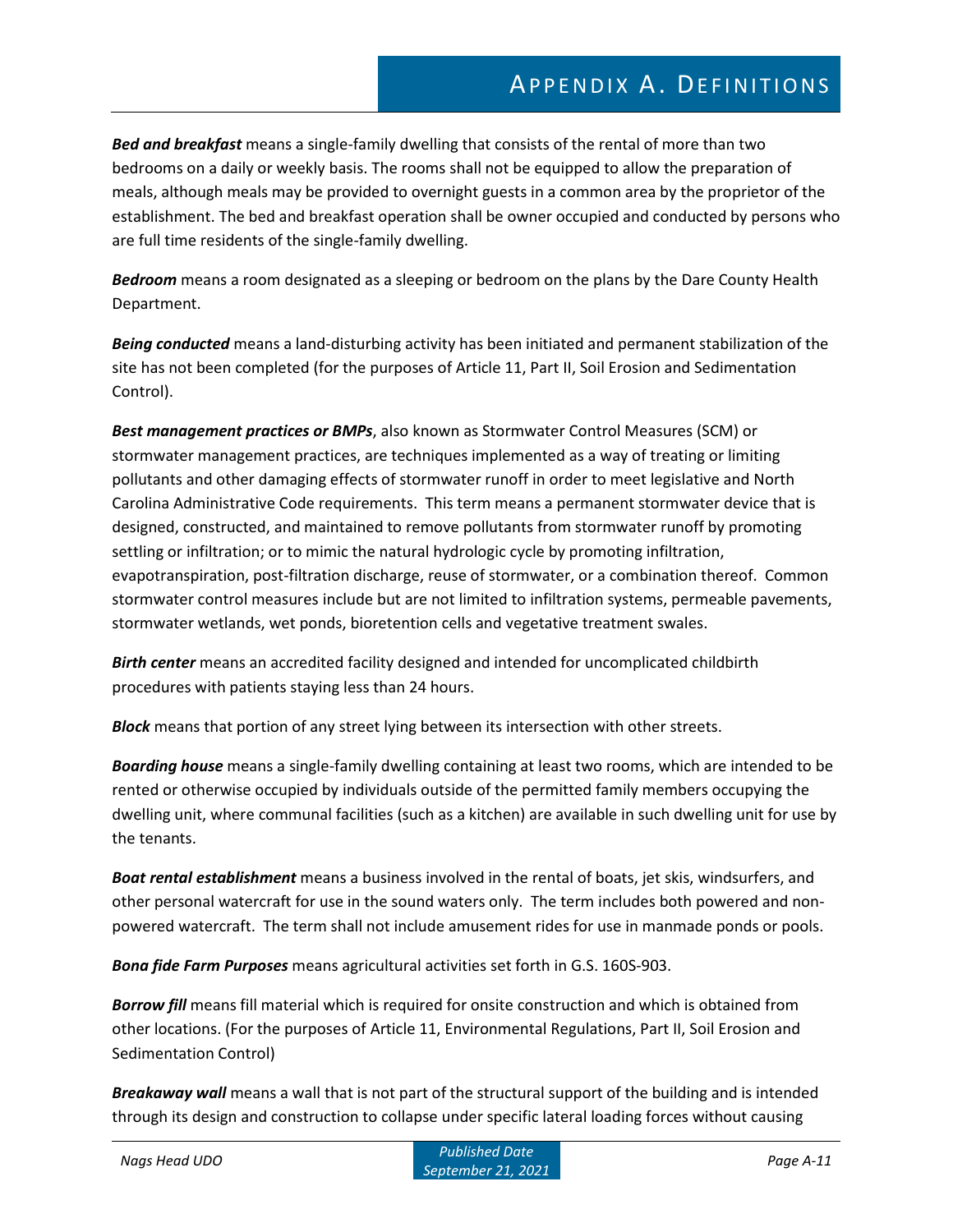***Bed and breakfast*** means a single-family dwelling that consists of the rental of more than two bedrooms on a daily or weekly basis. The rooms shall not be equipped to allow the preparation of meals, although meals may be provided to overnight guests in a common area by the proprietor of the establishment. The bed and breakfast operation shall be owner occupied and conducted by persons who are full time residents of the single-family dwelling.

***Bedroom*** means a room designated as a sleeping or bedroom on the plans by the Dare County Health Department.

***Being conducted*** means a land-disturbing activity has been initiated and permanent stabilization of the site has not been completed (for the purposes of Article 11, Part II, Soil Erosion and Sedimentation Control).

***Best management practices or BMPs***, also known as Stormwater Control Measures (SCM) or stormwater management practices, are techniques implemented as a way of treating or limiting pollutants and other damaging effects of stormwater runoff in order to meet legislative and North Carolina Administrative Code requirements. This term means a permanent stormwater device that is designed, constructed, and maintained to remove pollutants from stormwater runoff by promoting settling or infiltration; or to mimic the natural hydrologic cycle by promoting infiltration, evapotranspiration, post-filtration discharge, reuse of stormwater, or a combination thereof. Common stormwater control measures include but are not limited to infiltration systems, permeable pavements, stormwater wetlands, wet ponds, bioretention cells and vegetative treatment swales.

***Birth center*** means an accredited facility designed and intended for uncomplicated childbirth procedures with patients staying less than 24 hours.

***Block*** means that portion of any street lying between its intersection with other streets.

***Boarding house*** means a single-family dwelling containing at least two rooms, which are intended to be rented or otherwise occupied by individuals outside of the permitted family members occupying the dwelling unit, where communal facilities (such as a kitchen) are available in such dwelling unit for use by the tenants.

***Boat rental establishment*** means a business involved in the rental of boats, jet skis, windsurfers, and other personal watercraft for use in the sound waters only. The term includes both powered and non-powered watercraft. The term shall not include amusement rides for use in manmade ponds or pools.

***Bona fide Farm Purposes*** means agricultural activities set forth in G.S. 160S-903.

***Borrow fill*** means fill material which is required for onsite construction and which is obtained from other locations. (For the purposes of Article 11, Environmental Regulations, Part II, Soil Erosion and Sedimentation Control)

***Breakaway wall*** means a wall that is not part of the structural support of the building and is intended through its design and construction to collapse under specific lateral loading forces without causing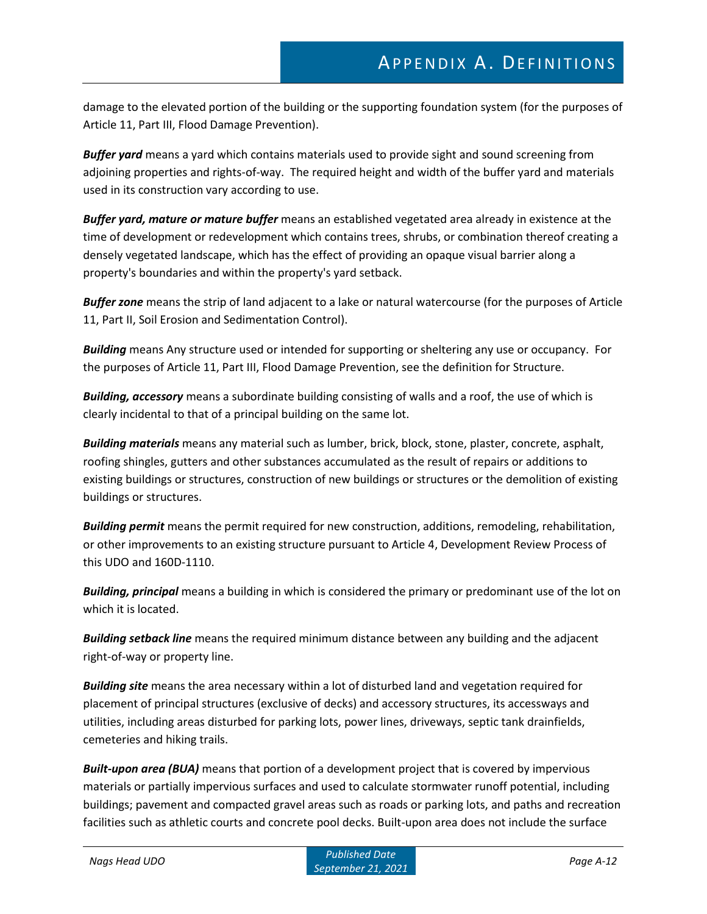damage to the elevated portion of the building or the supporting foundation system (for the purposes of Article 11, Part III, Flood Damage Prevention).

***Buffer yard*** means a yard which contains materials used to provide sight and sound screening from adjoining properties and rights-of-way. The required height and width of the buffer yard and materials used in its construction vary according to use.

***Buffer yard, mature or mature buffer*** means an established vegetated area already in existence at the time of development or redevelopment which contains trees, shrubs, or combination thereof creating a densely vegetated landscape, which has the effect of providing an opaque visual barrier along a property's boundaries and within the property's yard setback.

***Buffer zone*** means the strip of land adjacent to a lake or natural watercourse (for the purposes of Article 11, Part II, Soil Erosion and Sedimentation Control).

***Building*** means Any structure used or intended for supporting or sheltering any use or occupancy. For the purposes of Article 11, Part III, Flood Damage Prevention, see the definition for Structure.

***Building, accessory*** means a subordinate building consisting of walls and a roof, the use of which is clearly incidental to that of a principal building on the same lot.

***Building materials*** means any material such as lumber, brick, block, stone, plaster, concrete, asphalt, roofing shingles, gutters and other substances accumulated as the result of repairs or additions to existing buildings or structures, construction of new buildings or structures or the demolition of existing buildings or structures.

***Building permit*** means the permit required for new construction, additions, remodeling, rehabilitation, or other improvements to an existing structure pursuant to Article 4, Development Review Process of this UDO and 160D-1110.

***Building, principal*** means a building in which is considered the primary or predominant use of the lot on which it is located.

***Building setback line*** means the required minimum distance between any building and the adjacent right-of-way or property line.

***Building site*** means the area necessary within a lot of disturbed land and vegetation required for placement of principal structures (exclusive of decks) and accessory structures, its accessways and utilities, including areas disturbed for parking lots, power lines, driveways, septic tank drainfields, cemeteries and hiking trails.

***Built-upon area (BUA)*** means that portion of a development project that is covered by impervious materials or partially impervious surfaces and used to calculate stormwater runoff potential, including buildings; pavement and compacted gravel areas such as roads or parking lots, and paths and recreation facilities such as athletic courts and concrete pool decks. Built-upon area does not include the surface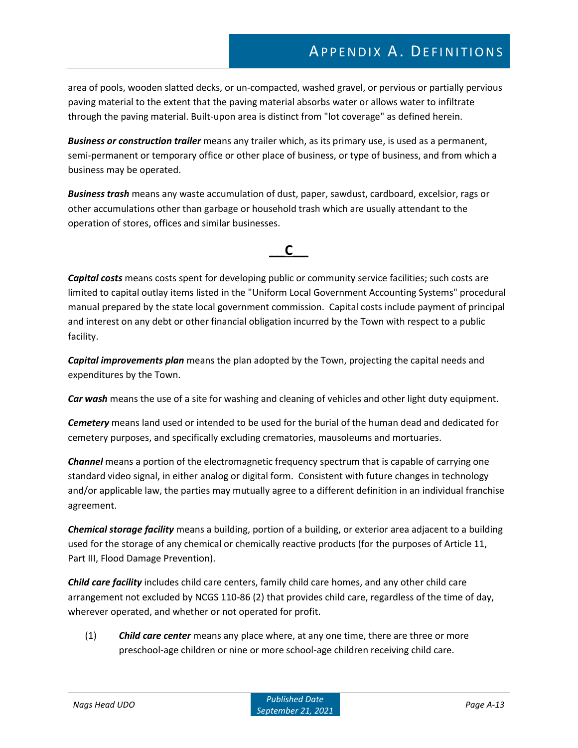area of pools, wooden slatted decks, or un-compacted, washed gravel, or pervious or partially pervious paving material to the extent that the paving material absorbs water or allows water to infiltrate through the paving material. Built-upon area is distinct from "lot coverage" as defined herein.

***Business or construction trailer*** means any trailer which, as its primary use, is used as a permanent, semi-permanent or temporary office or other place of business, or type of business, and from which a business may be operated.

***Business trash*** means any waste accumulation of dust, paper, sawdust, cardboard, excelsior, rags or other accumulations other than garbage or household trash which are usually attendant to the operation of stores, offices and similar businesses.

## C

***Capital costs*** means costs spent for developing public or community service facilities; such costs are limited to capital outlay items listed in the "Uniform Local Government Accounting Systems" procedural manual prepared by the state local government commission. Capital costs include payment of principal and interest on any debt or other financial obligation incurred by the Town with respect to a public facility.

***Capital improvements plan*** means the plan adopted by the Town, projecting the capital needs and expenditures by the Town.

***Car wash*** means the use of a site for washing and cleaning of vehicles and other light duty equipment.

***Cemetery*** means land used or intended to be used for the burial of the human dead and dedicated for cemetery purposes, and specifically excluding crematories, mausoleums and mortuaries.

***Channel*** means a portion of the electromagnetic frequency spectrum that is capable of carrying one standard video signal, in either analog or digital form. Consistent with future changes in technology and/or applicable law, the parties may mutually agree to a different definition in an individual franchise agreement.

***Chemical storage facility*** means a building, portion of a building, or exterior area adjacent to a building used for the storage of any chemical or chemically reactive products (for the purposes of Article 11, Part III, Flood Damage Prevention).

***Child care facility*** includes child care centers, family child care homes, and any other child care arrangement not excluded by NCGS 110-86 (2) that provides child care, regardless of the time of day, wherever operated, and whether or not operated for profit.

(1) ***Child care center*** means any place where, at any one time, there are three or more preschool-age children or nine or more school-age children receiving child care.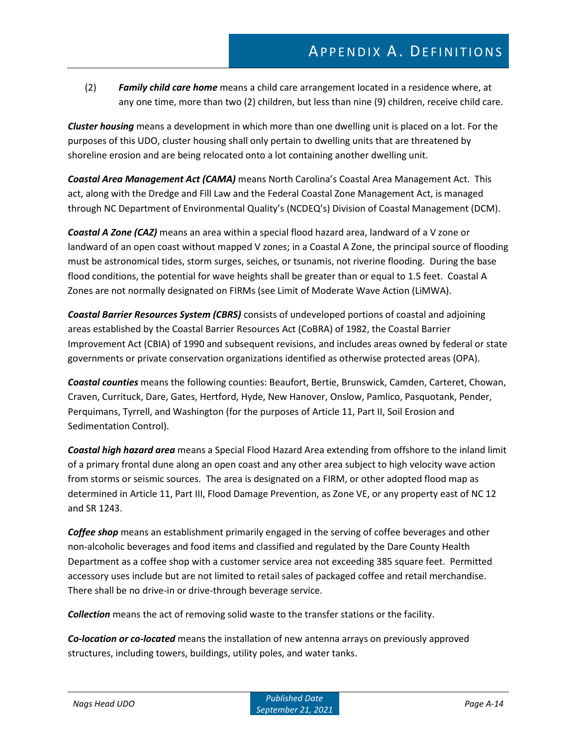(2) ***Family child care home*** means a child care arrangement located in a residence where, at any one time, more than two (2) children, but less than nine (9) children, receive child care.

***Cluster housing*** means a development in which more than one dwelling unit is placed on a lot. For the purposes of this UDO, cluster housing shall only pertain to dwelling units that are threatened by shoreline erosion and are being relocated onto a lot containing another dwelling unit.

***Coastal Area Management Act (CAMA)*** means North Carolina's Coastal Area Management Act. This act, along with the Dredge and Fill Law and the Federal Coastal Zone Management Act, is managed through NC Department of Environmental Quality's (NCDEQ's) Division of Coastal Management (DCM).

***Coastal A Zone (CAZ)*** means an area within a special flood hazard area, landward of a V zone or landward of an open coast without mapped V zones; in a Coastal A Zone, the principal source of flooding must be astronomical tides, storm surges, seiches, or tsunamis, not riverine flooding. During the base flood conditions, the potential for wave heights shall be greater than or equal to 1.5 feet. Coastal A Zones are not normally designated on FIRMs (see Limit of Moderate Wave Action (LiMWA).

***Coastal Barrier Resources System (CBRS)*** consists of undeveloped portions of coastal and adjoining areas established by the Coastal Barrier Resources Act (CoBRA) of 1982, the Coastal Barrier Improvement Act (CBIA) of 1990 and subsequent revisions, and includes areas owned by federal or state governments or private conservation organizations identified as otherwise protected areas (OPA).

***Coastal counties*** means the following counties: Beaufort, Bertie, Brunswick, Camden, Carteret, Chowan, Craven, Currituck, Dare, Gates, Hertford, Hyde, New Hanover, Onslow, Pamlico, Pasquotank, Pender, Perquimans, Tyrrell, and Washington (for the purposes of Article 11, Part II, Soil Erosion and Sedimentation Control).

***Coastal high hazard area*** means a Special Flood Hazard Area extending from offshore to the inland limit of a primary frontal dune along an open coast and any other area subject to high velocity wave action from storms or seismic sources. The area is designated on a FIRM, or other adopted flood map as determined in Article 11, Part III, Flood Damage Prevention, as Zone VE, or any property east of NC 12 and SR 1243.

***Coffee shop*** means an establishment primarily engaged in the serving of coffee beverages and other non-alcoholic beverages and food items and classified and regulated by the Dare County Health Department as a coffee shop with a customer service area not exceeding 385 square feet. Permitted accessory uses include but are not limited to retail sales of packaged coffee and retail merchandise. There shall be no drive-in or drive-through beverage service.

***Collection*** means the act of removing solid waste to the transfer stations or the facility.

***Co-location or co-located*** means the installation of new antenna arrays on previously approved structures, including towers, buildings, utility poles, and water tanks.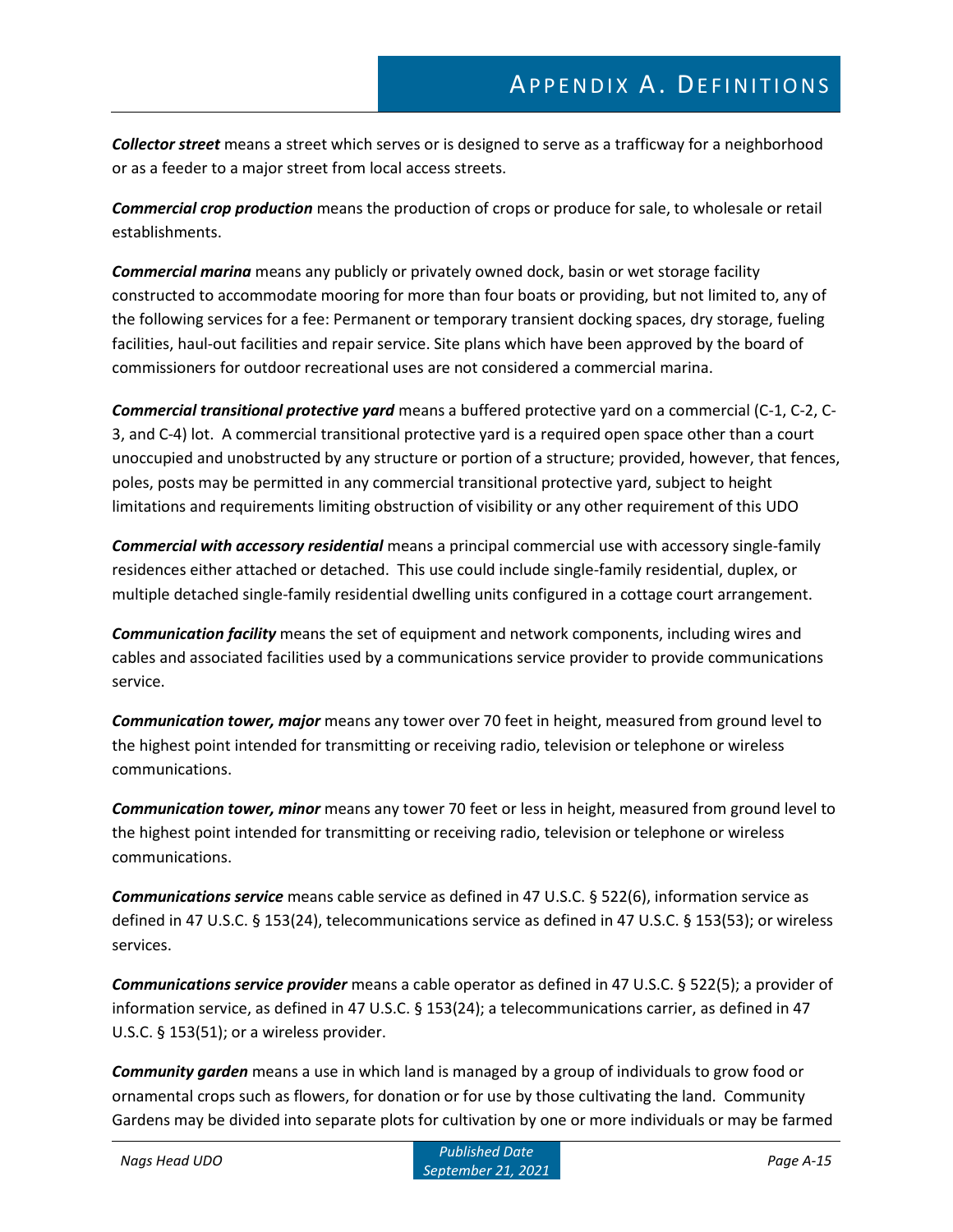***Collector street*** means a street which serves or is designed to serve as a trafficway for a neighborhood or as a feeder to a major street from local access streets.

***Commercial crop production*** means the production of crops or produce for sale, to wholesale or retail establishments.

***Commercial marina*** means any publicly or privately owned dock, basin or wet storage facility constructed to accommodate mooring for more than four boats or providing, but not limited to, any of the following services for a fee: Permanent or temporary transient docking spaces, dry storage, fueling facilities, haul-out facilities and repair service. Site plans which have been approved by the board of commissioners for outdoor recreational uses are not considered a commercial marina.

***Commercial transitional protective yard*** means a buffered protective yard on a commercial (C-1, C-2, C-3, and C-4) lot. A commercial transitional protective yard is a required open space other than a court unoccupied and unobstructed by any structure or portion of a structure; provided, however, that fences, poles, posts may be permitted in any commercial transitional protective yard, subject to height limitations and requirements limiting obstruction of visibility or any other requirement of this UDO

***Commercial with accessory residential*** means a principal commercial use with accessory single-family residences either attached or detached. This use could include single-family residential, duplex, or multiple detached single-family residential dwelling units configured in a cottage court arrangement.

***Communication facility*** means the set of equipment and network components, including wires and cables and associated facilities used by a communications service provider to provide communications service.

***Communication tower, major*** means any tower over 70 feet in height, measured from ground level to the highest point intended for transmitting or receiving radio, television or telephone or wireless communications.

***Communication tower, minor*** means any tower 70 feet or less in height, measured from ground level to the highest point intended for transmitting or receiving radio, television or telephone or wireless communications.

***Communications service*** means cable service as defined in 47 U.S.C. § 522(6), information service as defined in 47 U.S.C. § 153(24), telecommunications service as defined in 47 U.S.C. § 153(53); or wireless services.

***Communications service provider*** means a cable operator as defined in 47 U.S.C. § 522(5); a provider of information service, as defined in 47 U.S.C. § 153(24); a telecommunications carrier, as defined in 47 U.S.C. § 153(51); or a wireless provider.

***Community garden*** means a use in which land is managed by a group of individuals to grow food or ornamental crops such as flowers, for donation or for use by those cultivating the land. Community Gardens may be divided into separate plots for cultivation by one or more individuals or may be farmed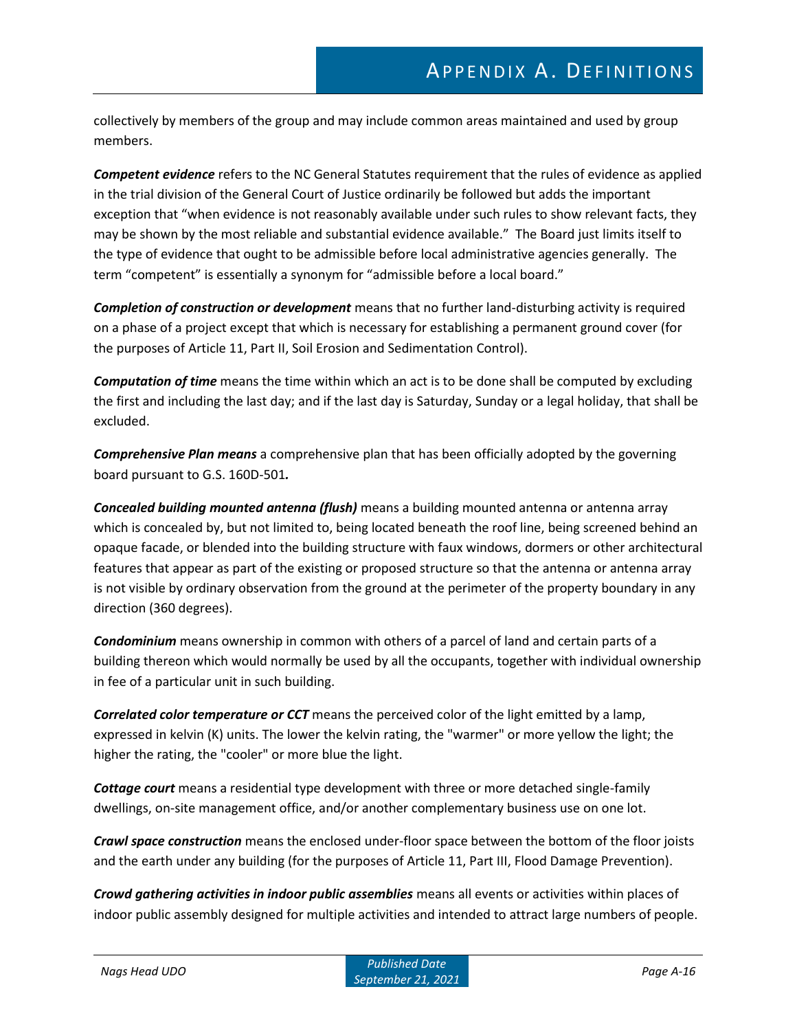collectively by members of the group and may include common areas maintained and used by group members.

***Competent evidence*** refers to the NC General Statutes requirement that the rules of evidence as applied in the trial division of the General Court of Justice ordinarily be followed but adds the important exception that "when evidence is not reasonably available under such rules to show relevant facts, they may be shown by the most reliable and substantial evidence available." The Board just limits itself to the type of evidence that ought to be admissible before local administrative agencies generally. The term "competent" is essentially a synonym for "admissible before a local board."

***Completion of construction or development*** means that no further land-disturbing activity is required on a phase of a project except that which is necessary for establishing a permanent ground cover (for the purposes of Article 11, Part II, Soil Erosion and Sedimentation Control).

***Computation of time*** means the time within which an act is to be done shall be computed by excluding the first and including the last day; and if the last day is Saturday, Sunday or a legal holiday, that shall be excluded.

***Comprehensive Plan means*** a comprehensive plan that has been officially adopted by the governing board pursuant to G.S. 160D-501***.***

***Concealed building mounted antenna (flush)*** means a building mounted antenna or antenna array which is concealed by, but not limited to, being located beneath the roof line, being screened behind an opaque facade, or blended into the building structure with faux windows, dormers or other architectural features that appear as part of the existing or proposed structure so that the antenna or antenna array is not visible by ordinary observation from the ground at the perimeter of the property boundary in any direction (360 degrees).

***Condominium*** means ownership in common with others of a parcel of land and certain parts of a building thereon which would normally be used by all the occupants, together with individual ownership in fee of a particular unit in such building.

***Correlated color temperature or CCT*** means the perceived color of the light emitted by a lamp, expressed in kelvin (K) units. The lower the kelvin rating, the "warmer" or more yellow the light; the higher the rating, the "cooler" or more blue the light.

***Cottage court*** means a residential type development with three or more detached single-family dwellings, on-site management office, and/or another complementary business use on one lot.

***Crawl space construction*** means the enclosed under-floor space between the bottom of the floor joists and the earth under any building (for the purposes of Article 11, Part III, Flood Damage Prevention).

***Crowd gathering activities in indoor public assemblies*** means all events or activities within places of indoor public assembly designed for multiple activities and intended to attract large numbers of people.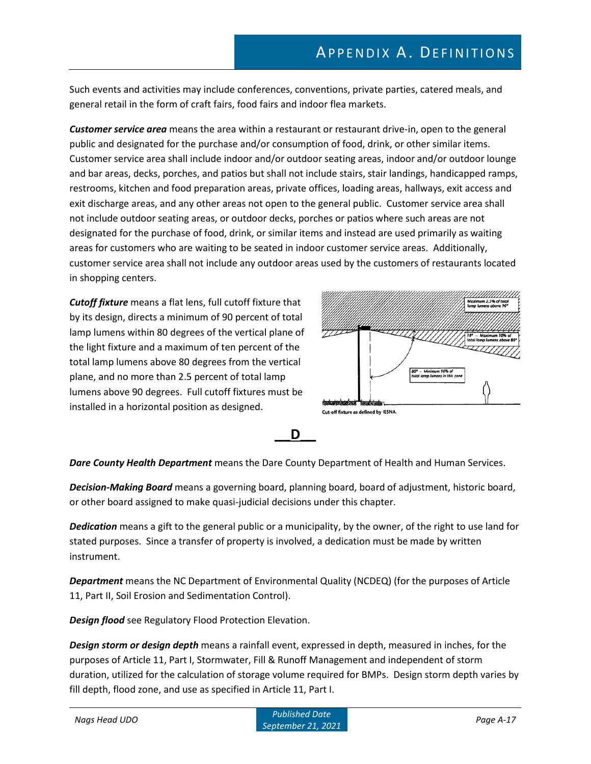Such events and activities may include conferences, conventions, private parties, catered meals, and general retail in the form of craft fairs, food fairs and indoor flea markets.

***Customer service area*** means the area within a restaurant or restaurant drive-in, open to the general public and designated for the purchase and/or consumption of food, drink, or other similar items. Customer service area shall include indoor and/or outdoor seating areas, indoor and/or outdoor lounge and bar areas, decks, porches, and patios but shall not include stairs, stair landings, handicapped ramps, restrooms, kitchen and food preparation areas, private offices, loading areas, hallways, exit access and exit discharge areas, and any other areas not open to the general public. Customer service area shall not include outdoor seating areas, or outdoor decks, porches or patios where such areas are not designated for the purchase of food, drink, or similar items and instead are used primarily as waiting areas for customers who are waiting to be seated in indoor customer service areas. Additionally, customer service area shall not include any outdoor areas used by the customers of restaurants located in shopping centers.

***Cutoff fixture*** means a flat lens, full cutoff fixture that by its design, directs a minimum of 90 percent of total lamp lumens within 80 degrees of the vertical plane of the light fixture and a maximum of ten percent of the total lamp lumens above 80 degrees from the vertical plane, and no more than 2.5 percent of total lamp lumens above 90 degrees. Full cutoff fixtures must be installed in a horizontal position as designed.

Cut-off fixture as defined by IESNA.

## D

***Dare County Health Department*** means the Dare County Department of Health and Human Services.

***Decision-Making Board*** means a governing board, planning board, board of adjustment, historic board, or other board assigned to make quasi-judicial decisions under this chapter.

***Dedication*** means a gift to the general public or a municipality, by the owner, of the right to use land for stated purposes. Since a transfer of property is involved, a dedication must be made by written instrument.

***Department*** means the NC Department of Environmental Quality (NCDEQ) (for the purposes of Article 11, Part II, Soil Erosion and Sedimentation Control).

***Design flood*** see Regulatory Flood Protection Elevation.

***Design storm or design depth*** means a rainfall event, expressed in depth, measured in inches, for the purposes of Article 11, Part I, Stormwater, Fill & Runoff Management and independent of storm duration, utilized for the calculation of storage volume required for BMPs. Design storm depth varies by fill depth, flood zone, and use as specified in Article 11, Part I.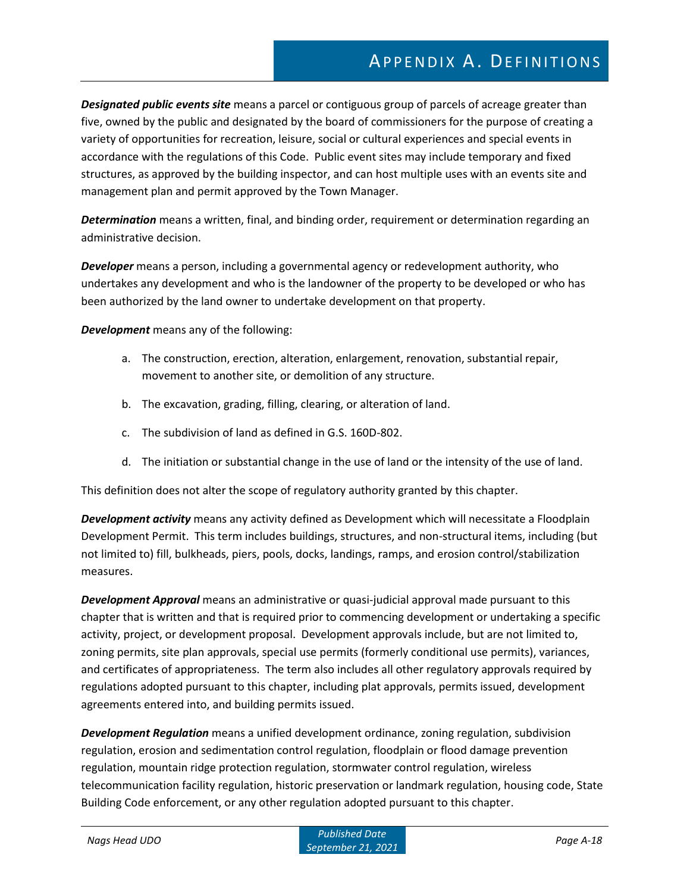***Designated public events site*** means a parcel or contiguous group of parcels of acreage greater than five, owned by the public and designated by the board of commissioners for the purpose of creating a variety of opportunities for recreation, leisure, social or cultural experiences and special events in accordance with the regulations of this Code. Public event sites may include temporary and fixed structures, as approved by the building inspector, and can host multiple uses with an events site and management plan and permit approved by the Town Manager.

***Determination*** means a written, final, and binding order, requirement or determination regarding an administrative decision.

***Developer*** means a person, including a governmental agency or redevelopment authority, who undertakes any development and who is the landowner of the property to be developed or who has been authorized by the land owner to undertake development on that property.

***Development*** means any of the following:

a. The construction, erection, alteration, enlargement, renovation, substantial repair, movement to another site, or demolition of any structure.

b. The excavation, grading, filling, clearing, or alteration of land.

c. The subdivision of land as defined in G.S. 160D-802.

d. The initiation or substantial change in the use of land or the intensity of the use of land.

This definition does not alter the scope of regulatory authority granted by this chapter.

***Development activity*** means any activity defined as Development which will necessitate a Floodplain Development Permit. This term includes buildings, structures, and non-structural items, including (but not limited to) fill, bulkheads, piers, pools, docks, landings, ramps, and erosion control/stabilization measures.

***Development Approval*** means an administrative or quasi-judicial approval made pursuant to this chapter that is written and that is required prior to commencing development or undertaking a specific activity, project, or development proposal. Development approvals include, but are not limited to, zoning permits, site plan approvals, special use permits (formerly conditional use permits), variances, and certificates of appropriateness. The term also includes all other regulatory approvals required by regulations adopted pursuant to this chapter, including plat approvals, permits issued, development agreements entered into, and building permits issued.

***Development Regulation*** means a unified development ordinance, zoning regulation, subdivision regulation, erosion and sedimentation control regulation, floodplain or flood damage prevention regulation, mountain ridge protection regulation, stormwater control regulation, wireless telecommunication facility regulation, historic preservation or landmark regulation, housing code, State Building Code enforcement, or any other regulation adopted pursuant to this chapter.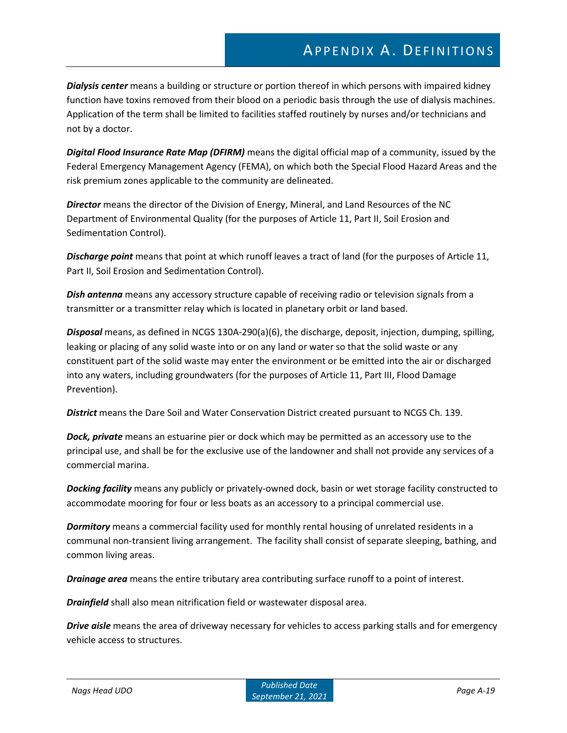***Dialysis center*** means a building or structure or portion thereof in which persons with impaired kidney function have toxins removed from their blood on a periodic basis through the use of dialysis machines. Application of the term shall be limited to facilities staffed routinely by nurses and/or technicians and not by a doctor.

***Digital Flood Insurance Rate Map (DFIRM)*** means the digital official map of a community, issued by the Federal Emergency Management Agency (FEMA), on which both the Special Flood Hazard Areas and the risk premium zones applicable to the community are delineated.

***Director*** means the director of the Division of Energy, Mineral, and Land Resources of the NC Department of Environmental Quality (for the purposes of Article 11, Part II, Soil Erosion and Sedimentation Control).

***Discharge point*** means that point at which runoff leaves a tract of land (for the purposes of Article 11, Part II, Soil Erosion and Sedimentation Control).

***Dish antenna*** means any accessory structure capable of receiving radio or television signals from a transmitter or a transmitter relay which is located in planetary orbit or land based.

***Disposal*** means, as defined in NCGS 130A-290(a)(6), the discharge, deposit, injection, dumping, spilling, leaking or placing of any solid waste into or on any land or water so that the solid waste or any constituent part of the solid waste may enter the environment or be emitted into the air or discharged into any waters, including groundwaters (for the purposes of Article 11, Part III, Flood Damage Prevention).

***District*** means the Dare Soil and Water Conservation District created pursuant to NCGS Ch. 139.

***Dock, private*** means an estuarine pier or dock which may be permitted as an accessory use to the principal use, and shall be for the exclusive use of the landowner and shall not provide any services of a commercial marina.

***Docking facility*** means any publicly or privately-owned dock, basin or wet storage facility constructed to accommodate mooring for four or less boats as an accessory to a principal commercial use.

***Dormitory*** means a commercial facility used for monthly rental housing of unrelated residents in a communal non-transient living arrangement. The facility shall consist of separate sleeping, bathing, and common living areas.

***Drainage area*** means the entire tributary area contributing surface runoff to a point of interest.

***Drainfield*** shall also mean nitrification field or wastewater disposal area.

***Drive aisle*** means the area of driveway necessary for vehicles to access parking stalls and for emergency vehicle access to structures.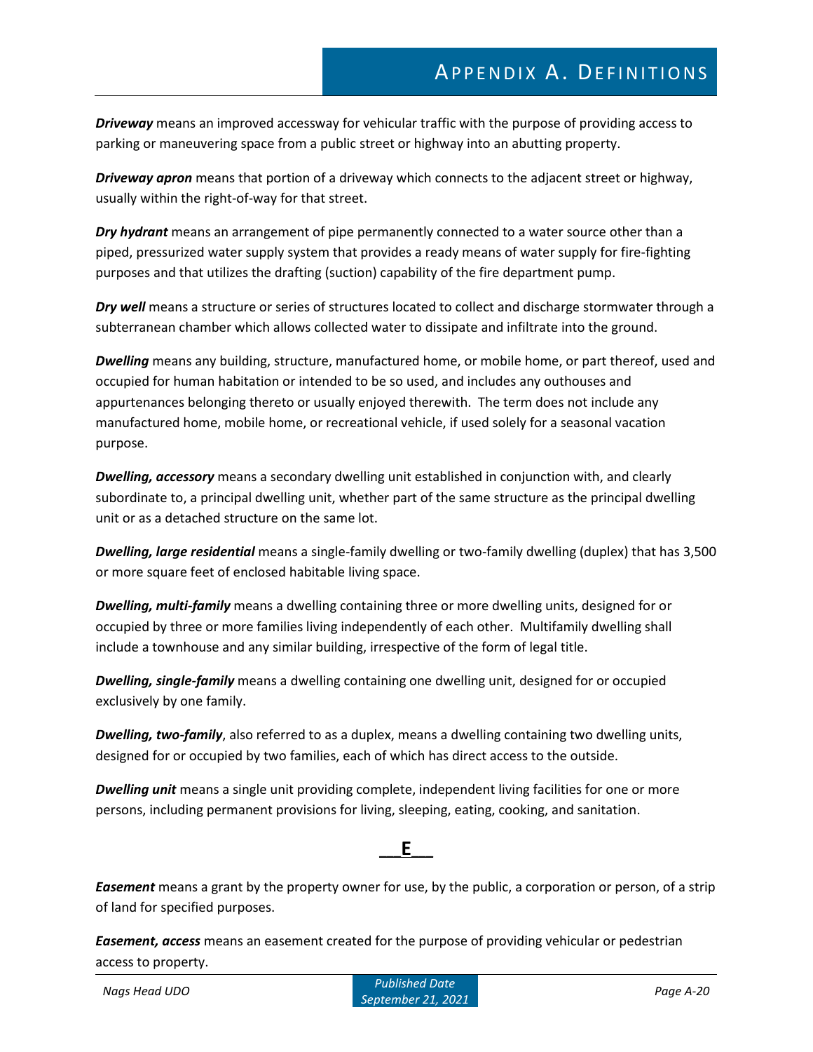***Driveway*** means an improved accessway for vehicular traffic with the purpose of providing access to parking or maneuvering space from a public street or highway into an abutting property.

***Driveway apron*** means that portion of a driveway which connects to the adjacent street or highway, usually within the right-of-way for that street.

***Dry hydrant*** means an arrangement of pipe permanently connected to a water source other than a piped, pressurized water supply system that provides a ready means of water supply for fire-fighting purposes and that utilizes the drafting (suction) capability of the fire department pump.

***Dry well*** means a structure or series of structures located to collect and discharge stormwater through a subterranean chamber which allows collected water to dissipate and infiltrate into the ground.

***Dwelling*** means any building, structure, manufactured home, or mobile home, or part thereof, used and occupied for human habitation or intended to be so used, and includes any outhouses and appurtenances belonging thereto or usually enjoyed therewith. The term does not include any manufactured home, mobile home, or recreational vehicle, if used solely for a seasonal vacation purpose.

***Dwelling, accessory*** means a secondary dwelling unit established in conjunction with, and clearly subordinate to, a principal dwelling unit, whether part of the same structure as the principal dwelling unit or as a detached structure on the same lot.

***Dwelling, large residential*** means a single-family dwelling or two-family dwelling (duplex) that has 3,500 or more square feet of enclosed habitable living space.

***Dwelling, multi-family*** means a dwelling containing three or more dwelling units, designed for or occupied by three or more families living independently of each other. Multifamily dwelling shall include a townhouse and any similar building, irrespective of the form of legal title.

***Dwelling, single-family*** means a dwelling containing one dwelling unit, designed for or occupied exclusively by one family.

***Dwelling, two-family***, also referred to as a duplex, means a dwelling containing two dwelling units, designed for or occupied by two families, each of which has direct access to the outside.

***Dwelling unit*** means a single unit providing complete, independent living facilities for one or more persons, including permanent provisions for living, sleeping, eating, cooking, and sanitation.

## E

***Easement*** means a grant by the property owner for use, by the public, a corporation or person, of a strip of land for specified purposes.

***Easement, access*** means an easement created for the purpose of providing vehicular or pedestrian access to property.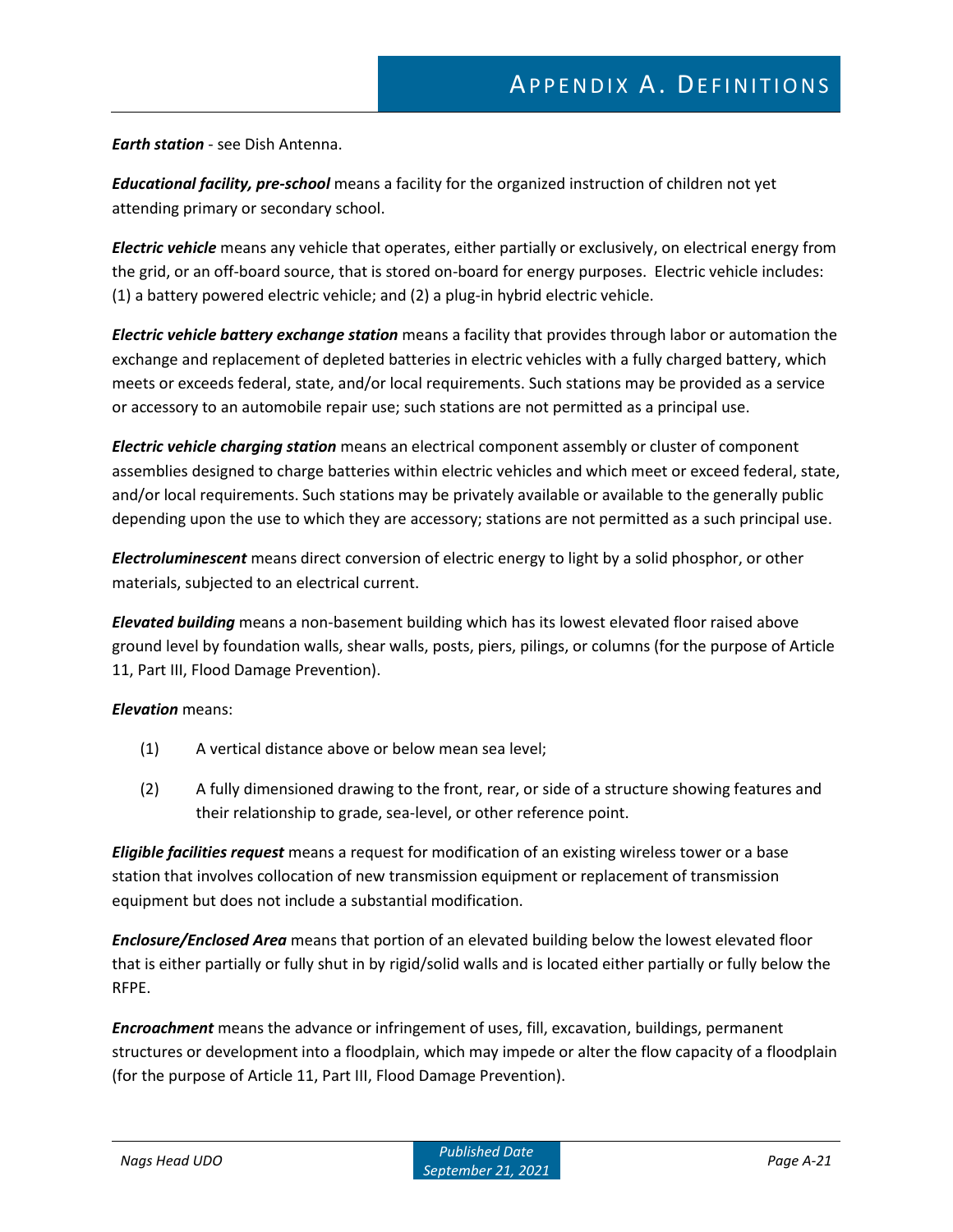***Earth station*** - see Dish Antenna.

***Educational facility, pre-school*** means a facility for the organized instruction of children not yet attending primary or secondary school.

***Electric vehicle*** means any vehicle that operates, either partially or exclusively, on electrical energy from the grid, or an off-board source, that is stored on-board for energy purposes. Electric vehicle includes: (1) a battery powered electric vehicle; and (2) a plug-in hybrid electric vehicle.

***Electric vehicle battery exchange station*** means a facility that provides through labor or automation the exchange and replacement of depleted batteries in electric vehicles with a fully charged battery, which meets or exceeds federal, state, and/or local requirements. Such stations may be provided as a service or accessory to an automobile repair use; such stations are not permitted as a principal use.

***Electric vehicle charging station*** means an electrical component assembly or cluster of component assemblies designed to charge batteries within electric vehicles and which meet or exceed federal, state, and/or local requirements. Such stations may be privately available or available to the generally public depending upon the use to which they are accessory; stations are not permitted as a such principal use.

***Electroluminescent*** means direct conversion of electric energy to light by a solid phosphor, or other materials, subjected to an electrical current.

***Elevated building*** means a non-basement building which has its lowest elevated floor raised above ground level by foundation walls, shear walls, posts, piers, pilings, or columns (for the purpose of Article 11, Part III, Flood Damage Prevention).

***Elevation*** means:

(1) A vertical distance above or below mean sea level;

(2) A fully dimensioned drawing to the front, rear, or side of a structure showing features and their relationship to grade, sea-level, or other reference point.

***Eligible facilities request*** means a request for modification of an existing wireless tower or a base station that involves collocation of new transmission equipment or replacement of transmission equipment but does not include a substantial modification.

***Enclosure/Enclosed Area*** means that portion of an elevated building below the lowest elevated floor that is either partially or fully shut in by rigid/solid walls and is located either partially or fully below the RFPE.

***Encroachment*** means the advance or infringement of uses, fill, excavation, buildings, permanent structures or development into a floodplain, which may impede or alter the flow capacity of a floodplain (for the purpose of Article 11, Part III, Flood Damage Prevention).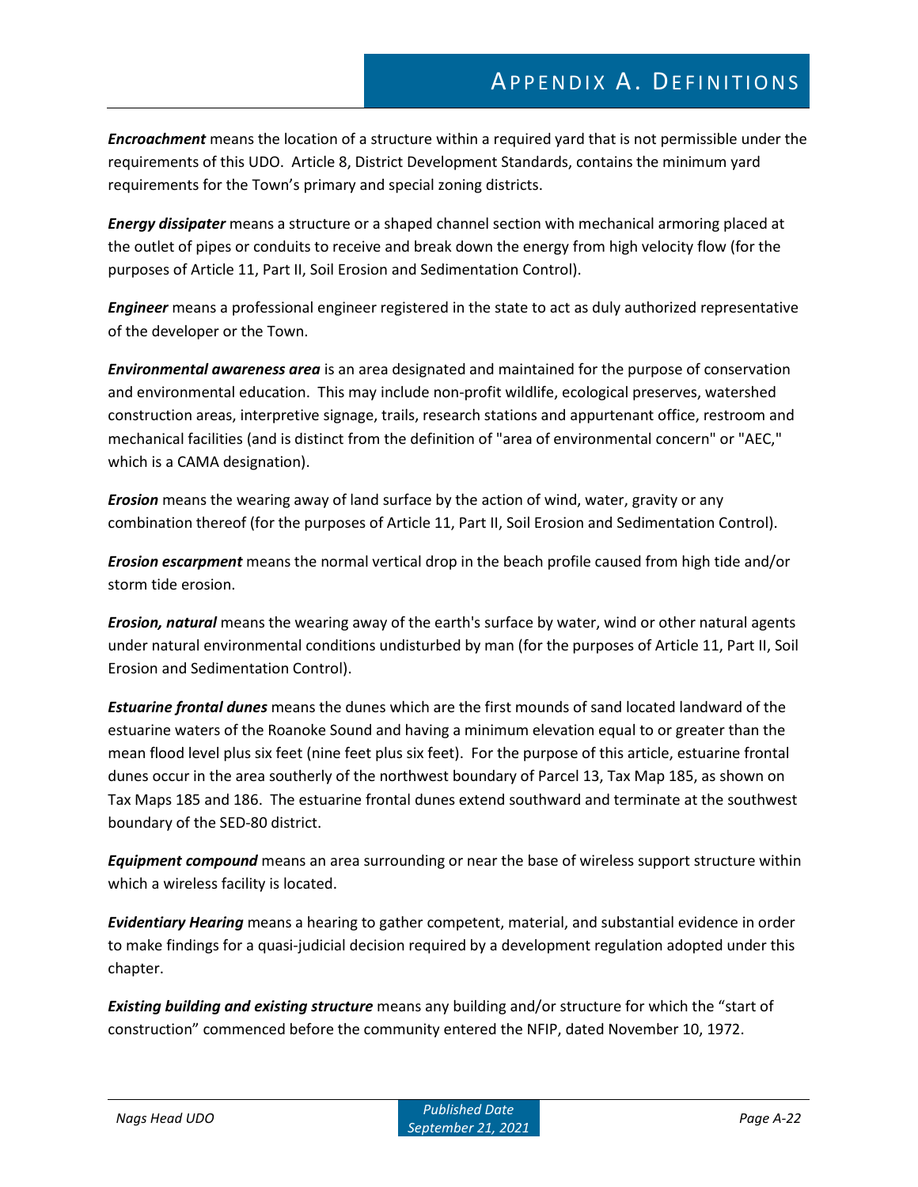***Encroachment*** means the location of a structure within a required yard that is not permissible under the requirements of this UDO. Article 8, District Development Standards, contains the minimum yard requirements for the Town's primary and special zoning districts.

***Energy dissipater*** means a structure or a shaped channel section with mechanical armoring placed at the outlet of pipes or conduits to receive and break down the energy from high velocity flow (for the purposes of Article 11, Part II, Soil Erosion and Sedimentation Control).

***Engineer*** means a professional engineer registered in the state to act as duly authorized representative of the developer or the Town.

***Environmental awareness area*** is an area designated and maintained for the purpose of conservation and environmental education. This may include non-profit wildlife, ecological preserves, watershed construction areas, interpretive signage, trails, research stations and appurtenant office, restroom and mechanical facilities (and is distinct from the definition of "area of environmental concern" or "AEC," which is a CAMA designation).

***Erosion*** means the wearing away of land surface by the action of wind, water, gravity or any combination thereof (for the purposes of Article 11, Part II, Soil Erosion and Sedimentation Control).

***Erosion escarpment*** means the normal vertical drop in the beach profile caused from high tide and/or storm tide erosion.

***Erosion, natural*** means the wearing away of the earth's surface by water, wind or other natural agents under natural environmental conditions undisturbed by man (for the purposes of Article 11, Part II, Soil Erosion and Sedimentation Control).

***Estuarine frontal dunes*** means the dunes which are the first mounds of sand located landward of the estuarine waters of the Roanoke Sound and having a minimum elevation equal to or greater than the mean flood level plus six feet (nine feet plus six feet). For the purpose of this article, estuarine frontal dunes occur in the area southerly of the northwest boundary of Parcel 13, Tax Map 185, as shown on Tax Maps 185 and 186. The estuarine frontal dunes extend southward and terminate at the southwest boundary of the SED-80 district.

***Equipment compound*** means an area surrounding or near the base of wireless support structure within which a wireless facility is located.

***Evidentiary Hearing*** means a hearing to gather competent, material, and substantial evidence in order to make findings for a quasi-judicial decision required by a development regulation adopted under this chapter.

***Existing building and existing structure*** means any building and/or structure for which the "start of construction" commenced before the community entered the NFIP, dated November 10, 1972.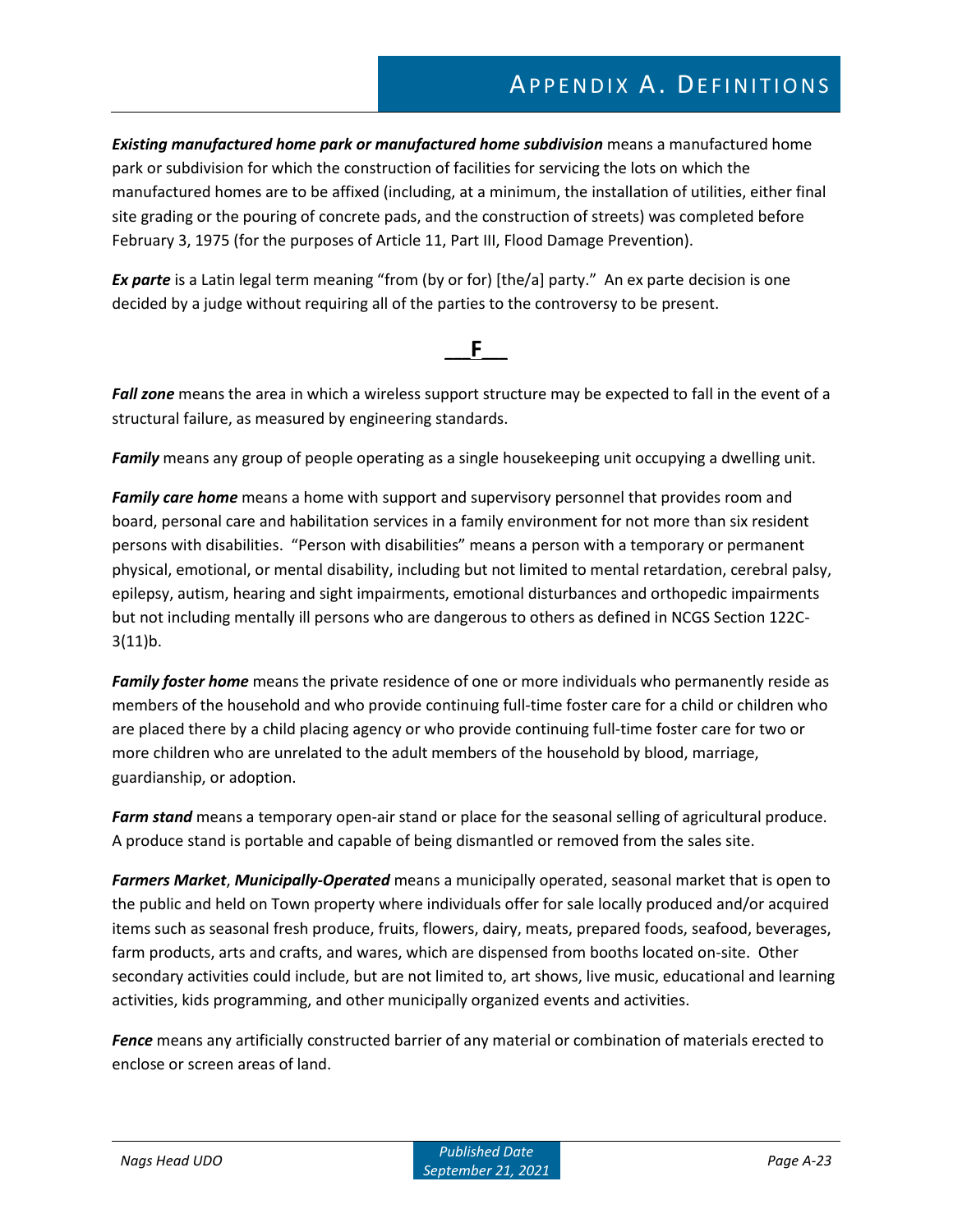***Existing manufactured home park or manufactured home subdivision*** means a manufactured home park or subdivision for which the construction of facilities for servicing the lots on which the manufactured homes are to be affixed (including, at a minimum, the installation of utilities, either final site grading or the pouring of concrete pads, and the construction of streets) was completed before February 3, 1975 (for the purposes of Article 11, Part III, Flood Damage Prevention).

***Ex parte*** is a Latin legal term meaning "from (by or for) [the/a] party." An ex parte decision is one decided by a judge without requiring all of the parties to the controversy to be present.

## F

***Fall zone*** means the area in which a wireless support structure may be expected to fall in the event of a structural failure, as measured by engineering standards.

***Family*** means any group of people operating as a single housekeeping unit occupying a dwelling unit.

***Family care home*** means a home with support and supervisory personnel that provides room and board, personal care and habilitation services in a family environment for not more than six resident persons with disabilities. "Person with disabilities" means a person with a temporary or permanent physical, emotional, or mental disability, including but not limited to mental retardation, cerebral palsy, epilepsy, autism, hearing and sight impairments, emotional disturbances and orthopedic impairments but not including mentally ill persons who are dangerous to others as defined in NCGS Section 122C-3(11)b.

***Family foster home*** means the private residence of one or more individuals who permanently reside as members of the household and who provide continuing full-time foster care for a child or children who are placed there by a child placing agency or who provide continuing full-time foster care for two or more children who are unrelated to the adult members of the household by blood, marriage, guardianship, or adoption.

***Farm stand*** means a temporary open-air stand or place for the seasonal selling of agricultural produce. A produce stand is portable and capable of being dismantled or removed from the sales site.

***Farmers Market***, ***Municipally-Operated*** means a municipally operated, seasonal market that is open to the public and held on Town property where individuals offer for sale locally produced and/or acquired items such as seasonal fresh produce, fruits, flowers, dairy, meats, prepared foods, seafood, beverages, farm products, arts and crafts, and wares, which are dispensed from booths located on-site. Other secondary activities could include, but are not limited to, art shows, live music, educational and learning activities, kids programming, and other municipally organized events and activities.

***Fence*** means any artificially constructed barrier of any material or combination of materials erected to enclose or screen areas of land.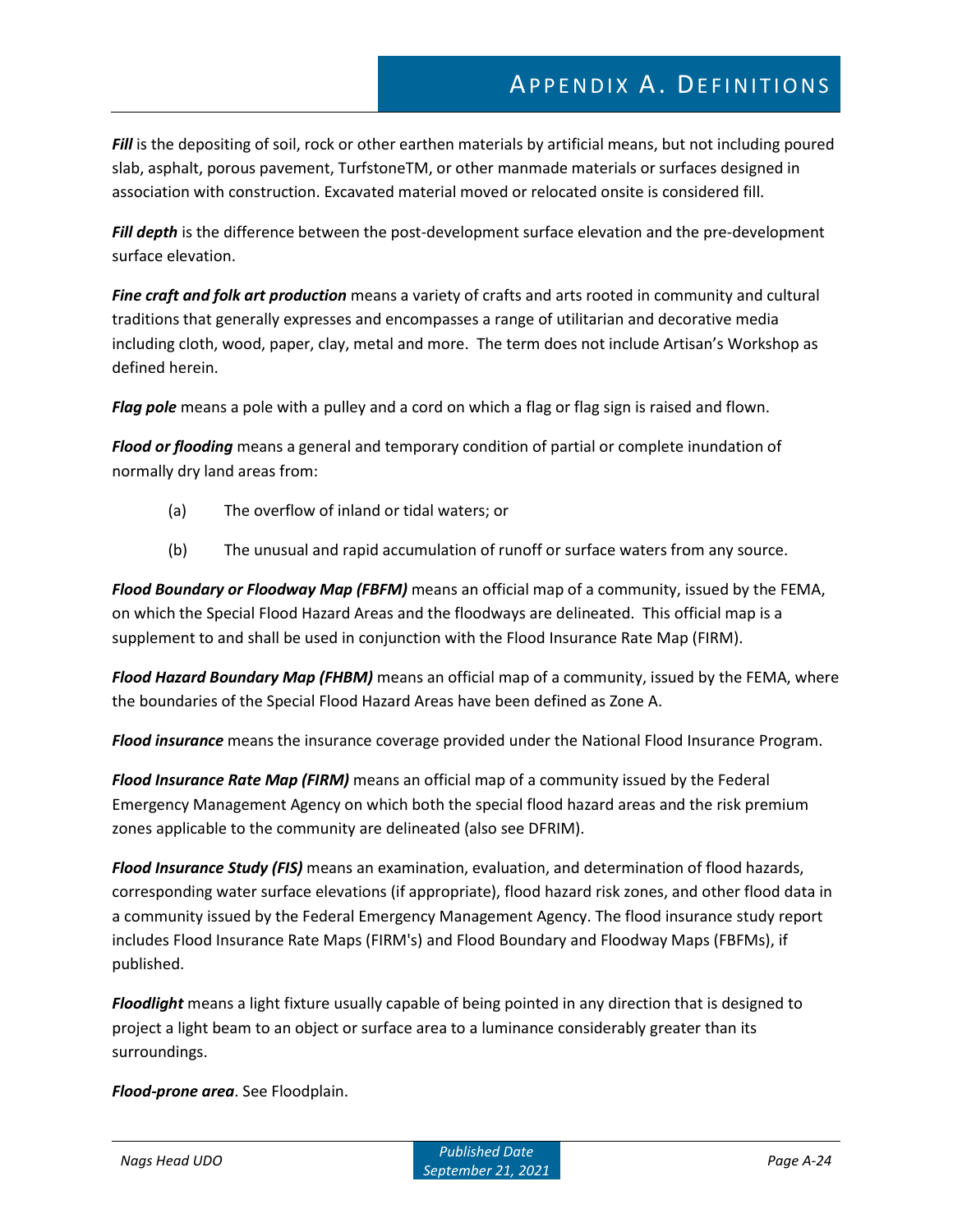***Fill*** is the depositing of soil, rock or other earthen materials by artificial means, but not including poured slab, asphalt, porous pavement, TurfstoneTM, or other manmade materials or surfaces designed in association with construction. Excavated material moved or relocated onsite is considered fill.

***Fill depth*** is the difference between the post-development surface elevation and the pre-development surface elevation.

***Fine craft and folk art production*** means a variety of crafts and arts rooted in community and cultural traditions that generally expresses and encompasses a range of utilitarian and decorative media including cloth, wood, paper, clay, metal and more. The term does not include Artisan's Workshop as defined herein.

***Flag pole*** means a pole with a pulley and a cord on which a flag or flag sign is raised and flown.

***Flood or flooding*** means a general and temporary condition of partial or complete inundation of normally dry land areas from:

(a) The overflow of inland or tidal waters; or

(b) The unusual and rapid accumulation of runoff or surface waters from any source.

***Flood Boundary or Floodway Map (FBFM)*** means an official map of a community, issued by the FEMA, on which the Special Flood Hazard Areas and the floodways are delineated. This official map is a supplement to and shall be used in conjunction with the Flood Insurance Rate Map (FIRM).

***Flood Hazard Boundary Map (FHBM)*** means an official map of a community, issued by the FEMA, where the boundaries of the Special Flood Hazard Areas have been defined as Zone A.

***Flood insurance*** means the insurance coverage provided under the National Flood Insurance Program.

***Flood Insurance Rate Map (FIRM)*** means an official map of a community issued by the Federal Emergency Management Agency on which both the special flood hazard areas and the risk premium zones applicable to the community are delineated (also see DFRIM).

***Flood Insurance Study (FIS)*** means an examination, evaluation, and determination of flood hazards, corresponding water surface elevations (if appropriate), flood hazard risk zones, and other flood data in a community issued by the Federal Emergency Management Agency. The flood insurance study report includes Flood Insurance Rate Maps (FIRM's) and Flood Boundary and Floodway Maps (FBFMs), if published.

***Floodlight*** means a light fixture usually capable of being pointed in any direction that is designed to project a light beam to an object or surface area to a luminance considerably greater than its surroundings.

***Flood-prone area***. See Floodplain.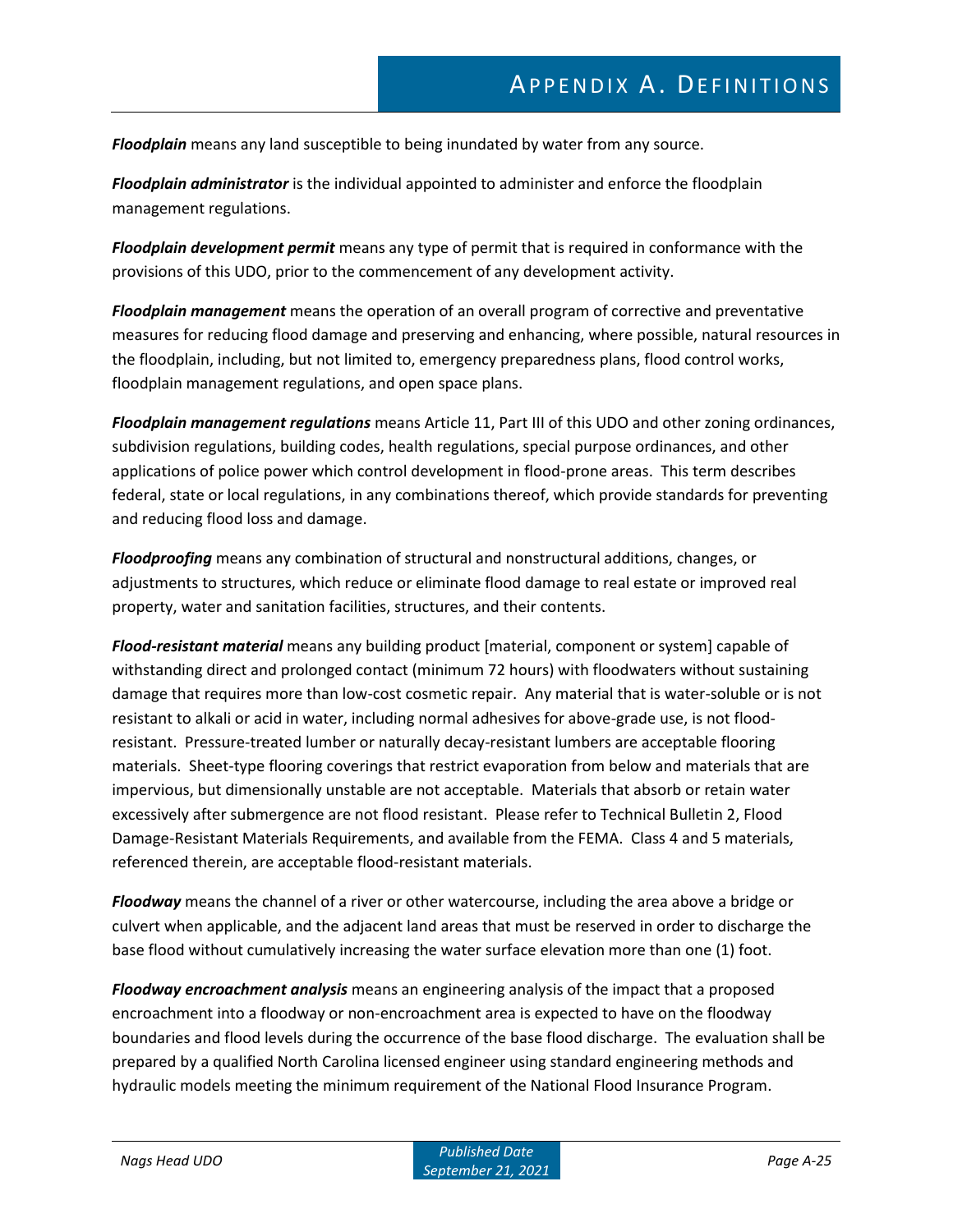***Floodplain*** means any land susceptible to being inundated by water from any source.

***Floodplain administrator*** is the individual appointed to administer and enforce the floodplain management regulations.

***Floodplain development permit*** means any type of permit that is required in conformance with the provisions of this UDO, prior to the commencement of any development activity.

***Floodplain management*** means the operation of an overall program of corrective and preventative measures for reducing flood damage and preserving and enhancing, where possible, natural resources in the floodplain, including, but not limited to, emergency preparedness plans, flood control works, floodplain management regulations, and open space plans.

***Floodplain management regulations*** means Article 11, Part III of this UDO and other zoning ordinances, subdivision regulations, building codes, health regulations, special purpose ordinances, and other applications of police power which control development in flood-prone areas. This term describes federal, state or local regulations, in any combinations thereof, which provide standards for preventing and reducing flood loss and damage.

***Floodproofing*** means any combination of structural and nonstructural additions, changes, or adjustments to structures, which reduce or eliminate flood damage to real estate or improved real property, water and sanitation facilities, structures, and their contents.

***Flood-resistant material*** means any building product [material, component or system] capable of withstanding direct and prolonged contact (minimum 72 hours) with floodwaters without sustaining damage that requires more than low-cost cosmetic repair. Any material that is water-soluble or is not resistant to alkali or acid in water, including normal adhesives for above-grade use, is not flood-resistant. Pressure-treated lumber or naturally decay-resistant lumbers are acceptable flooring materials. Sheet-type flooring coverings that restrict evaporation from below and materials that are impervious, but dimensionally unstable are not acceptable. Materials that absorb or retain water excessively after submergence are not flood resistant. Please refer to Technical Bulletin 2, Flood Damage-Resistant Materials Requirements, and available from the FEMA. Class 4 and 5 materials, referenced therein, are acceptable flood-resistant materials.

***Floodway*** means the channel of a river or other watercourse, including the area above a bridge or culvert when applicable, and the adjacent land areas that must be reserved in order to discharge the base flood without cumulatively increasing the water surface elevation more than one (1) foot.

***Floodway encroachment analysis*** means an engineering analysis of the impact that a proposed encroachment into a floodway or non-encroachment area is expected to have on the floodway boundaries and flood levels during the occurrence of the base flood discharge. The evaluation shall be prepared by a qualified North Carolina licensed engineer using standard engineering methods and hydraulic models meeting the minimum requirement of the National Flood Insurance Program.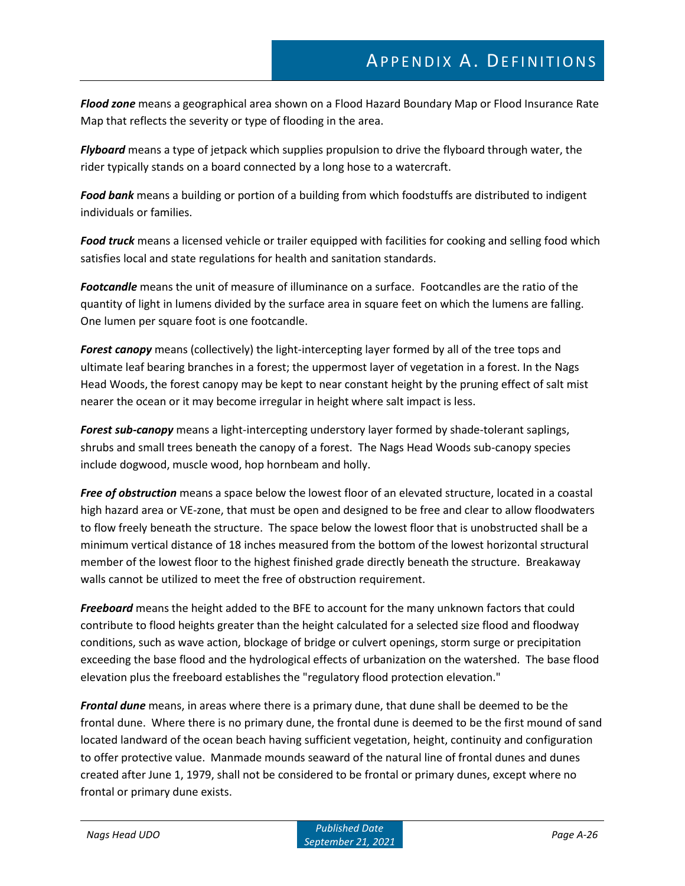***Flood zone*** means a geographical area shown on a Flood Hazard Boundary Map or Flood Insurance Rate Map that reflects the severity or type of flooding in the area.

***Flyboard*** means a type of jetpack which supplies propulsion to drive the flyboard through water, the rider typically stands on a board connected by a long hose to a watercraft.

***Food bank*** means a building or portion of a building from which foodstuffs are distributed to indigent individuals or families.

***Food truck*** means a licensed vehicle or trailer equipped with facilities for cooking and selling food which satisfies local and state regulations for health and sanitation standards.

***Footcandle*** means the unit of measure of illuminance on a surface. Footcandles are the ratio of the quantity of light in lumens divided by the surface area in square feet on which the lumens are falling. One lumen per square foot is one footcandle.

***Forest canopy*** means (collectively) the light-intercepting layer formed by all of the tree tops and ultimate leaf bearing branches in a forest; the uppermost layer of vegetation in a forest. In the Nags Head Woods, the forest canopy may be kept to near constant height by the pruning effect of salt mist nearer the ocean or it may become irregular in height where salt impact is less.

***Forest sub-canopy*** means a light-intercepting understory layer formed by shade-tolerant saplings, shrubs and small trees beneath the canopy of a forest. The Nags Head Woods sub-canopy species include dogwood, muscle wood, hop hornbeam and holly.

***Free of obstruction*** means a space below the lowest floor of an elevated structure, located in a coastal high hazard area or VE-zone, that must be open and designed to be free and clear to allow floodwaters to flow freely beneath the structure. The space below the lowest floor that is unobstructed shall be a minimum vertical distance of 18 inches measured from the bottom of the lowest horizontal structural member of the lowest floor to the highest finished grade directly beneath the structure. Breakaway walls cannot be utilized to meet the free of obstruction requirement.

***Freeboard*** means the height added to the BFE to account for the many unknown factors that could contribute to flood heights greater than the height calculated for a selected size flood and floodway conditions, such as wave action, blockage of bridge or culvert openings, storm surge or precipitation exceeding the base flood and the hydrological effects of urbanization on the watershed. The base flood elevation plus the freeboard establishes the "regulatory flood protection elevation."

***Frontal dune*** means, in areas where there is a primary dune, that dune shall be deemed to be the frontal dune. Where there is no primary dune, the frontal dune is deemed to be the first mound of sand located landward of the ocean beach having sufficient vegetation, height, continuity and configuration to offer protective value. Manmade mounds seaward of the natural line of frontal dunes and dunes created after June 1, 1979, shall not be considered to be frontal or primary dunes, except where no frontal or primary dune exists.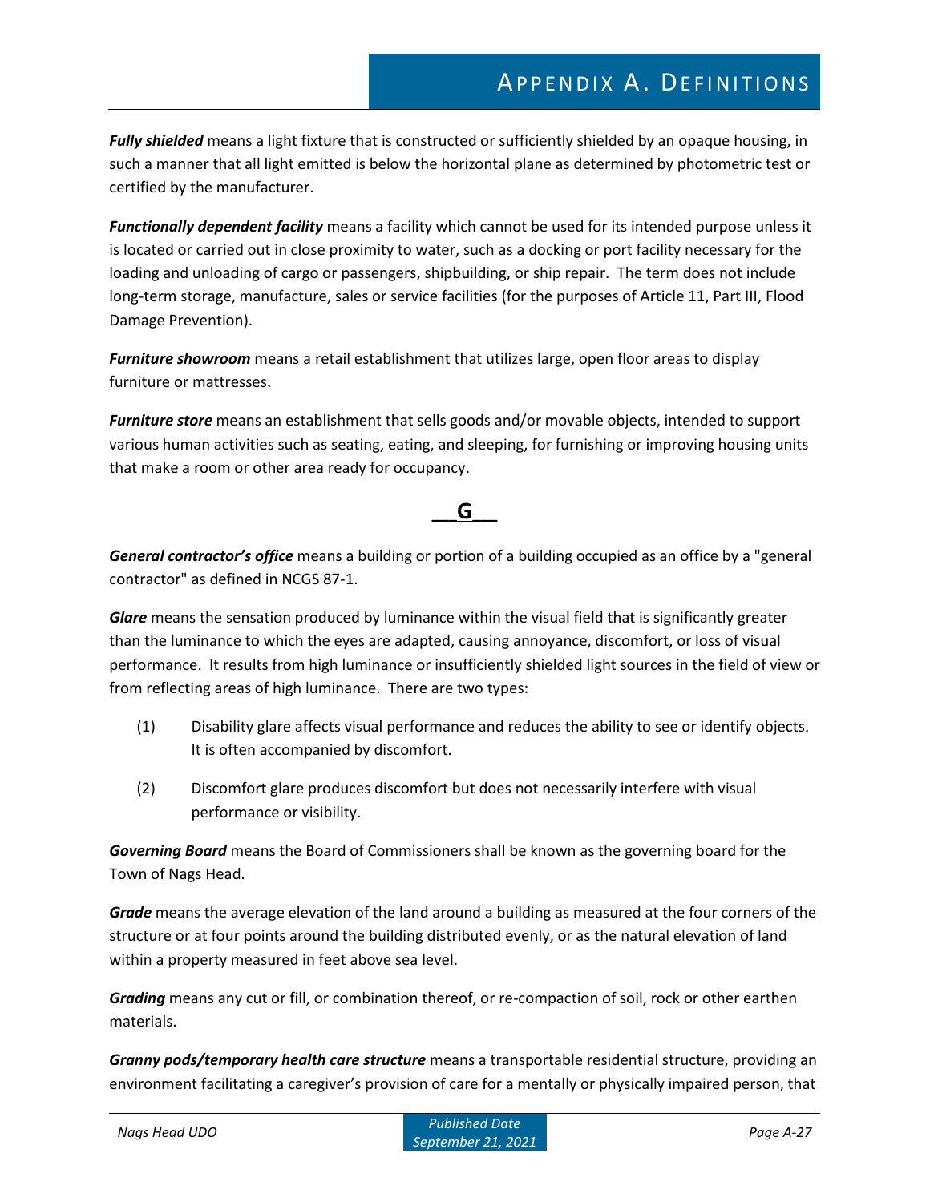***Fully shielded*** means a light fixture that is constructed or sufficiently shielded by an opaque housing, in such a manner that all light emitted is below the horizontal plane as determined by photometric test or certified by the manufacturer.

***Functionally dependent facility*** means a facility which cannot be used for its intended purpose unless it is located or carried out in close proximity to water, such as a docking or port facility necessary for the loading and unloading of cargo or passengers, shipbuilding, or ship repair. The term does not include long-term storage, manufacture, sales or service facilities (for the purposes of Article 11, Part III, Flood Damage Prevention).

***Furniture showroom*** means a retail establishment that utilizes large, open floor areas to display furniture or mattresses.

***Furniture store*** means an establishment that sells goods and/or movable objects, intended to support various human activities such as seating, eating, and sleeping, for furnishing or improving housing units that make a room or other area ready for occupancy.

## G

***General contractor's office*** means a building or portion of a building occupied as an office by a "general contractor" as defined in NCGS 87-1.

***Glare*** means the sensation produced by luminance within the visual field that is significantly greater than the luminance to which the eyes are adapted, causing annoyance, discomfort, or loss of visual performance. It results from high luminance or insufficiently shielded light sources in the field of view or from reflecting areas of high luminance. There are two types:

(1) Disability glare affects visual performance and reduces the ability to see or identify objects. It is often accompanied by discomfort.

(2) Discomfort glare produces discomfort but does not necessarily interfere with visual performance or visibility.

***Governing Board*** means the Board of Commissioners shall be known as the governing board for the Town of Nags Head.

***Grade*** means the average elevation of the land around a building as measured at the four corners of the structure or at four points around the building distributed evenly, or as the natural elevation of land within a property measured in feet above sea level.

***Grading*** means any cut or fill, or combination thereof, or re-compaction of soil, rock or other earthen materials.

***Granny pods/temporary health care structure*** means a transportable residential structure, providing an environment facilitating a caregiver's provision of care for a mentally or physically impaired person, that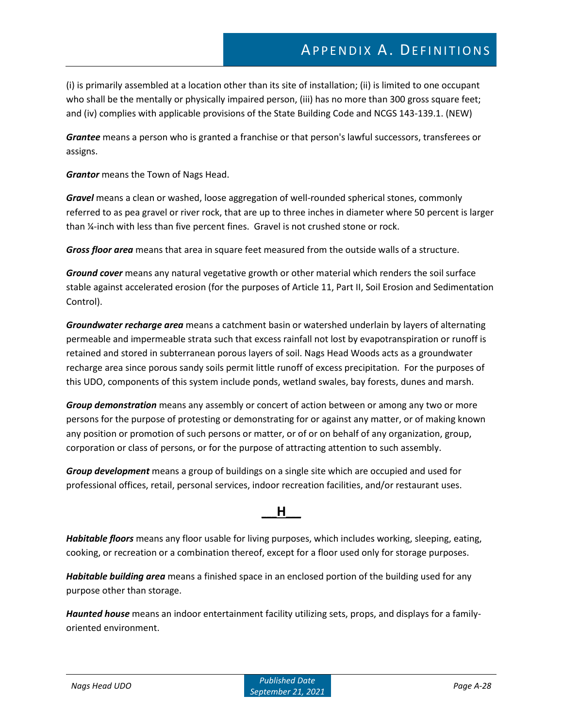(i) is primarily assembled at a location other than its site of installation; (ii) is limited to one occupant who shall be the mentally or physically impaired person, (iii) has no more than 300 gross square feet; and (iv) complies with applicable provisions of the State Building Code and NCGS 143-139.1. (NEW)

***Grantee*** means a person who is granted a franchise or that person's lawful successors, transferees or assigns.

***Grantor*** means the Town of Nags Head.

***Gravel*** means a clean or washed, loose aggregation of well-rounded spherical stones, commonly referred to as pea gravel or river rock, that are up to three inches in diameter where 50 percent is larger than ¼-inch with less than five percent fines. Gravel is not crushed stone or rock.

***Gross floor area*** means that area in square feet measured from the outside walls of a structure.

***Ground cover*** means any natural vegetative growth or other material which renders the soil surface stable against accelerated erosion (for the purposes of Article 11, Part II, Soil Erosion and Sedimentation Control).

***Groundwater recharge area*** means a catchment basin or watershed underlain by layers of alternating permeable and impermeable strata such that excess rainfall not lost by evapotranspiration or runoff is retained and stored in subterranean porous layers of soil. Nags Head Woods acts as a groundwater recharge area since porous sandy soils permit little runoff of excess precipitation. For the purposes of this UDO, components of this system include ponds, wetland swales, bay forests, dunes and marsh.

***Group demonstration*** means any assembly or concert of action between or among any two or more persons for the purpose of protesting or demonstrating for or against any matter, or of making known any position or promotion of such persons or matter, or of or on behalf of any organization, group, corporation or class of persons, or for the purpose of attracting attention to such assembly.

***Group development*** means a group of buildings on a single site which are occupied and used for professional offices, retail, personal services, indoor recreation facilities, and/or restaurant uses.

## H

***Habitable floors*** means any floor usable for living purposes, which includes working, sleeping, eating, cooking, or recreation or a combination thereof, except for a floor used only for storage purposes.

***Habitable building area*** means a finished space in an enclosed portion of the building used for any purpose other than storage.

***Haunted house*** means an indoor entertainment facility utilizing sets, props, and displays for a family-oriented environment.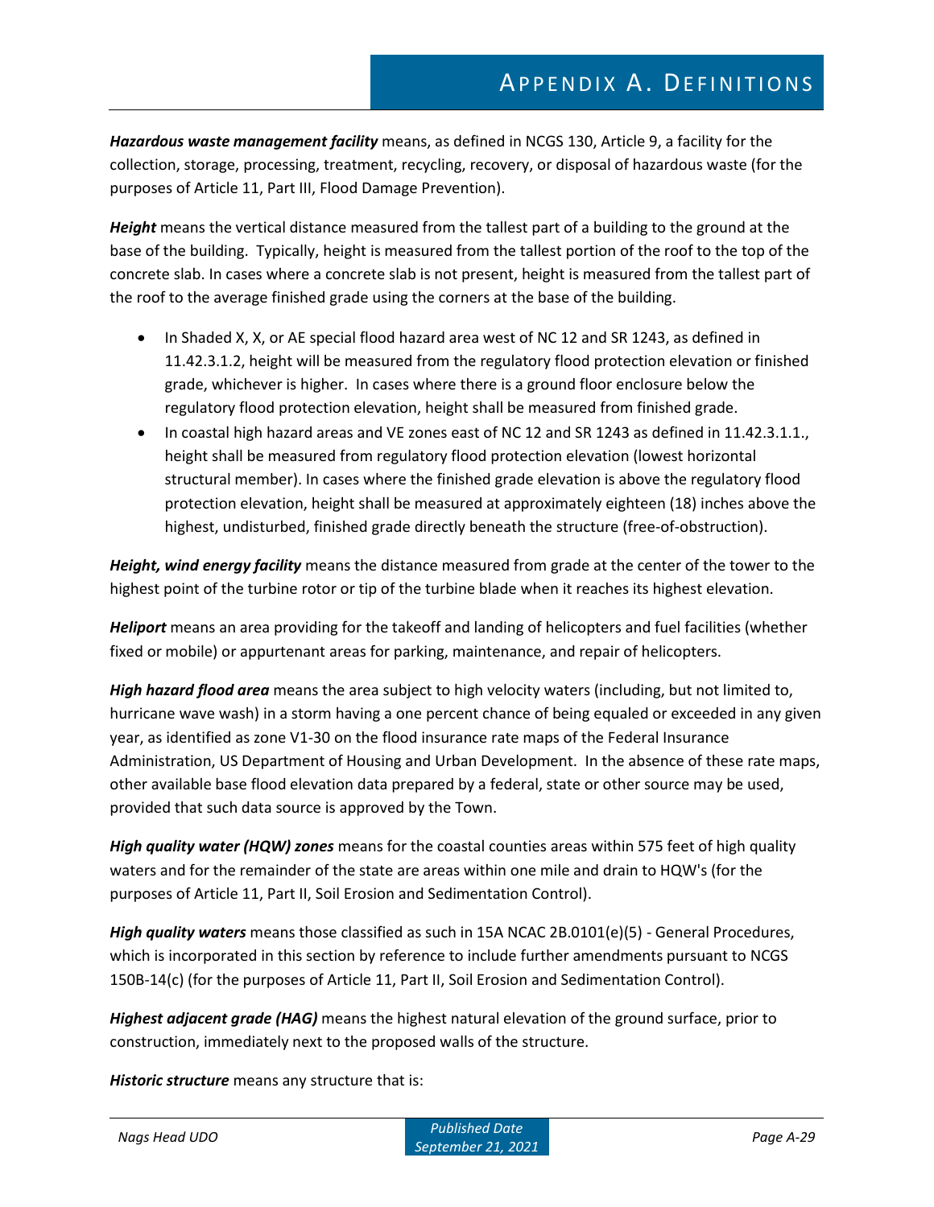***Hazardous waste management facility*** means, as defined in NCGS 130, Article 9, a facility for the collection, storage, processing, treatment, recycling, recovery, or disposal of hazardous waste (for the purposes of Article 11, Part III, Flood Damage Prevention).

***Height*** means the vertical distance measured from the tallest part of a building to the ground at the base of the building. Typically, height is measured from the tallest portion of the roof to the top of the concrete slab. In cases where a concrete slab is not present, height is measured from the tallest part of the roof to the average finished grade using the corners at the base of the building.

- In Shaded X, X, or AE special flood hazard area west of NC 12 and SR 1243, as defined in 11.42.3.1.2, height will be measured from the regulatory flood protection elevation or finished grade, whichever is higher. In cases where there is a ground floor enclosure below the regulatory flood protection elevation, height shall be measured from finished grade.
- In coastal high hazard areas and VE zones east of NC 12 and SR 1243 as defined in 11.42.3.1.1., height shall be measured from regulatory flood protection elevation (lowest horizontal structural member). In cases where the finished grade elevation is above the regulatory flood protection elevation, height shall be measured at approximately eighteen (18) inches above the highest, undisturbed, finished grade directly beneath the structure (free-of-obstruction).

***Height, wind energy facility*** means the distance measured from grade at the center of the tower to the highest point of the turbine rotor or tip of the turbine blade when it reaches its highest elevation.

***Heliport*** means an area providing for the takeoff and landing of helicopters and fuel facilities (whether fixed or mobile) or appurtenant areas for parking, maintenance, and repair of helicopters.

***High hazard flood area*** means the area subject to high velocity waters (including, but not limited to, hurricane wave wash) in a storm having a one percent chance of being equaled or exceeded in any given year, as identified as zone V1-30 on the flood insurance rate maps of the Federal Insurance Administration, US Department of Housing and Urban Development. In the absence of these rate maps, other available base flood elevation data prepared by a federal, state or other source may be used, provided that such data source is approved by the Town.

***High quality water (HQW) zones*** means for the coastal counties areas within 575 feet of high quality waters and for the remainder of the state are areas within one mile and drain to HQW's (for the purposes of Article 11, Part II, Soil Erosion and Sedimentation Control).

***High quality waters*** means those classified as such in 15A NCAC 2B.0101(e)(5) - General Procedures, which is incorporated in this section by reference to include further amendments pursuant to NCGS 150B-14(c) (for the purposes of Article 11, Part II, Soil Erosion and Sedimentation Control).

***Highest adjacent grade (HAG)*** means the highest natural elevation of the ground surface, prior to construction, immediately next to the proposed walls of the structure.

***Historic structure*** means any structure that is: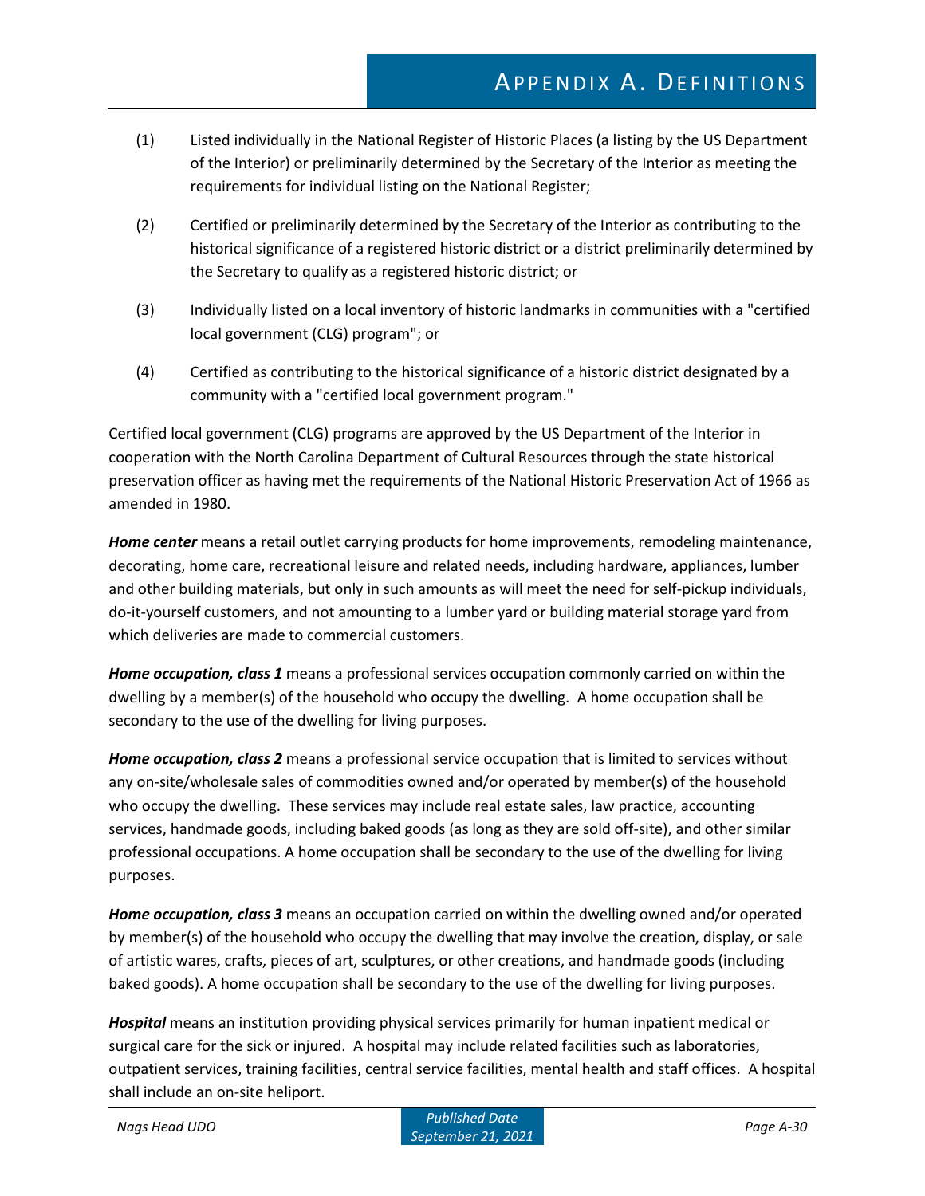(1) Listed individually in the National Register of Historic Places (a listing by the US Department of the Interior) or preliminarily determined by the Secretary of the Interior as meeting the requirements for individual listing on the National Register;

(2) Certified or preliminarily determined by the Secretary of the Interior as contributing to the historical significance of a registered historic district or a district preliminarily determined by the Secretary to qualify as a registered historic district; or

(3) Individually listed on a local inventory of historic landmarks in communities with a "certified local government (CLG) program"; or

(4) Certified as contributing to the historical significance of a historic district designated by a community with a "certified local government program."

Certified local government (CLG) programs are approved by the US Department of the Interior in cooperation with the North Carolina Department of Cultural Resources through the state historical preservation officer as having met the requirements of the National Historic Preservation Act of 1966 as amended in 1980.

***Home center*** means a retail outlet carrying products for home improvements, remodeling maintenance, decorating, home care, recreational leisure and related needs, including hardware, appliances, lumber and other building materials, but only in such amounts as will meet the need for self-pickup individuals, do-it-yourself customers, and not amounting to a lumber yard or building material storage yard from which deliveries are made to commercial customers.

***Home occupation, class 1*** means a professional services occupation commonly carried on within the dwelling by a member(s) of the household who occupy the dwelling. A home occupation shall be secondary to the use of the dwelling for living purposes.

***Home occupation, class 2*** means a professional service occupation that is limited to services without any on-site/wholesale sales of commodities owned and/or operated by member(s) of the household who occupy the dwelling. These services may include real estate sales, law practice, accounting services, handmade goods, including baked goods (as long as they are sold off-site), and other similar professional occupations. A home occupation shall be secondary to the use of the dwelling for living purposes.

***Home occupation, class 3*** means an occupation carried on within the dwelling owned and/or operated by member(s) of the household who occupy the dwelling that may involve the creation, display, or sale of artistic wares, crafts, pieces of art, sculptures, or other creations, and handmade goods (including baked goods). A home occupation shall be secondary to the use of the dwelling for living purposes.

***Hospital*** means an institution providing physical services primarily for human inpatient medical or surgical care for the sick or injured. A hospital may include related facilities such as laboratories, outpatient services, training facilities, central service facilities, mental health and staff offices. A hospital shall include an on-site heliport.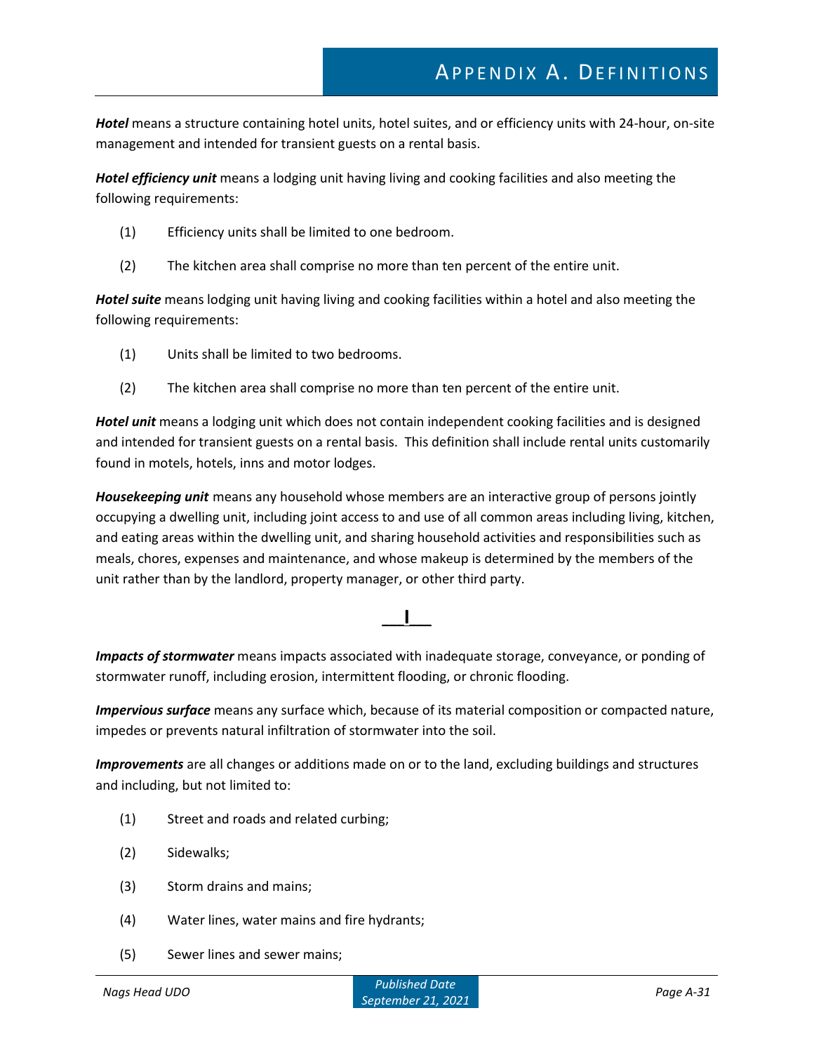***Hotel*** means a structure containing hotel units, hotel suites, and or efficiency units with 24-hour, on-site management and intended for transient guests on a rental basis.

***Hotel efficiency unit*** means a lodging unit having living and cooking facilities and also meeting the following requirements:

(1) Efficiency units shall be limited to one bedroom.

(2) The kitchen area shall comprise no more than ten percent of the entire unit.

***Hotel suite*** means lodging unit having living and cooking facilities within a hotel and also meeting the following requirements:

(1) Units shall be limited to two bedrooms.

(2) The kitchen area shall comprise no more than ten percent of the entire unit.

***Hotel unit*** means a lodging unit which does not contain independent cooking facilities and is designed and intended for transient guests on a rental basis. This definition shall include rental units customarily found in motels, hotels, inns and motor lodges.

***Housekeeping unit*** means any household whose members are an interactive group of persons jointly occupying a dwelling unit, including joint access to and use of all common areas including living, kitchen, and eating areas within the dwelling unit, and sharing household activities and responsibilities such as meals, chores, expenses and maintenance, and whose makeup is determined by the members of the unit rather than by the landlord, property manager, or other third party.

## I

***Impacts of stormwater*** means impacts associated with inadequate storage, conveyance, or ponding of stormwater runoff, including erosion, intermittent flooding, or chronic flooding.

***Impervious surface*** means any surface which, because of its material composition or compacted nature, impedes or prevents natural infiltration of stormwater into the soil.

***Improvements*** are all changes or additions made on or to the land, excluding buildings and structures and including, but not limited to:

(1) Street and roads and related curbing;

(2) Sidewalks;

(3) Storm drains and mains;

(4) Water lines, water mains and fire hydrants;

(5) Sewer lines and sewer mains;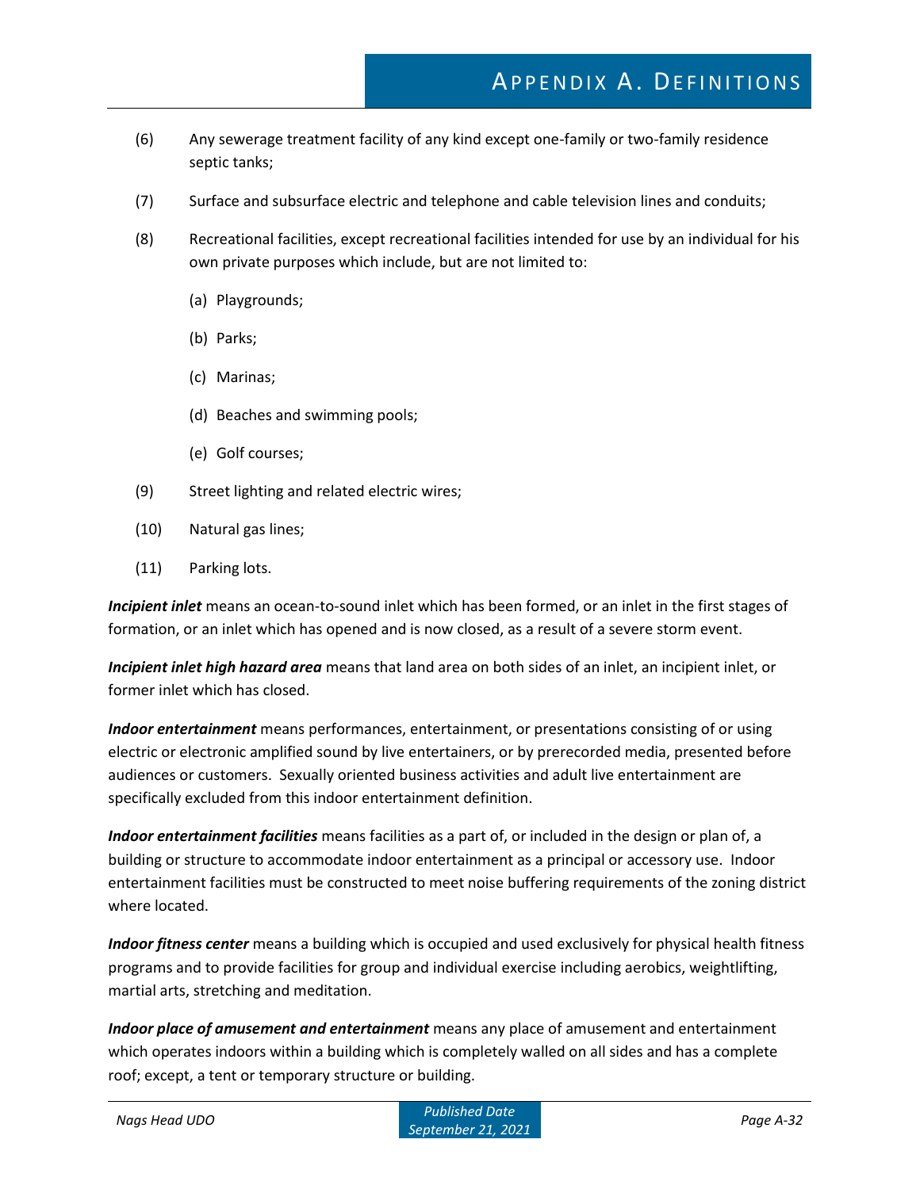(6) Any sewerage treatment facility of any kind except one-family or two-family residence septic tanks;

(7) Surface and subsurface electric and telephone and cable television lines and conduits;

(8) Recreational facilities, except recreational facilities intended for use by an individual for his own private purposes which include, but are not limited to:

   (a) Playgrounds;

   (b) Parks;

   (c) Marinas;

   (d) Beaches and swimming pools;

   (e) Golf courses;

(9) Street lighting and related electric wires;

(10) Natural gas lines;

(11) Parking lots.

***Incipient inlet*** means an ocean-to-sound inlet which has been formed, or an inlet in the first stages of formation, or an inlet which has opened and is now closed, as a result of a severe storm event.

***Incipient inlet high hazard area*** means that land area on both sides of an inlet, an incipient inlet, or former inlet which has closed.

***Indoor entertainment*** means performances, entertainment, or presentations consisting of or using electric or electronic amplified sound by live entertainers, or by prerecorded media, presented before audiences or customers. Sexually oriented business activities and adult live entertainment are specifically excluded from this indoor entertainment definition.

***Indoor entertainment facilities*** means facilities as a part of, or included in the design or plan of, a building or structure to accommodate indoor entertainment as a principal or accessory use. Indoor entertainment facilities must be constructed to meet noise buffering requirements of the zoning district where located.

***Indoor fitness center*** means a building which is occupied and used exclusively for physical health fitness programs and to provide facilities for group and individual exercise including aerobics, weightlifting, martial arts, stretching and meditation.

***Indoor place of amusement and entertainment*** means any place of amusement and entertainment which operates indoors within a building which is completely walled on all sides and has a complete roof; except, a tent or temporary structure or building.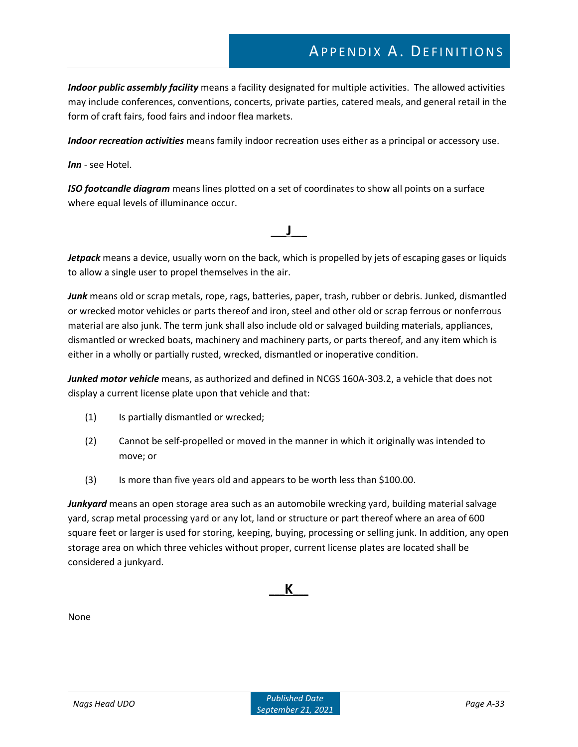***Indoor public assembly facility*** means a facility designated for multiple activities. The allowed activities may include conferences, conventions, concerts, private parties, catered meals, and general retail in the form of craft fairs, food fairs and indoor flea markets.

***Indoor recreation activities*** means family indoor recreation uses either as a principal or accessory use.

***Inn*** - see Hotel.

***ISO footcandle diagram*** means lines plotted on a set of coordinates to show all points on a surface where equal levels of illuminance occur.

## J

***Jetpack*** means a device, usually worn on the back, which is propelled by jets of escaping gases or liquids to allow a single user to propel themselves in the air.

***Junk*** means old or scrap metals, rope, rags, batteries, paper, trash, rubber or debris. Junked, dismantled or wrecked motor vehicles or parts thereof and iron, steel and other old or scrap ferrous or nonferrous material are also junk. The term junk shall also include old or salvaged building materials, appliances, dismantled or wrecked boats, machinery and machinery parts, or parts thereof, and any item which is either in a wholly or partially rusted, wrecked, dismantled or inoperative condition.

***Junked motor vehicle*** means, as authorized and defined in NCGS 160A-303.2, a vehicle that does not display a current license plate upon that vehicle and that:

(1) Is partially dismantled or wrecked;

(2) Cannot be self-propelled or moved in the manner in which it originally was intended to move; or

(3) Is more than five years old and appears to be worth less than $100.00.

***Junkyard*** means an open storage area such as an automobile wrecking yard, building material salvage yard, scrap metal processing yard or any lot, land or structure or part thereof where an area of 600 square feet or larger is used for storing, keeping, buying, processing or selling junk. In addition, any open storage area on which three vehicles without proper, current license plates are located shall be considered a junkyard.

## K

None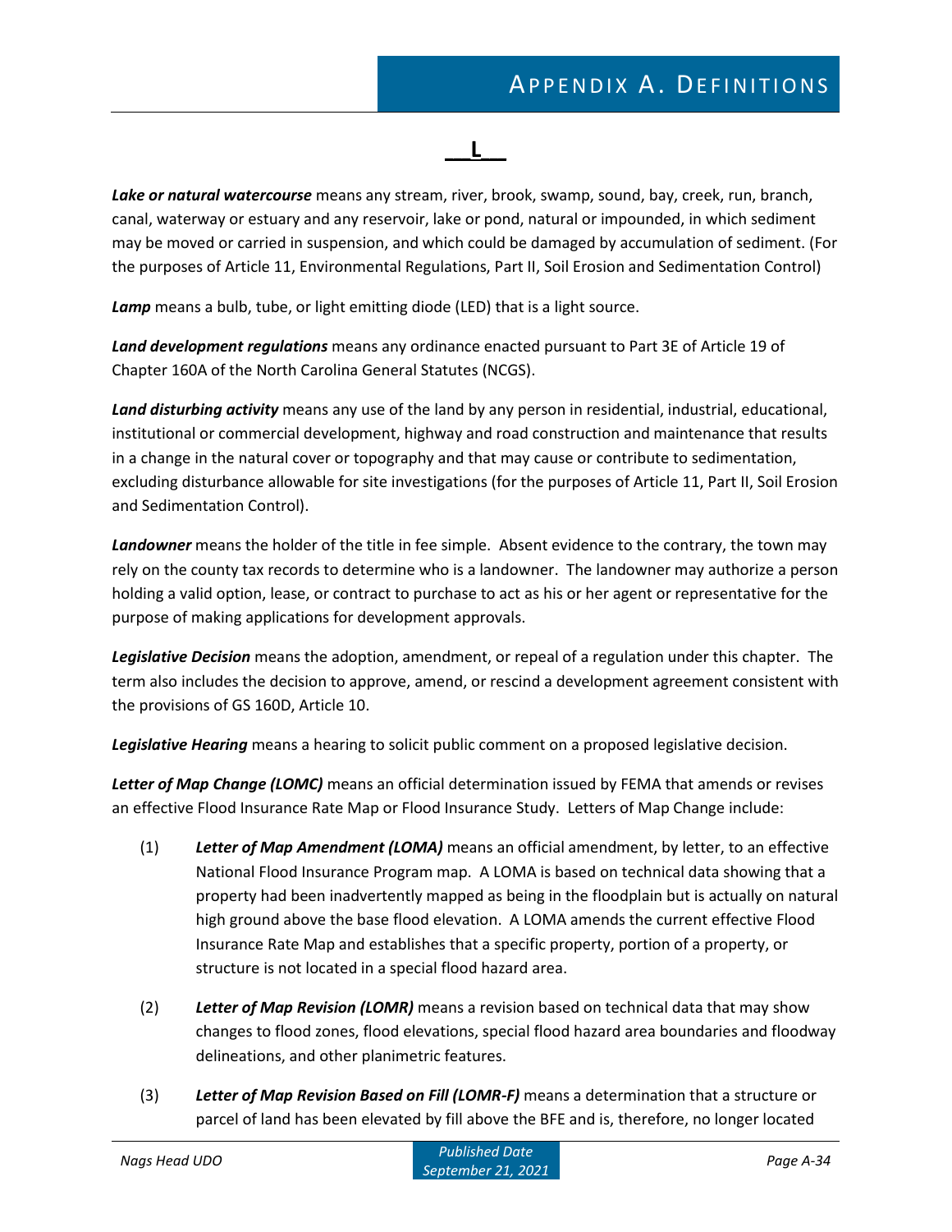## L

***Lake or natural watercourse*** means any stream, river, brook, swamp, sound, bay, creek, run, branch, canal, waterway or estuary and any reservoir, lake or pond, natural or impounded, in which sediment may be moved or carried in suspension, and which could be damaged by accumulation of sediment. (For the purposes of Article 11, Environmental Regulations, Part II, Soil Erosion and Sedimentation Control)

***Lamp*** means a bulb, tube, or light emitting diode (LED) that is a light source.

***Land development regulations*** means any ordinance enacted pursuant to Part 3E of Article 19 of Chapter 160A of the North Carolina General Statutes (NCGS).

***Land disturbing activity*** means any use of the land by any person in residential, industrial, educational, institutional or commercial development, highway and road construction and maintenance that results in a change in the natural cover or topography and that may cause or contribute to sedimentation, excluding disturbance allowable for site investigations (for the purposes of Article 11, Part II, Soil Erosion and Sedimentation Control).

***Landowner*** means the holder of the title in fee simple. Absent evidence to the contrary, the town may rely on the county tax records to determine who is a landowner. The landowner may authorize a person holding a valid option, lease, or contract to purchase to act as his or her agent or representative for the purpose of making applications for development approvals.

***Legislative Decision*** means the adoption, amendment, or repeal of a regulation under this chapter. The term also includes the decision to approve, amend, or rescind a development agreement consistent with the provisions of GS 160D, Article 10.

***Legislative Hearing*** means a hearing to solicit public comment on a proposed legislative decision.

***Letter of Map Change (LOMC)*** means an official determination issued by FEMA that amends or revises an effective Flood Insurance Rate Map or Flood Insurance Study. Letters of Map Change include:

(1) ***Letter of Map Amendment (LOMA)*** means an official amendment, by letter, to an effective National Flood Insurance Program map. A LOMA is based on technical data showing that a property had been inadvertently mapped as being in the floodplain but is actually on natural high ground above the base flood elevation. A LOMA amends the current effective Flood Insurance Rate Map and establishes that a specific property, portion of a property, or structure is not located in a special flood hazard area.

(2) ***Letter of Map Revision (LOMR)*** means a revision based on technical data that may show changes to flood zones, flood elevations, special flood hazard area boundaries and floodway delineations, and other planimetric features.

(3) ***Letter of Map Revision Based on Fill (LOMR-F)*** means a determination that a structure or parcel of land has been elevated by fill above the BFE and is, therefore, no longer located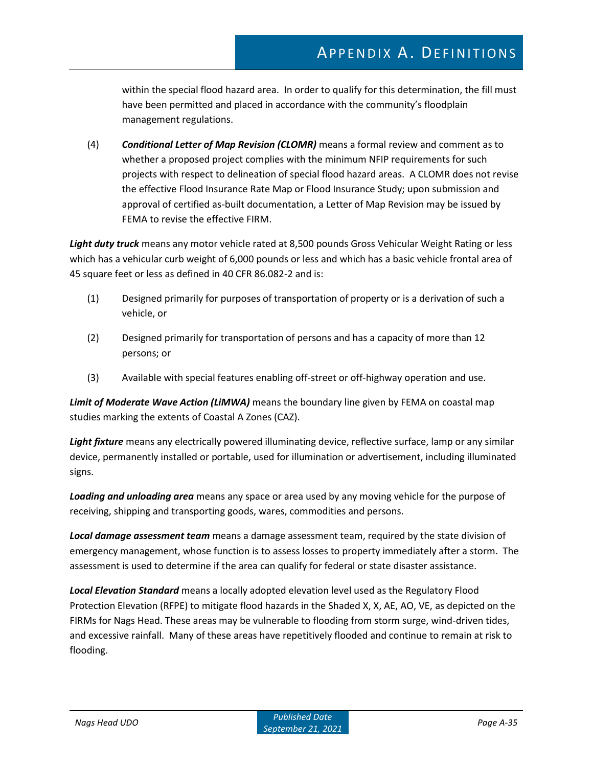within the special flood hazard area. In order to qualify for this determination, the fill must have been permitted and placed in accordance with the community's floodplain management regulations.

(4) ***Conditional Letter of Map Revision (CLOMR)*** means a formal review and comment as to whether a proposed project complies with the minimum NFIP requirements for such projects with respect to delineation of special flood hazard areas. A CLOMR does not revise the effective Flood Insurance Rate Map or Flood Insurance Study; upon submission and approval of certified as-built documentation, a Letter of Map Revision may be issued by FEMA to revise the effective FIRM.

***Light duty truck*** means any motor vehicle rated at 8,500 pounds Gross Vehicular Weight Rating or less which has a vehicular curb weight of 6,000 pounds or less and which has a basic vehicle frontal area of 45 square feet or less as defined in 40 CFR 86.082-2 and is:

(1) Designed primarily for purposes of transportation of property or is a derivation of such a vehicle, or

(2) Designed primarily for transportation of persons and has a capacity of more than 12 persons; or

(3) Available with special features enabling off-street or off-highway operation and use.

***Limit of Moderate Wave Action (LiMWA)*** means the boundary line given by FEMA on coastal map studies marking the extents of Coastal A Zones (CAZ).

***Light fixture*** means any electrically powered illuminating device, reflective surface, lamp or any similar device, permanently installed or portable, used for illumination or advertisement, including illuminated signs.

***Loading and unloading area*** means any space or area used by any moving vehicle for the purpose of receiving, shipping and transporting goods, wares, commodities and persons.

***Local damage assessment team*** means a damage assessment team, required by the state division of emergency management, whose function is to assess losses to property immediately after a storm. The assessment is used to determine if the area can qualify for federal or state disaster assistance.

***Local Elevation Standard*** means a locally adopted elevation level used as the Regulatory Flood Protection Elevation (RFPE) to mitigate flood hazards in the Shaded X, X, AE, AO, VE, as depicted on the FIRMs for Nags Head. These areas may be vulnerable to flooding from storm surge, wind-driven tides, and excessive rainfall. Many of these areas have repetitively flooded and continue to remain at risk to flooding.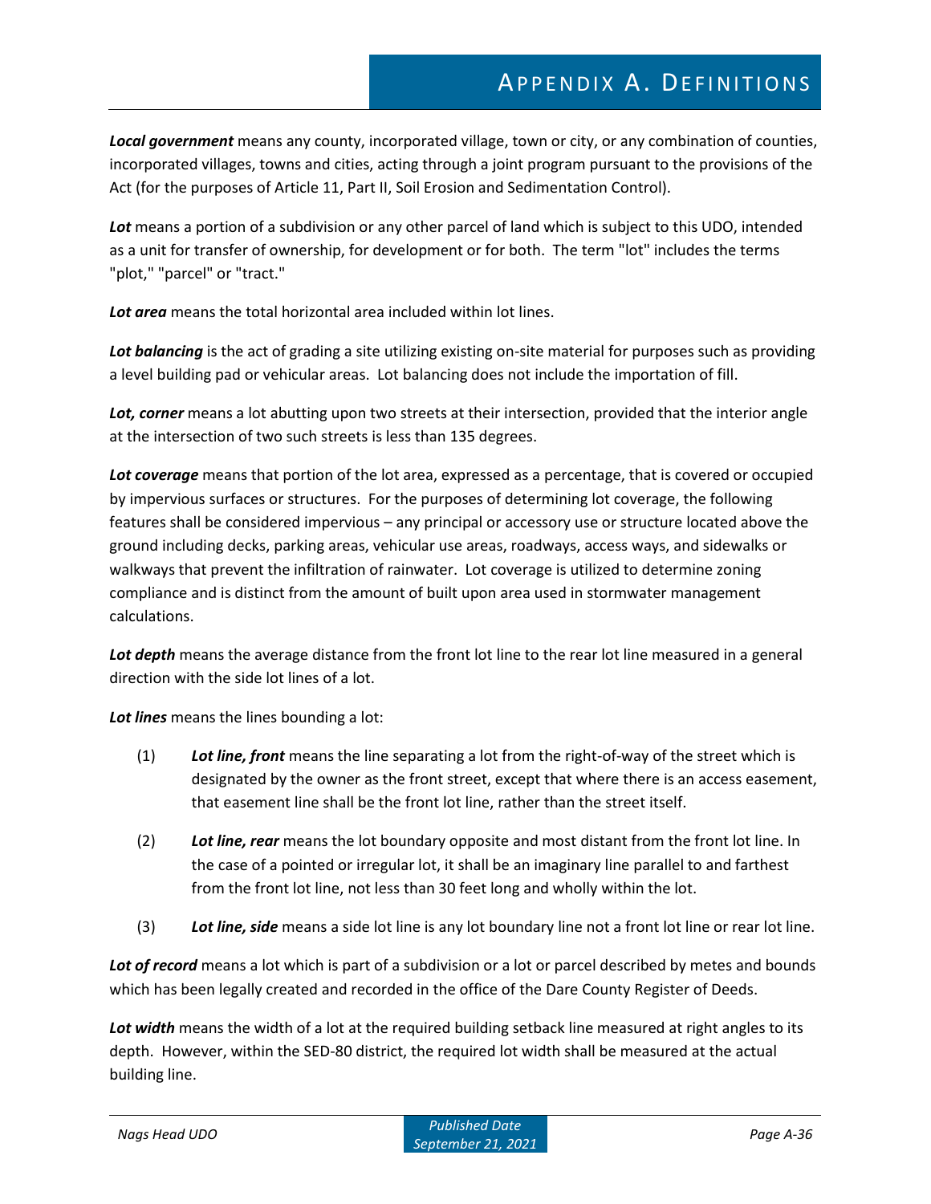***Local government*** means any county, incorporated village, town or city, or any combination of counties, incorporated villages, towns and cities, acting through a joint program pursuant to the provisions of the Act (for the purposes of Article 11, Part II, Soil Erosion and Sedimentation Control).

***Lot*** means a portion of a subdivision or any other parcel of land which is subject to this UDO, intended as a unit for transfer of ownership, for development or for both. The term "lot" includes the terms "plot," "parcel" or "tract."

***Lot area*** means the total horizontal area included within lot lines.

***Lot balancing*** is the act of grading a site utilizing existing on-site material for purposes such as providing a level building pad or vehicular areas. Lot balancing does not include the importation of fill.

***Lot, corner*** means a lot abutting upon two streets at their intersection, provided that the interior angle at the intersection of two such streets is less than 135 degrees.

***Lot coverage*** means that portion of the lot area, expressed as a percentage, that is covered or occupied by impervious surfaces or structures. For the purposes of determining lot coverage, the following features shall be considered impervious – any principal or accessory use or structure located above the ground including decks, parking areas, vehicular use areas, roadways, access ways, and sidewalks or walkways that prevent the infiltration of rainwater. Lot coverage is utilized to determine zoning compliance and is distinct from the amount of built upon area used in stormwater management calculations.

***Lot depth*** means the average distance from the front lot line to the rear lot line measured in a general direction with the side lot lines of a lot.

***Lot lines*** means the lines bounding a lot:

(1) ***Lot line, front*** means the line separating a lot from the right-of-way of the street which is designated by the owner as the front street, except that where there is an access easement, that easement line shall be the front lot line, rather than the street itself.

(2) ***Lot line, rear*** means the lot boundary opposite and most distant from the front lot line. In the case of a pointed or irregular lot, it shall be an imaginary line parallel to and farthest from the front lot line, not less than 30 feet long and wholly within the lot.

(3) ***Lot line, side*** means a side lot line is any lot boundary line not a front lot line or rear lot line.

***Lot of record*** means a lot which is part of a subdivision or a lot or parcel described by metes and bounds which has been legally created and recorded in the office of the Dare County Register of Deeds.

***Lot width*** means the width of a lot at the required building setback line measured at right angles to its depth. However, within the SED-80 district, the required lot width shall be measured at the actual building line.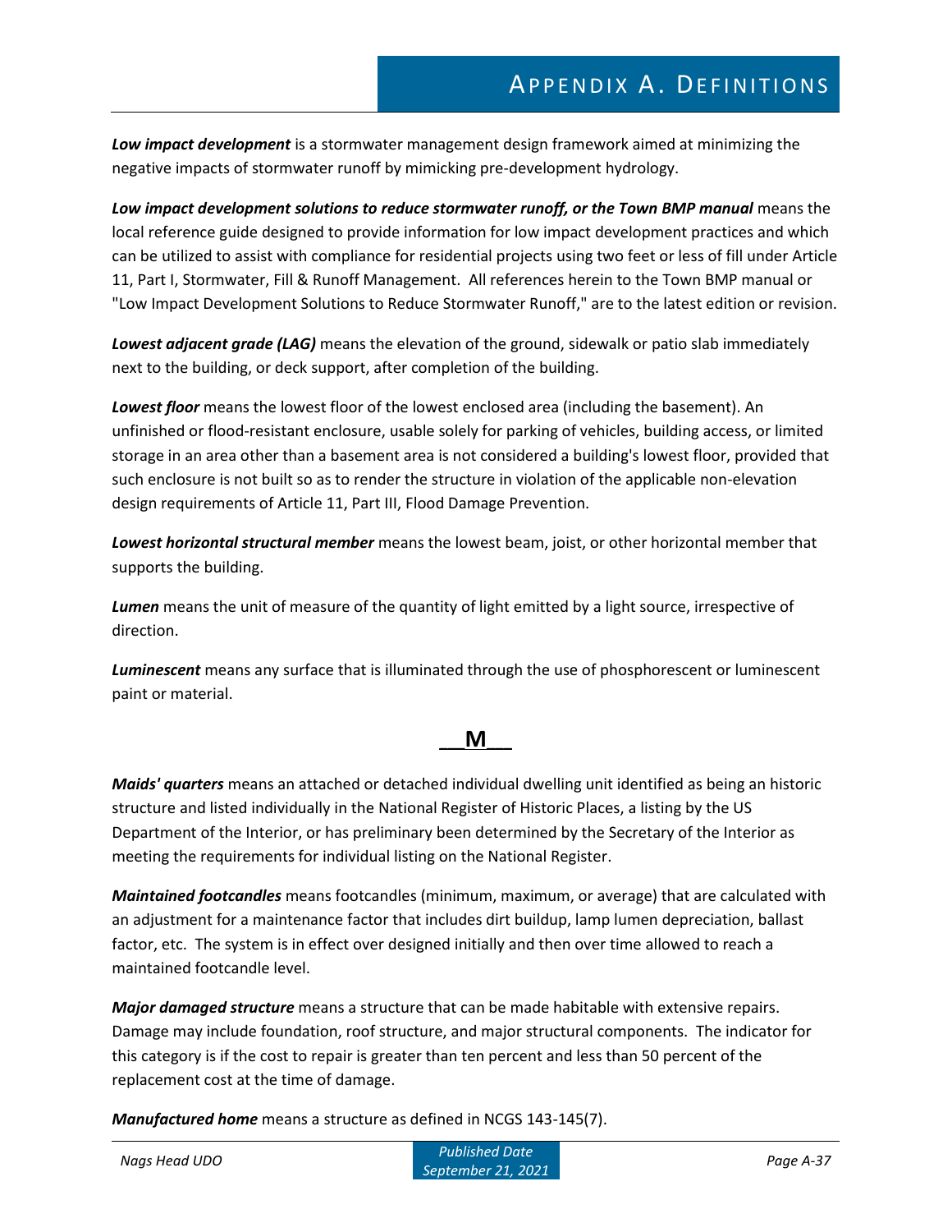***Low impact development*** is a stormwater management design framework aimed at minimizing the negative impacts of stormwater runoff by mimicking pre-development hydrology.

***Low impact development solutions to reduce stormwater runoff, or the Town BMP manual*** means the local reference guide designed to provide information for low impact development practices and which can be utilized to assist with compliance for residential projects using two feet or less of fill under Article 11, Part I, Stormwater, Fill & Runoff Management. All references herein to the Town BMP manual or "Low Impact Development Solutions to Reduce Stormwater Runoff," are to the latest edition or revision.

***Lowest adjacent grade (LAG)*** means the elevation of the ground, sidewalk or patio slab immediately next to the building, or deck support, after completion of the building.

***Lowest floor*** means the lowest floor of the lowest enclosed area (including the basement). An unfinished or flood-resistant enclosure, usable solely for parking of vehicles, building access, or limited storage in an area other than a basement area is not considered a building's lowest floor, provided that such enclosure is not built so as to render the structure in violation of the applicable non-elevation design requirements of Article 11, Part III, Flood Damage Prevention.

***Lowest horizontal structural member*** means the lowest beam, joist, or other horizontal member that supports the building.

***Lumen*** means the unit of measure of the quantity of light emitted by a light source, irrespective of direction.

***Luminescent*** means any surface that is illuminated through the use of phosphorescent or luminescent paint or material.

## M

***Maids' quarters*** means an attached or detached individual dwelling unit identified as being an historic structure and listed individually in the National Register of Historic Places, a listing by the US Department of the Interior, or has preliminary been determined by the Secretary of the Interior as meeting the requirements for individual listing on the National Register.

***Maintained footcandles*** means footcandles (minimum, maximum, or average) that are calculated with an adjustment for a maintenance factor that includes dirt buildup, lamp lumen depreciation, ballast factor, etc. The system is in effect over designed initially and then over time allowed to reach a maintained footcandle level.

***Major damaged structure*** means a structure that can be made habitable with extensive repairs. Damage may include foundation, roof structure, and major structural components. The indicator for this category is if the cost to repair is greater than ten percent and less than 50 percent of the replacement cost at the time of damage.

***Manufactured home*** means a structure as defined in NCGS 143-145(7).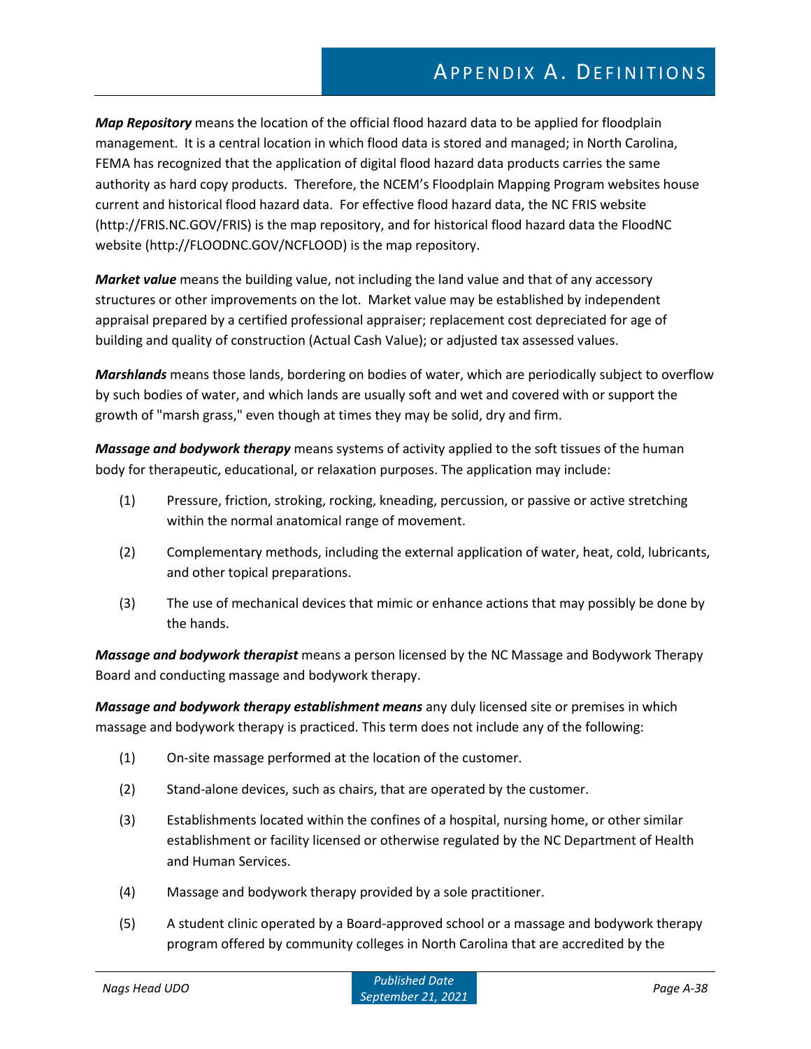***Map Repository*** means the location of the official flood hazard data to be applied for floodplain management. It is a central location in which flood data is stored and managed; in North Carolina, FEMA has recognized that the application of digital flood hazard data products carries the same authority as hard copy products. Therefore, the NCEM's Floodplain Mapping Program websites house current and historical flood hazard data. For effective flood hazard data, the NC FRIS website (http://FRIS.NC.GOV/FRIS) is the map repository, and for historical flood hazard data the FloodNC website (http://FLOODNC.GOV/NCFLOOD) is the map repository.

***Market value*** means the building value, not including the land value and that of any accessory structures or other improvements on the lot. Market value may be established by independent appraisal prepared by a certified professional appraiser; replacement cost depreciated for age of building and quality of construction (Actual Cash Value); or adjusted tax assessed values.

***Marshlands*** means those lands, bordering on bodies of water, which are periodically subject to overflow by such bodies of water, and which lands are usually soft and wet and covered with or support the growth of "marsh grass," even though at times they may be solid, dry and firm.

***Massage and bodywork therapy*** means systems of activity applied to the soft tissues of the human body for therapeutic, educational, or relaxation purposes. The application may include:

(1) Pressure, friction, stroking, rocking, kneading, percussion, or passive or active stretching within the normal anatomical range of movement.

(2) Complementary methods, including the external application of water, heat, cold, lubricants, and other topical preparations.

(3) The use of mechanical devices that mimic or enhance actions that may possibly be done by the hands.

***Massage and bodywork therapist*** means a person licensed by the NC Massage and Bodywork Therapy Board and conducting massage and bodywork therapy.

***Massage and bodywork therapy establishment means*** any duly licensed site or premises in which massage and bodywork therapy is practiced. This term does not include any of the following:

(1) On-site massage performed at the location of the customer.

(2) Stand-alone devices, such as chairs, that are operated by the customer.

(3) Establishments located within the confines of a hospital, nursing home, or other similar establishment or facility licensed or otherwise regulated by the NC Department of Health and Human Services.

(4) Massage and bodywork therapy provided by a sole practitioner.

(5) A student clinic operated by a Board-approved school or a massage and bodywork therapy program offered by community colleges in North Carolina that are accredited by the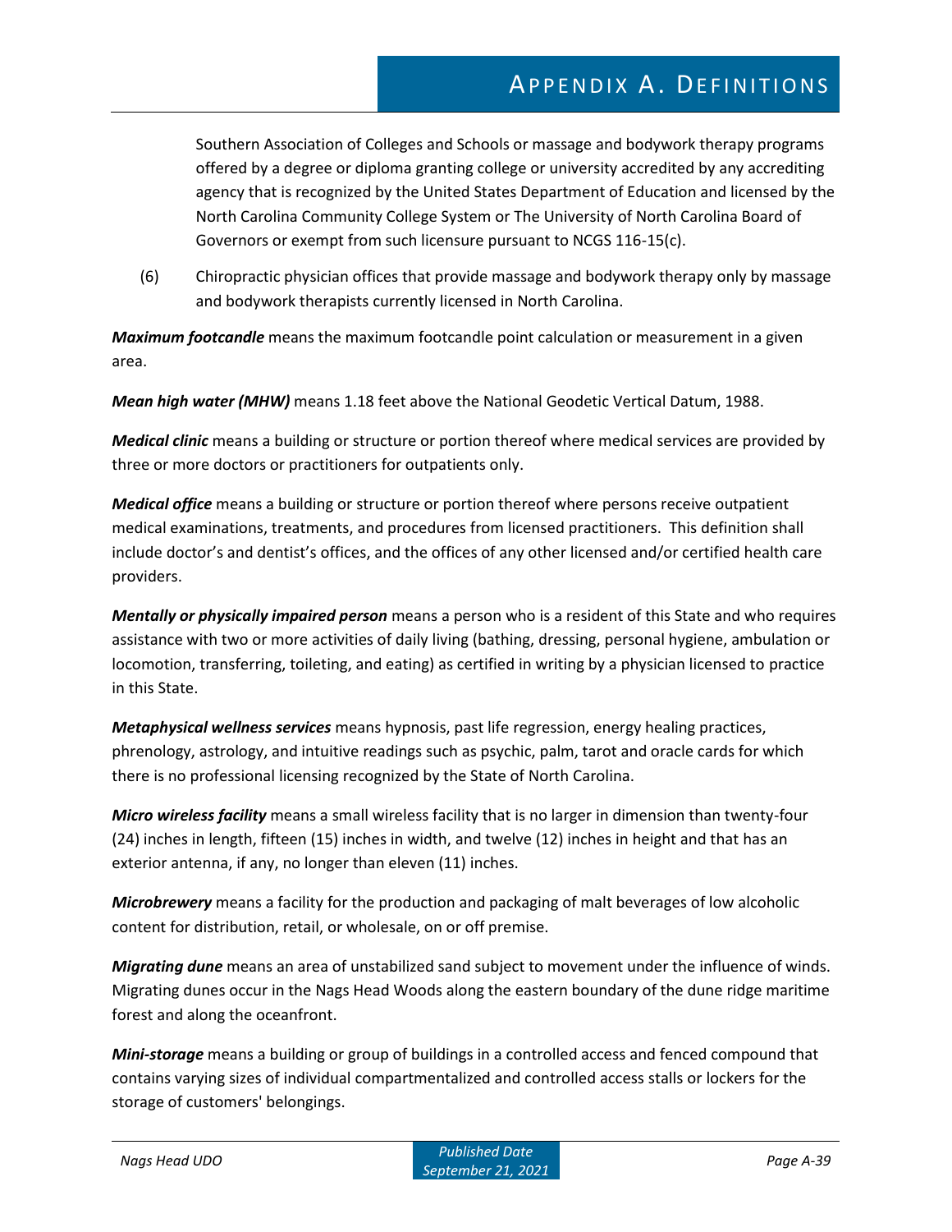Southern Association of Colleges and Schools or massage and bodywork therapy programs offered by a degree or diploma granting college or university accredited by any accrediting agency that is recognized by the United States Department of Education and licensed by the North Carolina Community College System or The University of North Carolina Board of Governors or exempt from such licensure pursuant to NCGS 116-15(c).

(6) Chiropractic physician offices that provide massage and bodywork therapy only by massage and bodywork therapists currently licensed in North Carolina.

***Maximum footcandle*** means the maximum footcandle point calculation or measurement in a given area.

***Mean high water (MHW)*** means 1.18 feet above the National Geodetic Vertical Datum, 1988.

***Medical clinic*** means a building or structure or portion thereof where medical services are provided by three or more doctors or practitioners for outpatients only.

***Medical office*** means a building or structure or portion thereof where persons receive outpatient medical examinations, treatments, and procedures from licensed practitioners. This definition shall include doctor's and dentist's offices, and the offices of any other licensed and/or certified health care providers.

***Mentally or physically impaired person*** means a person who is a resident of this State and who requires assistance with two or more activities of daily living (bathing, dressing, personal hygiene, ambulation or locomotion, transferring, toileting, and eating) as certified in writing by a physician licensed to practice in this State.

***Metaphysical wellness services*** means hypnosis, past life regression, energy healing practices, phrenology, astrology, and intuitive readings such as psychic, palm, tarot and oracle cards for which there is no professional licensing recognized by the State of North Carolina.

***Micro wireless facility*** means a small wireless facility that is no larger in dimension than twenty-four (24) inches in length, fifteen (15) inches in width, and twelve (12) inches in height and that has an exterior antenna, if any, no longer than eleven (11) inches.

***Microbrewery*** means a facility for the production and packaging of malt beverages of low alcoholic content for distribution, retail, or wholesale, on or off premise.

***Migrating dune*** means an area of unstabilized sand subject to movement under the influence of winds. Migrating dunes occur in the Nags Head Woods along the eastern boundary of the dune ridge maritime forest and along the oceanfront.

***Mini-storage*** means a building or group of buildings in a controlled access and fenced compound that contains varying sizes of individual compartmentalized and controlled access stalls or lockers for the storage of customers' belongings.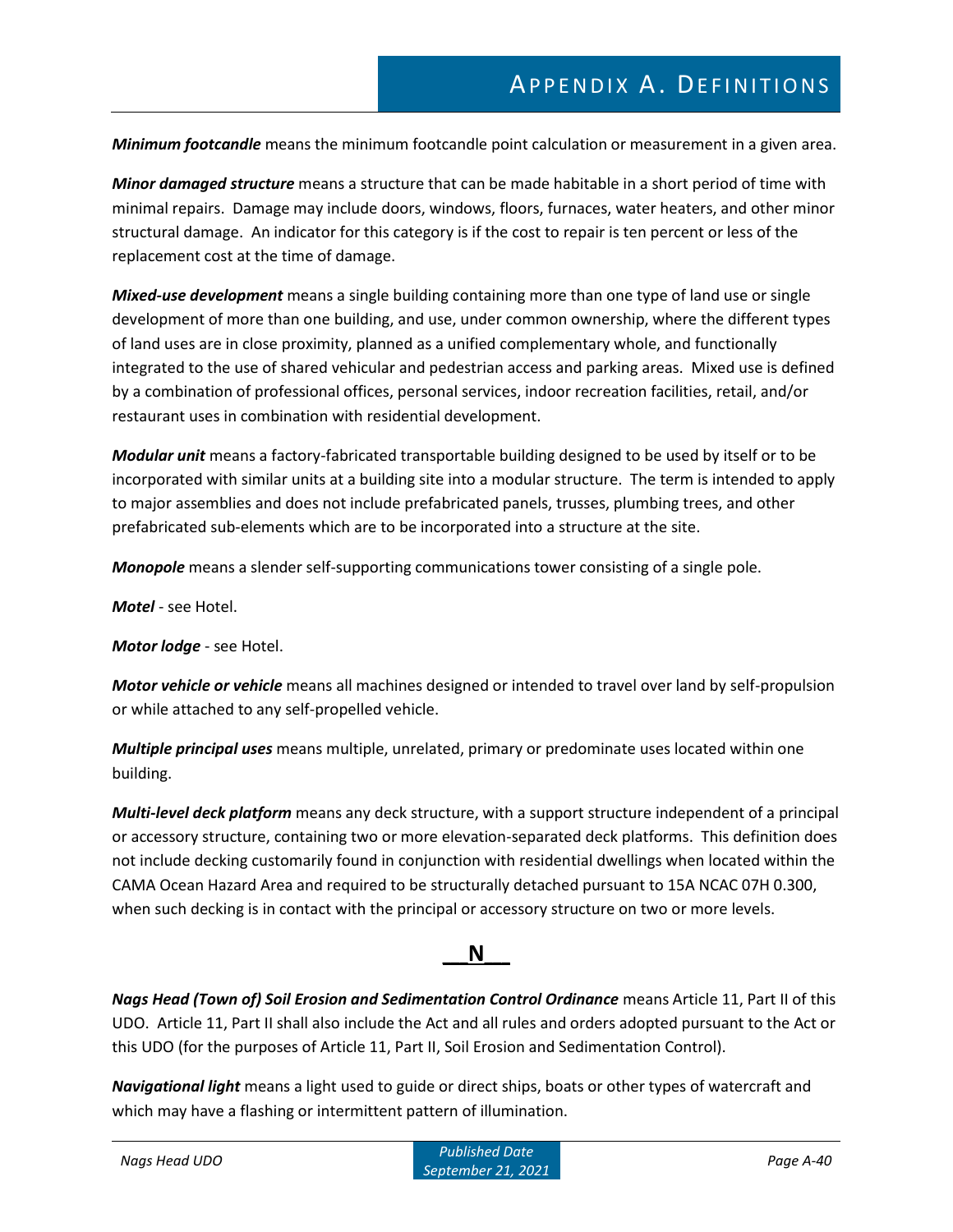***Minimum footcandle*** means the minimum footcandle point calculation or measurement in a given area.

***Minor damaged structure*** means a structure that can be made habitable in a short period of time with minimal repairs. Damage may include doors, windows, floors, furnaces, water heaters, and other minor structural damage. An indicator for this category is if the cost to repair is ten percent or less of the replacement cost at the time of damage.

***Mixed-use development*** means a single building containing more than one type of land use or single development of more than one building, and use, under common ownership, where the different types of land uses are in close proximity, planned as a unified complementary whole, and functionally integrated to the use of shared vehicular and pedestrian access and parking areas. Mixed use is defined by a combination of professional offices, personal services, indoor recreation facilities, retail, and/or restaurant uses in combination with residential development.

***Modular unit*** means a factory-fabricated transportable building designed to be used by itself or to be incorporated with similar units at a building site into a modular structure. The term is intended to apply to major assemblies and does not include prefabricated panels, trusses, plumbing trees, and other prefabricated sub-elements which are to be incorporated into a structure at the site.

***Monopole*** means a slender self-supporting communications tower consisting of a single pole.

***Motel*** - see Hotel.

***Motor lodge*** - see Hotel.

***Motor vehicle or vehicle*** means all machines designed or intended to travel over land by self-propulsion or while attached to any self-propelled vehicle.

***Multiple principal uses*** means multiple, unrelated, primary or predominate uses located within one building.

***Multi-level deck platform*** means any deck structure, with a support structure independent of a principal or accessory structure, containing two or more elevation-separated deck platforms. This definition does not include decking customarily found in conjunction with residential dwellings when located within the CAMA Ocean Hazard Area and required to be structurally detached pursuant to 15A NCAC 07H 0.300, when such decking is in contact with the principal or accessory structure on two or more levels.

## N

***Nags Head (Town of) Soil Erosion and Sedimentation Control Ordinance*** means Article 11, Part II of this UDO. Article 11, Part II shall also include the Act and all rules and orders adopted pursuant to the Act or this UDO (for the purposes of Article 11, Part II, Soil Erosion and Sedimentation Control).

***Navigational light*** means a light used to guide or direct ships, boats or other types of watercraft and which may have a flashing or intermittent pattern of illumination.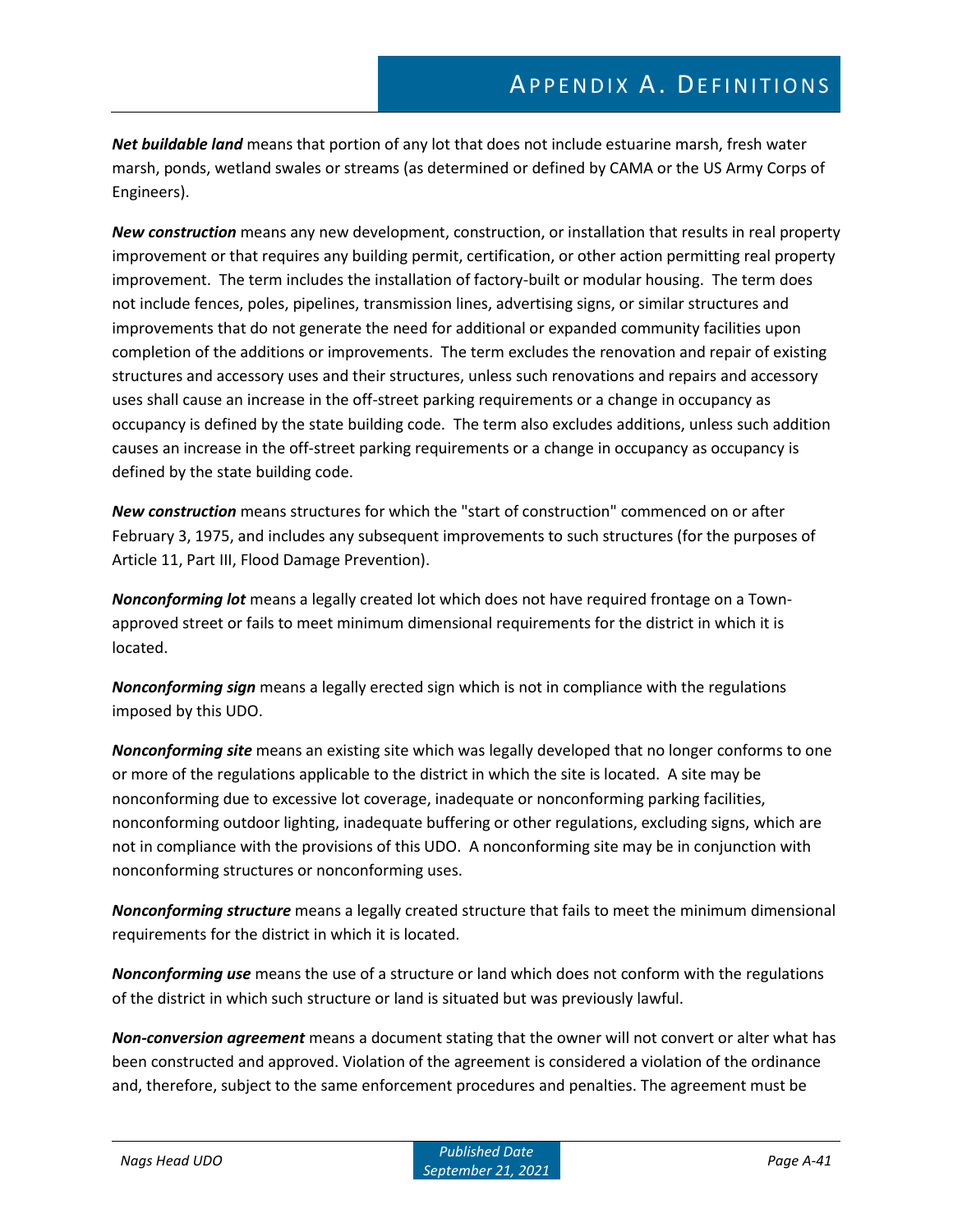***Net buildable land*** means that portion of any lot that does not include estuarine marsh, fresh water marsh, ponds, wetland swales or streams (as determined or defined by CAMA or the US Army Corps of Engineers).

***New construction*** means any new development, construction, or installation that results in real property improvement or that requires any building permit, certification, or other action permitting real property improvement. The term includes the installation of factory-built or modular housing. The term does not include fences, poles, pipelines, transmission lines, advertising signs, or similar structures and improvements that do not generate the need for additional or expanded community facilities upon completion of the additions or improvements. The term excludes the renovation and repair of existing structures and accessory uses and their structures, unless such renovations and repairs and accessory uses shall cause an increase in the off-street parking requirements or a change in occupancy as occupancy is defined by the state building code. The term also excludes additions, unless such addition causes an increase in the off-street parking requirements or a change in occupancy as occupancy is defined by the state building code.

***New construction*** means structures for which the "start of construction" commenced on or after February 3, 1975, and includes any subsequent improvements to such structures (for the purposes of Article 11, Part III, Flood Damage Prevention).

***Nonconforming lot*** means a legally created lot which does not have required frontage on a Town-approved street or fails to meet minimum dimensional requirements for the district in which it is located.

***Nonconforming sign*** means a legally erected sign which is not in compliance with the regulations imposed by this UDO.

***Nonconforming site*** means an existing site which was legally developed that no longer conforms to one or more of the regulations applicable to the district in which the site is located. A site may be nonconforming due to excessive lot coverage, inadequate or nonconforming parking facilities, nonconforming outdoor lighting, inadequate buffering or other regulations, excluding signs, which are not in compliance with the provisions of this UDO. A nonconforming site may be in conjunction with nonconforming structures or nonconforming uses.

***Nonconforming structure*** means a legally created structure that fails to meet the minimum dimensional requirements for the district in which it is located.

***Nonconforming use*** means the use of a structure or land which does not conform with the regulations of the district in which such structure or land is situated but was previously lawful.

***Non-conversion agreement*** means a document stating that the owner will not convert or alter what has been constructed and approved. Violation of the agreement is considered a violation of the ordinance and, therefore, subject to the same enforcement procedures and penalties. The agreement must be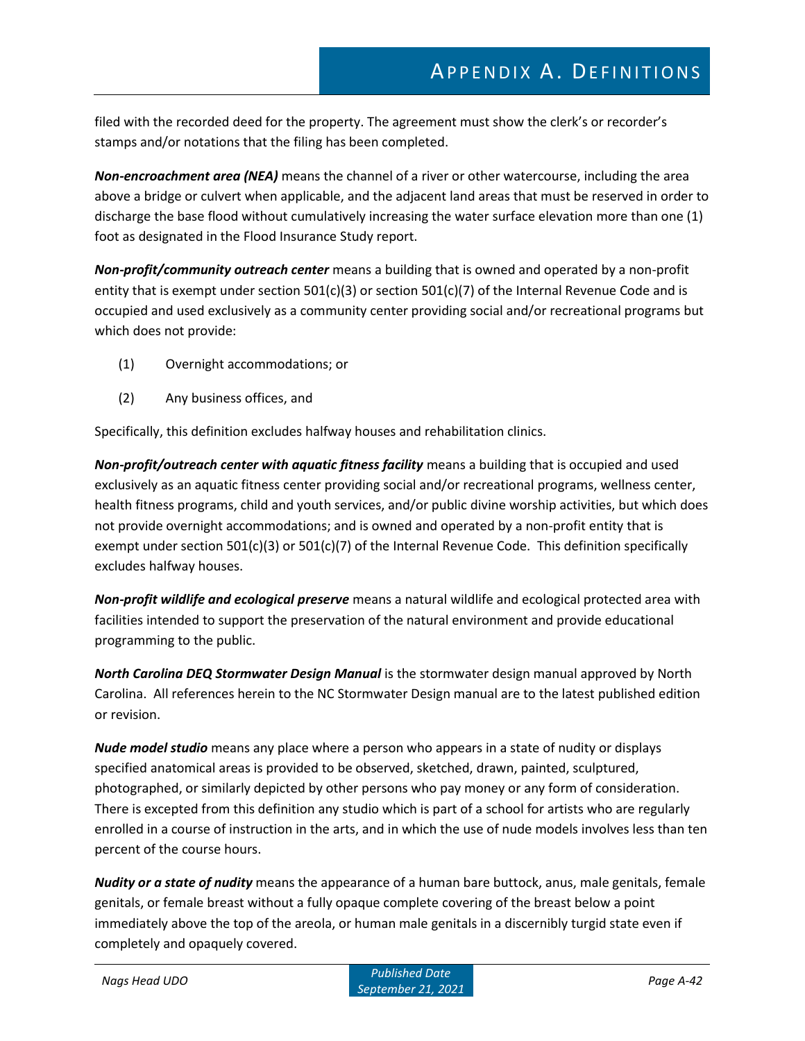filed with the recorded deed for the property. The agreement must show the clerk's or recorder's stamps and/or notations that the filing has been completed.

***Non-encroachment area (NEA)*** means the channel of a river or other watercourse, including the area above a bridge or culvert when applicable, and the adjacent land areas that must be reserved in order to discharge the base flood without cumulatively increasing the water surface elevation more than one (1) foot as designated in the Flood Insurance Study report.

***Non-profit/community outreach center*** means a building that is owned and operated by a non-profit entity that is exempt under section 501(c)(3) or section 501(c)(7) of the Internal Revenue Code and is occupied and used exclusively as a community center providing social and/or recreational programs but which does not provide:

(1) Overnight accommodations; or

(2) Any business offices, and

Specifically, this definition excludes halfway houses and rehabilitation clinics.

***Non-profit/outreach center with aquatic fitness facility*** means a building that is occupied and used exclusively as an aquatic fitness center providing social and/or recreational programs, wellness center, health fitness programs, child and youth services, and/or public divine worship activities, but which does not provide overnight accommodations; and is owned and operated by a non-profit entity that is exempt under section 501(c)(3) or 501(c)(7) of the Internal Revenue Code. This definition specifically excludes halfway houses.

***Non-profit wildlife and ecological preserve*** means a natural wildlife and ecological protected area with facilities intended to support the preservation of the natural environment and provide educational programming to the public.

***North Carolina DEQ Stormwater Design Manual*** is the stormwater design manual approved by North Carolina. All references herein to the NC Stormwater Design manual are to the latest published edition or revision.

***Nude model studio*** means any place where a person who appears in a state of nudity or displays specified anatomical areas is provided to be observed, sketched, drawn, painted, sculptured, photographed, or similarly depicted by other persons who pay money or any form of consideration. There is excepted from this definition any studio which is part of a school for artists who are regularly enrolled in a course of instruction in the arts, and in which the use of nude models involves less than ten percent of the course hours.

***Nudity or a state of nudity*** means the appearance of a human bare buttock, anus, male genitals, female genitals, or female breast without a fully opaque complete covering of the breast below a point immediately above the top of the areola, or human male genitals in a discernibly turgid state even if completely and opaquely covered.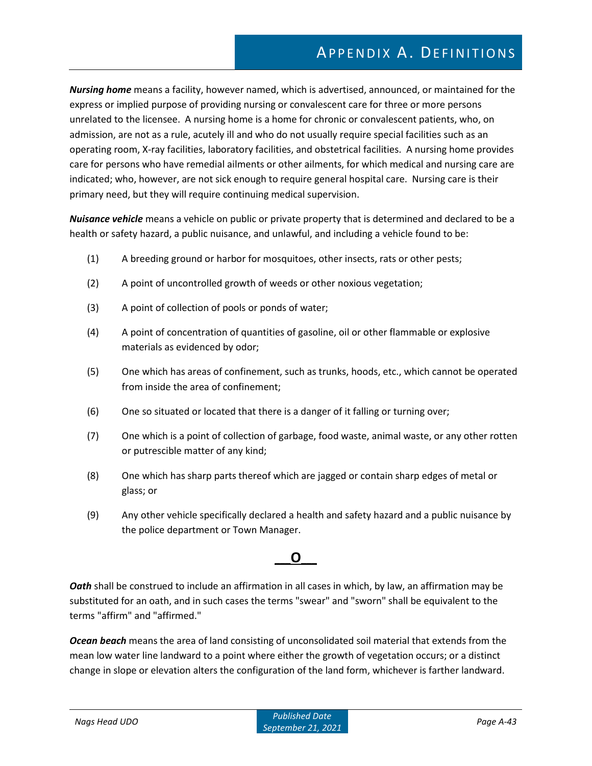***Nursing home*** means a facility, however named, which is advertised, announced, or maintained for the express or implied purpose of providing nursing or convalescent care for three or more persons unrelated to the licensee. A nursing home is a home for chronic or convalescent patients, who, on admission, are not as a rule, acutely ill and who do not usually require special facilities such as an operating room, X-ray facilities, laboratory facilities, and obstetrical facilities. A nursing home provides care for persons who have remedial ailments or other ailments, for which medical and nursing care are indicated; who, however, are not sick enough to require general hospital care. Nursing care is their primary need, but they will require continuing medical supervision.

***Nuisance vehicle*** means a vehicle on public or private property that is determined and declared to be a health or safety hazard, a public nuisance, and unlawful, and including a vehicle found to be:

(1) A breeding ground or harbor for mosquitoes, other insects, rats or other pests;

(2) A point of uncontrolled growth of weeds or other noxious vegetation;

(3) A point of collection of pools or ponds of water;

(4) A point of concentration of quantities of gasoline, oil or other flammable or explosive materials as evidenced by odor;

(5) One which has areas of confinement, such as trunks, hoods, etc., which cannot be operated from inside the area of confinement;

(6) One so situated or located that there is a danger of it falling or turning over;

(7) One which is a point of collection of garbage, food waste, animal waste, or any other rotten or putrescible matter of any kind;

(8) One which has sharp parts thereof which are jagged or contain sharp edges of metal or glass; or

(9) Any other vehicle specifically declared a health and safety hazard and a public nuisance by the police department or Town Manager.

## O

***Oath*** shall be construed to include an affirmation in all cases in which, by law, an affirmation may be substituted for an oath, and in such cases the terms "swear" and "sworn" shall be equivalent to the terms "affirm" and "affirmed."

***Ocean beach*** means the area of land consisting of unconsolidated soil material that extends from the mean low water line landward to a point where either the growth of vegetation occurs; or a distinct change in slope or elevation alters the configuration of the land form, whichever is farther landward.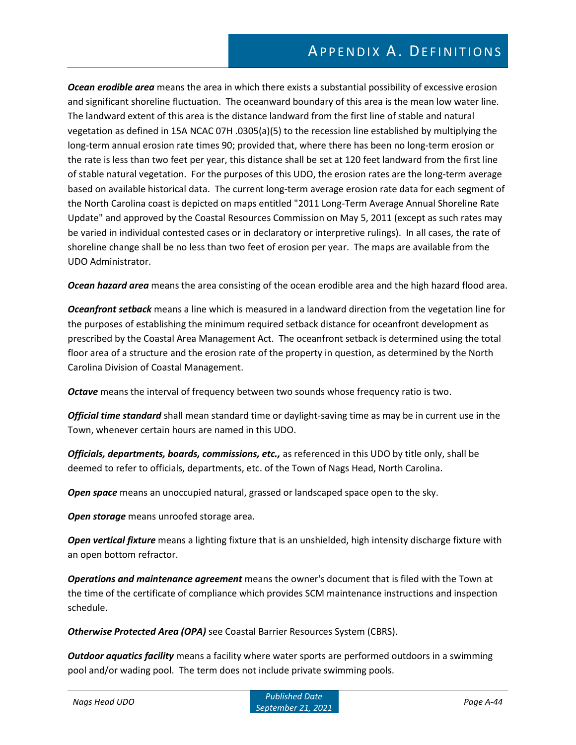***Ocean erodible area*** means the area in which there exists a substantial possibility of excessive erosion and significant shoreline fluctuation. The oceanward boundary of this area is the mean low water line. The landward extent of this area is the distance landward from the first line of stable and natural vegetation as defined in 15A NCAC 07H .0305(a)(5) to the recession line established by multiplying the long-term annual erosion rate times 90; provided that, where there has been no long-term erosion or the rate is less than two feet per year, this distance shall be set at 120 feet landward from the first line of stable natural vegetation. For the purposes of this UDO, the erosion rates are the long-term average based on available historical data. The current long-term average erosion rate data for each segment of the North Carolina coast is depicted on maps entitled "2011 Long-Term Average Annual Shoreline Rate Update" and approved by the Coastal Resources Commission on May 5, 2011 (except as such rates may be varied in individual contested cases or in declaratory or interpretive rulings). In all cases, the rate of shoreline change shall be no less than two feet of erosion per year. The maps are available from the UDO Administrator.

***Ocean hazard area*** means the area consisting of the ocean erodible area and the high hazard flood area.

***Oceanfront setback*** means a line which is measured in a landward direction from the vegetation line for the purposes of establishing the minimum required setback distance for oceanfront development as prescribed by the Coastal Area Management Act. The oceanfront setback is determined using the total floor area of a structure and the erosion rate of the property in question, as determined by the North Carolina Division of Coastal Management.

***Octave*** means the interval of frequency between two sounds whose frequency ratio is two.

***Official time standard*** shall mean standard time or daylight-saving time as may be in current use in the Town, whenever certain hours are named in this UDO.

***Officials, departments, boards, commissions, etc.,*** as referenced in this UDO by title only, shall be deemed to refer to officials, departments, etc. of the Town of Nags Head, North Carolina.

***Open space*** means an unoccupied natural, grassed or landscaped space open to the sky.

***Open storage*** means unroofed storage area.

***Open vertical fixture*** means a lighting fixture that is an unshielded, high intensity discharge fixture with an open bottom refractor.

***Operations and maintenance agreement*** means the owner's document that is filed with the Town at the time of the certificate of compliance which provides SCM maintenance instructions and inspection schedule.

***Otherwise Protected Area (OPA)*** see Coastal Barrier Resources System (CBRS).

***Outdoor aquatics facility*** means a facility where water sports are performed outdoors in a swimming pool and/or wading pool. The term does not include private swimming pools.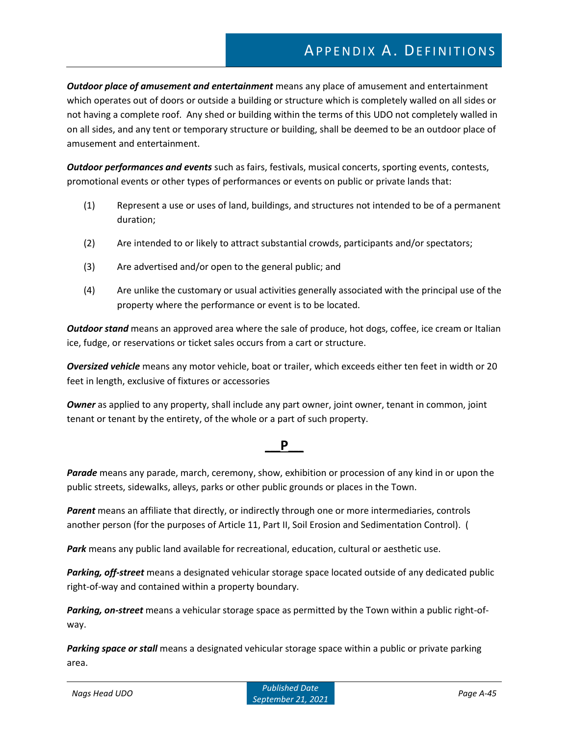***Outdoor place of amusement and entertainment*** means any place of amusement and entertainment which operates out of doors or outside a building or structure which is completely walled on all sides or not having a complete roof. Any shed or building within the terms of this UDO not completely walled in on all sides, and any tent or temporary structure or building, shall be deemed to be an outdoor place of amusement and entertainment.

***Outdoor performances and events*** such as fairs, festivals, musical concerts, sporting events, contests, promotional events or other types of performances or events on public or private lands that:

(1) Represent a use or uses of land, buildings, and structures not intended to be of a permanent duration;

(2) Are intended to or likely to attract substantial crowds, participants and/or spectators;

(3) Are advertised and/or open to the general public; and

(4) Are unlike the customary or usual activities generally associated with the principal use of the property where the performance or event is to be located.

***Outdoor stand*** means an approved area where the sale of produce, hot dogs, coffee, ice cream or Italian ice, fudge, or reservations or ticket sales occurs from a cart or structure.

***Oversized vehicle*** means any motor vehicle, boat or trailer, which exceeds either ten feet in width or 20 feet in length, exclusive of fixtures or accessories

***Owner*** as applied to any property, shall include any part owner, joint owner, tenant in common, joint tenant or tenant by the entirety, of the whole or a part of such property.

## P

***Parade*** means any parade, march, ceremony, show, exhibition or procession of any kind in or upon the public streets, sidewalks, alleys, parks or other public grounds or places in the Town.

***Parent*** means an affiliate that directly, or indirectly through one or more intermediaries, controls another person (for the purposes of Article 11, Part II, Soil Erosion and Sedimentation Control). (

***Park*** means any public land available for recreational, education, cultural or aesthetic use.

***Parking, off-street*** means a designated vehicular storage space located outside of any dedicated public right-of-way and contained within a property boundary.

***Parking, on-street*** means a vehicular storage space as permitted by the Town within a public right-of-way.

***Parking space or stall*** means a designated vehicular storage space within a public or private parking area.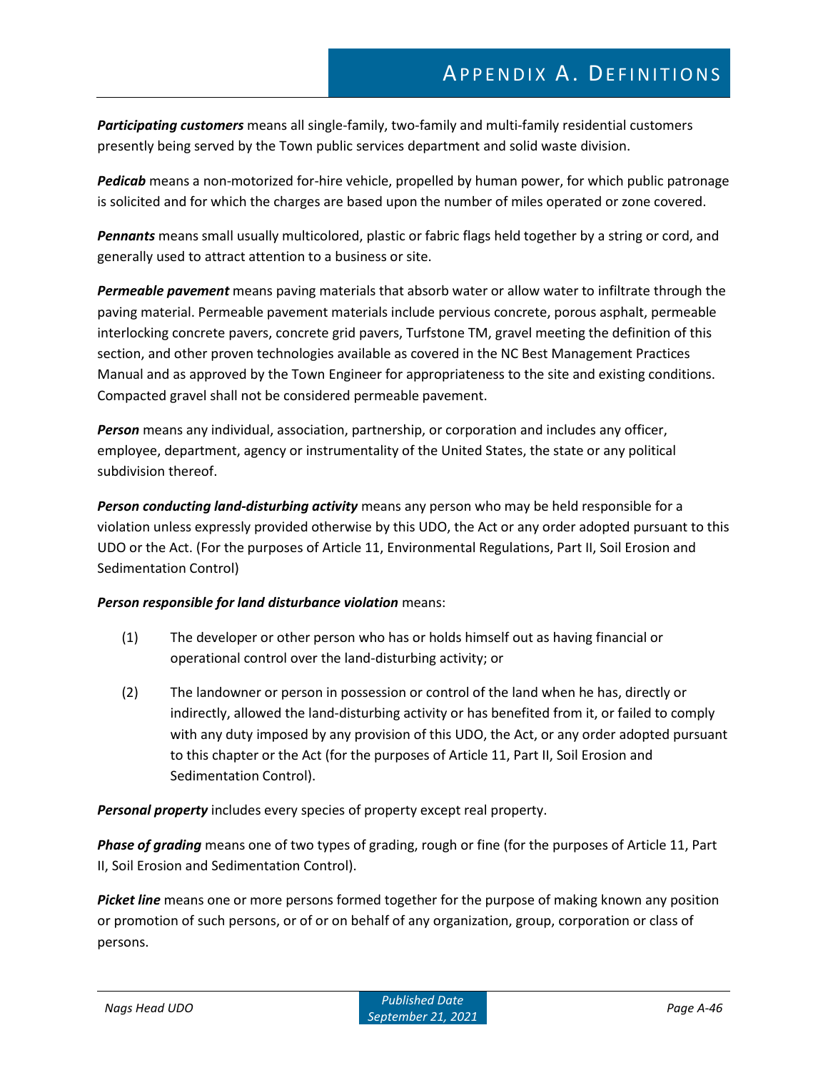***Participating customers*** means all single-family, two-family and multi-family residential customers presently being served by the Town public services department and solid waste division.

***Pedicab*** means a non-motorized for-hire vehicle, propelled by human power, for which public patronage is solicited and for which the charges are based upon the number of miles operated or zone covered.

***Pennants*** means small usually multicolored, plastic or fabric flags held together by a string or cord, and generally used to attract attention to a business or site.

***Permeable pavement*** means paving materials that absorb water or allow water to infiltrate through the paving material. Permeable pavement materials include pervious concrete, porous asphalt, permeable interlocking concrete pavers, concrete grid pavers, Turfstone TM, gravel meeting the definition of this section, and other proven technologies available as covered in the NC Best Management Practices Manual and as approved by the Town Engineer for appropriateness to the site and existing conditions. Compacted gravel shall not be considered permeable pavement.

***Person*** means any individual, association, partnership, or corporation and includes any officer, employee, department, agency or instrumentality of the United States, the state or any political subdivision thereof.

***Person conducting land-disturbing activity*** means any person who may be held responsible for a violation unless expressly provided otherwise by this UDO, the Act or any order adopted pursuant to this UDO or the Act. (For the purposes of Article 11, Environmental Regulations, Part II, Soil Erosion and Sedimentation Control)

***Person responsible for land disturbance violation*** means:

(1) The developer or other person who has or holds himself out as having financial or operational control over the land-disturbing activity; or

(2) The landowner or person in possession or control of the land when he has, directly or indirectly, allowed the land-disturbing activity or has benefited from it, or failed to comply with any duty imposed by any provision of this UDO, the Act, or any order adopted pursuant to this chapter or the Act (for the purposes of Article 11, Part II, Soil Erosion and Sedimentation Control).

***Personal property*** includes every species of property except real property.

***Phase of grading*** means one of two types of grading, rough or fine (for the purposes of Article 11, Part II, Soil Erosion and Sedimentation Control).

***Picket line*** means one or more persons formed together for the purpose of making known any position or promotion of such persons, or of or on behalf of any organization, group, corporation or class of persons.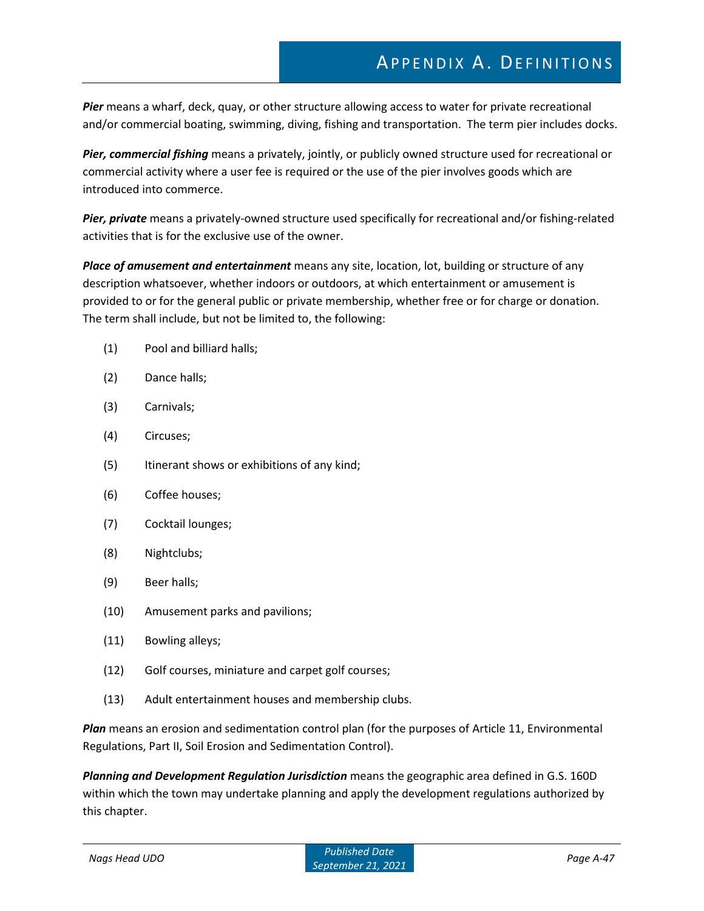***Pier*** means a wharf, deck, quay, or other structure allowing access to water for private recreational and/or commercial boating, swimming, diving, fishing and transportation. The term pier includes docks.

***Pier, commercial fishing*** means a privately, jointly, or publicly owned structure used for recreational or commercial activity where a user fee is required or the use of the pier involves goods which are introduced into commerce.

***Pier, private*** means a privately-owned structure used specifically for recreational and/or fishing-related activities that is for the exclusive use of the owner.

***Place of amusement and entertainment*** means any site, location, lot, building or structure of any description whatsoever, whether indoors or outdoors, at which entertainment or amusement is provided to or for the general public or private membership, whether free or for charge or donation. The term shall include, but not be limited to, the following:

(1) Pool and billiard halls;

(2) Dance halls;

(3) Carnivals;

(4) Circuses;

(5) Itinerant shows or exhibitions of any kind;

(6) Coffee houses;

(7) Cocktail lounges;

(8) Nightclubs;

(9) Beer halls;

(10) Amusement parks and pavilions;

(11) Bowling alleys;

(12) Golf courses, miniature and carpet golf courses;

(13) Adult entertainment houses and membership clubs.

***Plan*** means an erosion and sedimentation control plan (for the purposes of Article 11, Environmental Regulations, Part II, Soil Erosion and Sedimentation Control).

***Planning and Development Regulation Jurisdiction*** means the geographic area defined in G.S. 160D within which the town may undertake planning and apply the development regulations authorized by this chapter.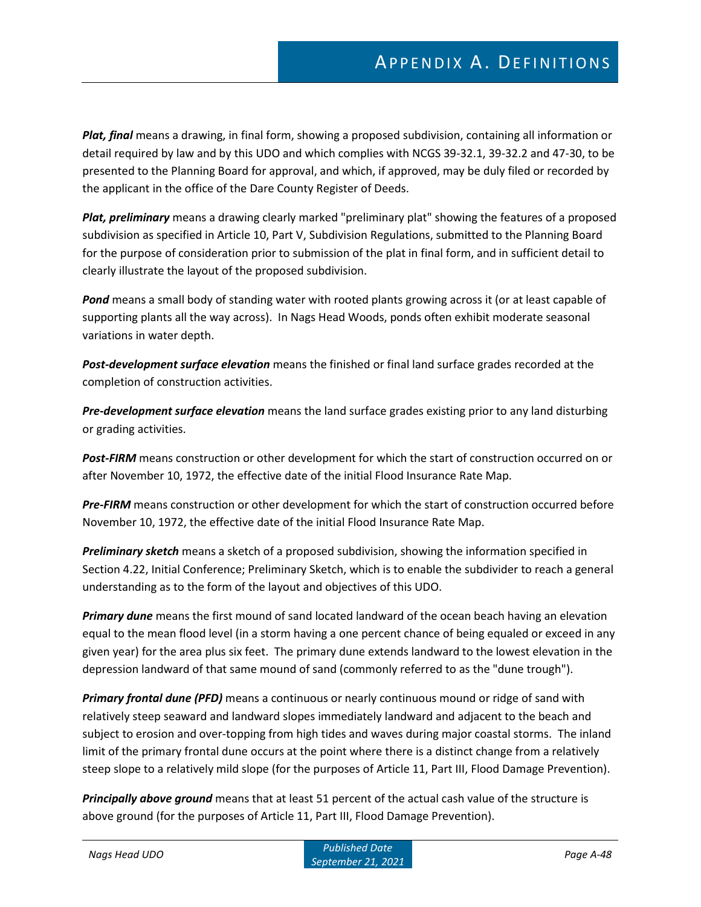***Plat, final*** means a drawing, in final form, showing a proposed subdivision, containing all information or detail required by law and by this UDO and which complies with NCGS 39-32.1, 39-32.2 and 47-30, to be presented to the Planning Board for approval, and which, if approved, may be duly filed or recorded by the applicant in the office of the Dare County Register of Deeds.

***Plat, preliminary*** means a drawing clearly marked "preliminary plat" showing the features of a proposed subdivision as specified in Article 10, Part V, Subdivision Regulations, submitted to the Planning Board for the purpose of consideration prior to submission of the plat in final form, and in sufficient detail to clearly illustrate the layout of the proposed subdivision.

***Pond*** means a small body of standing water with rooted plants growing across it (or at least capable of supporting plants all the way across). In Nags Head Woods, ponds often exhibit moderate seasonal variations in water depth.

***Post-development surface elevation*** means the finished or final land surface grades recorded at the completion of construction activities.

***Pre-development surface elevation*** means the land surface grades existing prior to any land disturbing or grading activities.

***Post-FIRM*** means construction or other development for which the start of construction occurred on or after November 10, 1972, the effective date of the initial Flood Insurance Rate Map.

***Pre-FIRM*** means construction or other development for which the start of construction occurred before November 10, 1972, the effective date of the initial Flood Insurance Rate Map.

***Preliminary sketch*** means a sketch of a proposed subdivision, showing the information specified in Section 4.22, Initial Conference; Preliminary Sketch, which is to enable the subdivider to reach a general understanding as to the form of the layout and objectives of this UDO.

***Primary dune*** means the first mound of sand located landward of the ocean beach having an elevation equal to the mean flood level (in a storm having a one percent chance of being equaled or exceed in any given year) for the area plus six feet. The primary dune extends landward to the lowest elevation in the depression landward of that same mound of sand (commonly referred to as the "dune trough").

***Primary frontal dune (PFD)*** means a continuous or nearly continuous mound or ridge of sand with relatively steep seaward and landward slopes immediately landward and adjacent to the beach and subject to erosion and over-topping from high tides and waves during major coastal storms. The inland limit of the primary frontal dune occurs at the point where there is a distinct change from a relatively steep slope to a relatively mild slope (for the purposes of Article 11, Part III, Flood Damage Prevention).

***Principally above ground*** means that at least 51 percent of the actual cash value of the structure is above ground (for the purposes of Article 11, Part III, Flood Damage Prevention).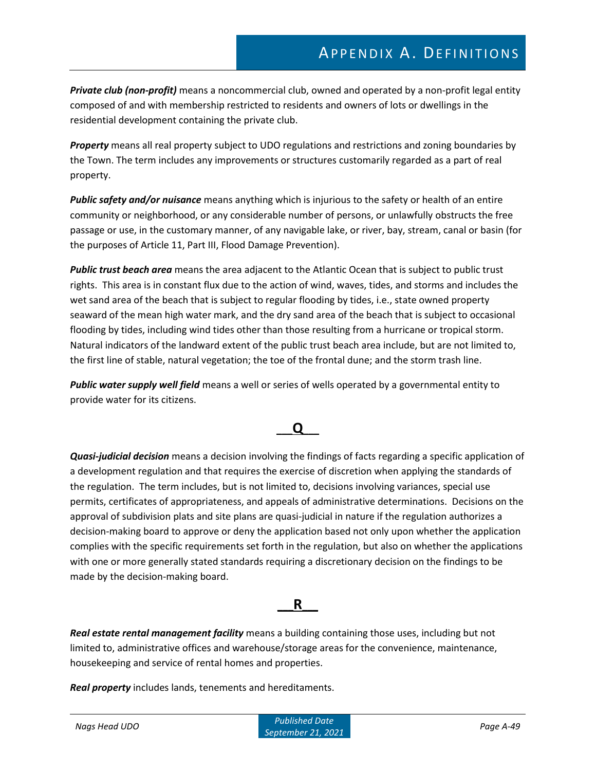***Private club (non-profit)*** means a noncommercial club, owned and operated by a non-profit legal entity composed of and with membership restricted to residents and owners of lots or dwellings in the residential development containing the private club.

***Property*** means all real property subject to UDO regulations and restrictions and zoning boundaries by the Town. The term includes any improvements or structures customarily regarded as a part of real property.

***Public safety and/or nuisance*** means anything which is injurious to the safety or health of an entire community or neighborhood, or any considerable number of persons, or unlawfully obstructs the free passage or use, in the customary manner, of any navigable lake, or river, bay, stream, canal or basin (for the purposes of Article 11, Part III, Flood Damage Prevention).

***Public trust beach area*** means the area adjacent to the Atlantic Ocean that is subject to public trust rights. This area is in constant flux due to the action of wind, waves, tides, and storms and includes the wet sand area of the beach that is subject to regular flooding by tides, i.e., state owned property seaward of the mean high water mark, and the dry sand area of the beach that is subject to occasional flooding by tides, including wind tides other than those resulting from a hurricane or tropical storm. Natural indicators of the landward extent of the public trust beach area include, but are not limited to, the first line of stable, natural vegetation; the toe of the frontal dune; and the storm trash line.

***Public water supply well field*** means a well or series of wells operated by a governmental entity to provide water for its citizens.

## Q

***Quasi-judicial decision*** means a decision involving the findings of facts regarding a specific application of a development regulation and that requires the exercise of discretion when applying the standards of the regulation. The term includes, but is not limited to, decisions involving variances, special use permits, certificates of appropriateness, and appeals of administrative determinations. Decisions on the approval of subdivision plats and site plans are quasi-judicial in nature if the regulation authorizes a decision-making board to approve or deny the application based not only upon whether the application complies with the specific requirements set forth in the regulation, but also on whether the applications with one or more generally stated standards requiring a discretionary decision on the findings to be made by the decision-making board.

## R

***Real estate rental management facility*** means a building containing those uses, including but not limited to, administrative offices and warehouse/storage areas for the convenience, maintenance, housekeeping and service of rental homes and properties.

***Real property*** includes lands, tenements and hereditaments.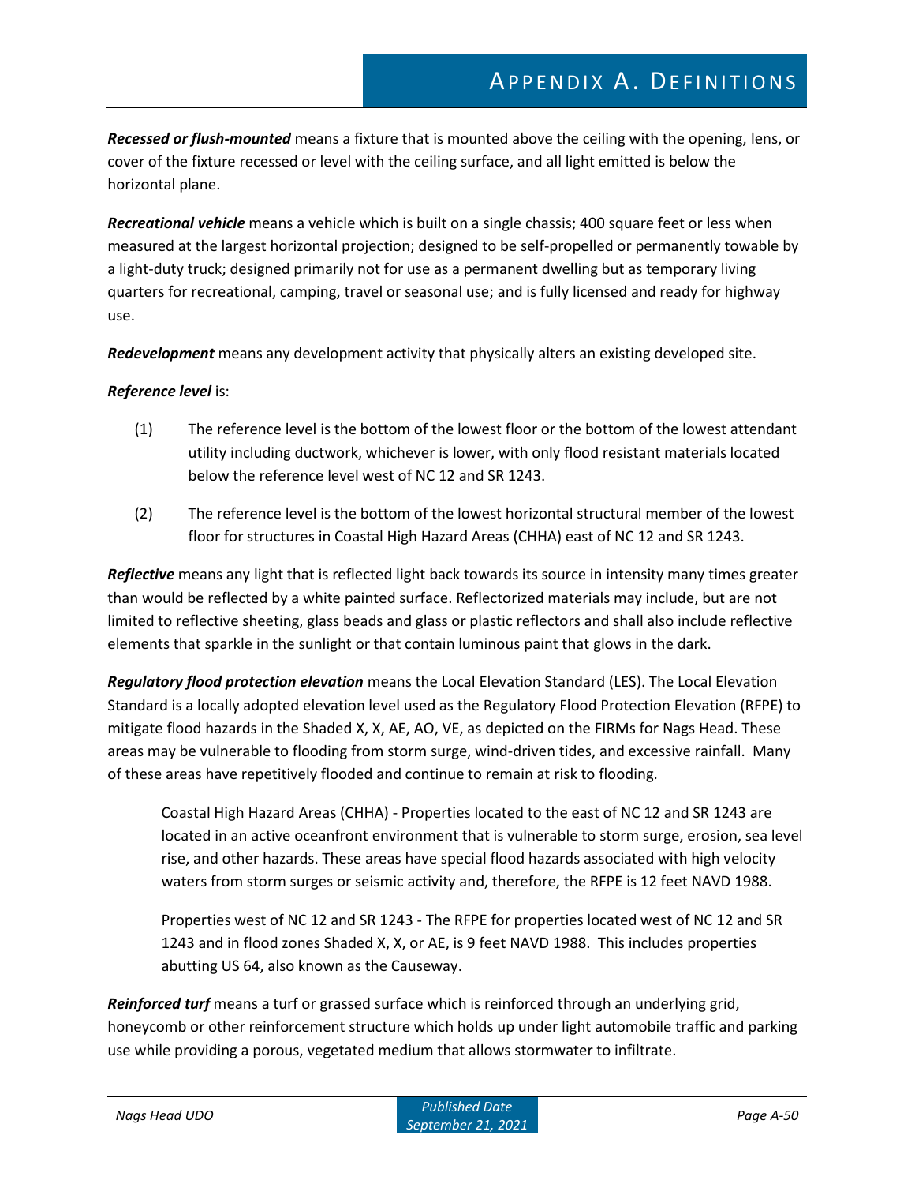***Recessed or flush-mounted*** means a fixture that is mounted above the ceiling with the opening, lens, or cover of the fixture recessed or level with the ceiling surface, and all light emitted is below the horizontal plane.

***Recreational vehicle*** means a vehicle which is built on a single chassis; 400 square feet or less when measured at the largest horizontal projection; designed to be self-propelled or permanently towable by a light-duty truck; designed primarily not for use as a permanent dwelling but as temporary living quarters for recreational, camping, travel or seasonal use; and is fully licensed and ready for highway use.

***Redevelopment*** means any development activity that physically alters an existing developed site.

***Reference level*** is:

(1) The reference level is the bottom of the lowest floor or the bottom of the lowest attendant utility including ductwork, whichever is lower, with only flood resistant materials located below the reference level west of NC 12 and SR 1243.

(2) The reference level is the bottom of the lowest horizontal structural member of the lowest floor for structures in Coastal High Hazard Areas (CHHA) east of NC 12 and SR 1243.

***Reflective*** means any light that is reflected light back towards its source in intensity many times greater than would be reflected by a white painted surface. Reflectorized materials may include, but are not limited to reflective sheeting, glass beads and glass or plastic reflectors and shall also include reflective elements that sparkle in the sunlight or that contain luminous paint that glows in the dark.

***Regulatory flood protection elevation*** means the Local Elevation Standard (LES). The Local Elevation Standard is a locally adopted elevation level used as the Regulatory Flood Protection Elevation (RFPE) to mitigate flood hazards in the Shaded X, X, AE, AO, VE, as depicted on the FIRMs for Nags Head. These areas may be vulnerable to flooding from storm surge, wind-driven tides, and excessive rainfall. Many of these areas have repetitively flooded and continue to remain at risk to flooding.

Coastal High Hazard Areas (CHHA) - Properties located to the east of NC 12 and SR 1243 are located in an active oceanfront environment that is vulnerable to storm surge, erosion, sea level rise, and other hazards. These areas have special flood hazards associated with high velocity waters from storm surges or seismic activity and, therefore, the RFPE is 12 feet NAVD 1988.

Properties west of NC 12 and SR 1243 - The RFPE for properties located west of NC 12 and SR 1243 and in flood zones Shaded X, X, or AE, is 9 feet NAVD 1988. This includes properties abutting US 64, also known as the Causeway.

***Reinforced turf*** means a turf or grassed surface which is reinforced through an underlying grid, honeycomb or other reinforcement structure which holds up under light automobile traffic and parking use while providing a porous, vegetated medium that allows stormwater to infiltrate.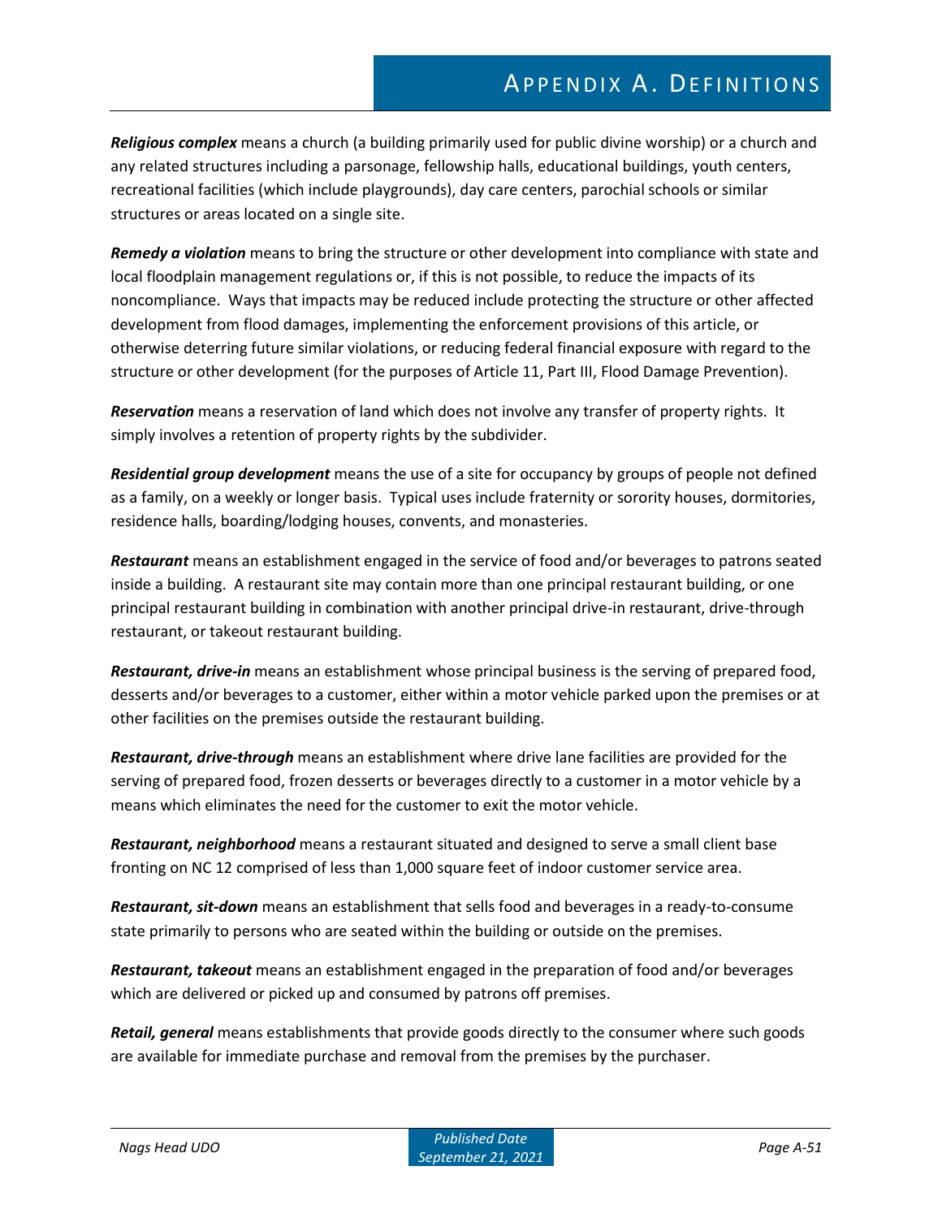***Religious complex*** means a church (a building primarily used for public divine worship) or a church and any related structures including a parsonage, fellowship halls, educational buildings, youth centers, recreational facilities (which include playgrounds), day care centers, parochial schools or similar structures or areas located on a single site.

***Remedy a violation*** means to bring the structure or other development into compliance with state and local floodplain management regulations or, if this is not possible, to reduce the impacts of its noncompliance. Ways that impacts may be reduced include protecting the structure or other affected development from flood damages, implementing the enforcement provisions of this article, or otherwise deterring future similar violations, or reducing federal financial exposure with regard to the structure or other development (for the purposes of Article 11, Part III, Flood Damage Prevention).

***Reservation*** means a reservation of land which does not involve any transfer of property rights. It simply involves a retention of property rights by the subdivider.

***Residential group development*** means the use of a site for occupancy by groups of people not defined as a family, on a weekly or longer basis. Typical uses include fraternity or sorority houses, dormitories, residence halls, boarding/lodging houses, convents, and monasteries.

***Restaurant*** means an establishment engaged in the service of food and/or beverages to patrons seated inside a building. A restaurant site may contain more than one principal restaurant building, or one principal restaurant building in combination with another principal drive-in restaurant, drive-through restaurant, or takeout restaurant building.

***Restaurant, drive-in*** means an establishment whose principal business is the serving of prepared food, desserts and/or beverages to a customer, either within a motor vehicle parked upon the premises or at other facilities on the premises outside the restaurant building.

***Restaurant, drive-through*** means an establishment where drive lane facilities are provided for the serving of prepared food, frozen desserts or beverages directly to a customer in a motor vehicle by a means which eliminates the need for the customer to exit the motor vehicle.

***Restaurant, neighborhood*** means a restaurant situated and designed to serve a small client base fronting on NC 12 comprised of less than 1,000 square feet of indoor customer service area.

***Restaurant, sit-down*** means an establishment that sells food and beverages in a ready-to-consume state primarily to persons who are seated within the building or outside on the premises.

***Restaurant, takeout*** means an establishment engaged in the preparation of food and/or beverages which are delivered or picked up and consumed by patrons off premises.

***Retail, general*** means establishments that provide goods directly to the consumer where such goods are available for immediate purchase and removal from the premises by the purchaser.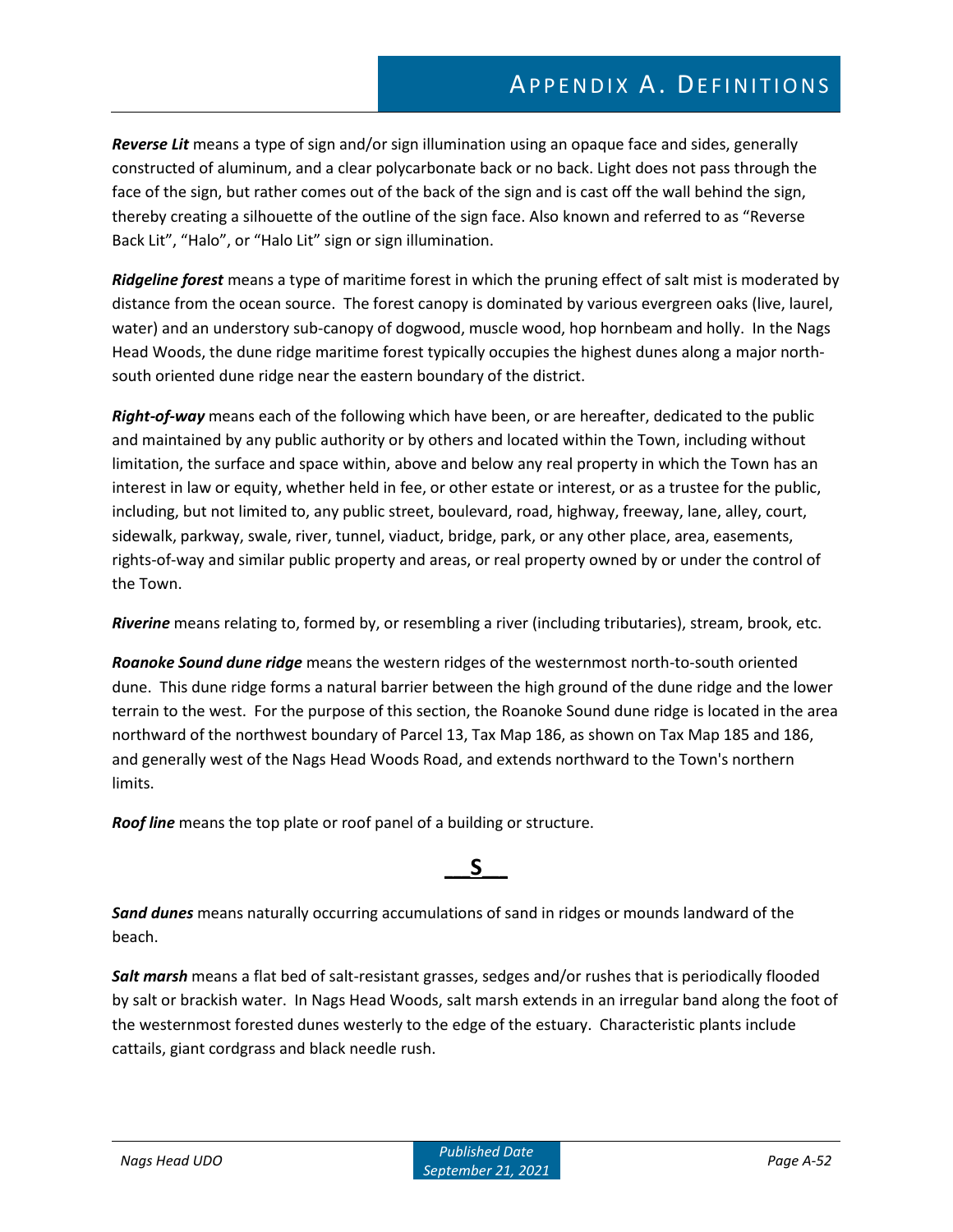***Reverse Lit*** means a type of sign and/or sign illumination using an opaque face and sides, generally constructed of aluminum, and a clear polycarbonate back or no back. Light does not pass through the face of the sign, but rather comes out of the back of the sign and is cast off the wall behind the sign, thereby creating a silhouette of the outline of the sign face. Also known and referred to as "Reverse Back Lit", "Halo", or "Halo Lit" sign or sign illumination.

***Ridgeline forest*** means a type of maritime forest in which the pruning effect of salt mist is moderated by distance from the ocean source. The forest canopy is dominated by various evergreen oaks (live, laurel, water) and an understory sub-canopy of dogwood, muscle wood, hop hornbeam and holly. In the Nags Head Woods, the dune ridge maritime forest typically occupies the highest dunes along a major north-south oriented dune ridge near the eastern boundary of the district.

***Right-of-way*** means each of the following which have been, or are hereafter, dedicated to the public and maintained by any public authority or by others and located within the Town, including without limitation, the surface and space within, above and below any real property in which the Town has an interest in law or equity, whether held in fee, or other estate or interest, or as a trustee for the public, including, but not limited to, any public street, boulevard, road, highway, freeway, lane, alley, court, sidewalk, parkway, swale, river, tunnel, viaduct, bridge, park, or any other place, area, easements, rights-of-way and similar public property and areas, or real property owned by or under the control of the Town.

***Riverine*** means relating to, formed by, or resembling a river (including tributaries), stream, brook, etc.

***Roanoke Sound dune ridge*** means the western ridges of the westernmost north-to-south oriented dune. This dune ridge forms a natural barrier between the high ground of the dune ridge and the lower terrain to the west. For the purpose of this section, the Roanoke Sound dune ridge is located in the area northward of the northwest boundary of Parcel 13, Tax Map 186, as shown on Tax Map 185 and 186, and generally west of the Nags Head Woods Road, and extends northward to the Town's northern limits.

***Roof line*** means the top plate or roof panel of a building or structure.

## S

***Sand dunes*** means naturally occurring accumulations of sand in ridges or mounds landward of the beach.

***Salt marsh*** means a flat bed of salt-resistant grasses, sedges and/or rushes that is periodically flooded by salt or brackish water. In Nags Head Woods, salt marsh extends in an irregular band along the foot of the westernmost forested dunes westerly to the edge of the estuary. Characteristic plants include cattails, giant cordgrass and black needle rush.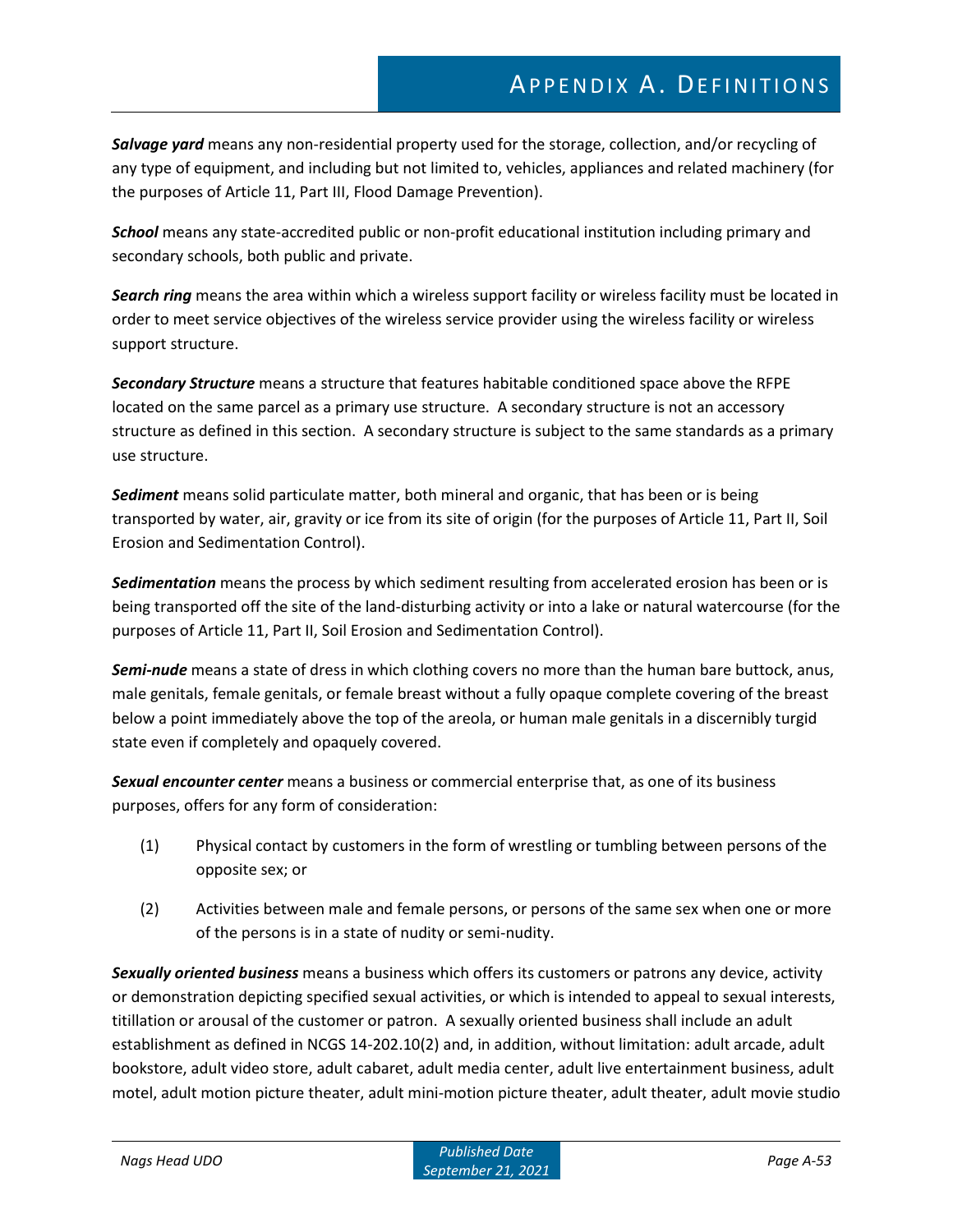***Salvage yard*** means any non-residential property used for the storage, collection, and/or recycling of any type of equipment, and including but not limited to, vehicles, appliances and related machinery (for the purposes of Article 11, Part III, Flood Damage Prevention).

***School*** means any state-accredited public or non-profit educational institution including primary and secondary schools, both public and private.

***Search ring*** means the area within which a wireless support facility or wireless facility must be located in order to meet service objectives of the wireless service provider using the wireless facility or wireless support structure.

***Secondary Structure*** means a structure that features habitable conditioned space above the RFPE located on the same parcel as a primary use structure. A secondary structure is not an accessory structure as defined in this section. A secondary structure is subject to the same standards as a primary use structure.

***Sediment*** means solid particulate matter, both mineral and organic, that has been or is being transported by water, air, gravity or ice from its site of origin (for the purposes of Article 11, Part II, Soil Erosion and Sedimentation Control).

***Sedimentation*** means the process by which sediment resulting from accelerated erosion has been or is being transported off the site of the land-disturbing activity or into a lake or natural watercourse (for the purposes of Article 11, Part II, Soil Erosion and Sedimentation Control).

***Semi-nude*** means a state of dress in which clothing covers no more than the human bare buttock, anus, male genitals, female genitals, or female breast without a fully opaque complete covering of the breast below a point immediately above the top of the areola, or human male genitals in a discernibly turgid state even if completely and opaquely covered.

***Sexual encounter center*** means a business or commercial enterprise that, as one of its business purposes, offers for any form of consideration:

(1) Physical contact by customers in the form of wrestling or tumbling between persons of the opposite sex; or

(2) Activities between male and female persons, or persons of the same sex when one or more of the persons is in a state of nudity or semi-nudity.

***Sexually oriented business*** means a business which offers its customers or patrons any device, activity or demonstration depicting specified sexual activities, or which is intended to appeal to sexual interests, titillation or arousal of the customer or patron. A sexually oriented business shall include an adult establishment as defined in NCGS 14-202.10(2) and, in addition, without limitation: adult arcade, adult bookstore, adult video store, adult cabaret, adult media center, adult live entertainment business, adult motel, adult motion picture theater, adult mini-motion picture theater, adult theater, adult movie studio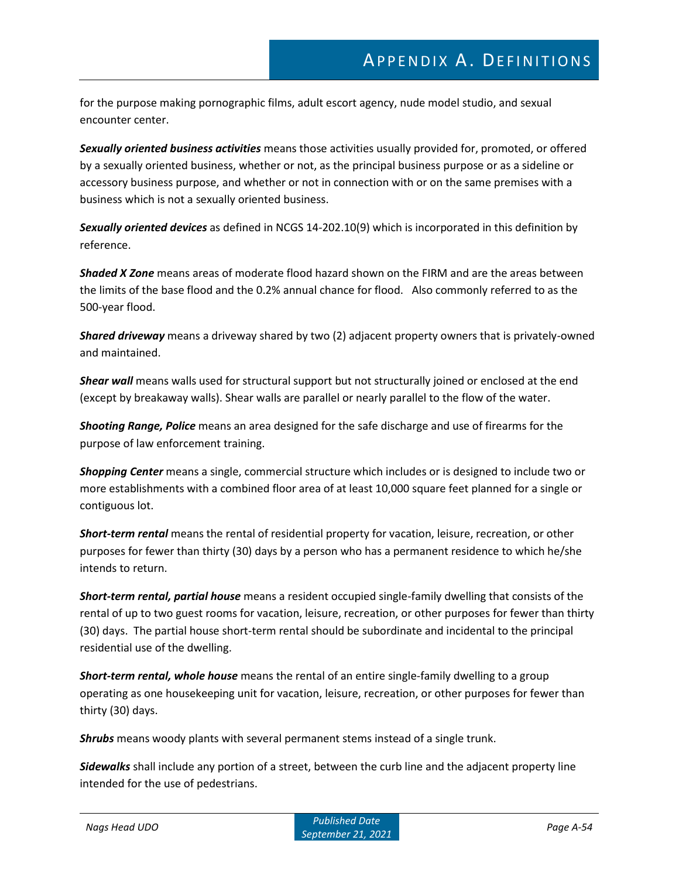for the purpose making pornographic films, adult escort agency, nude model studio, and sexual encounter center.

***Sexually oriented business activities*** means those activities usually provided for, promoted, or offered by a sexually oriented business, whether or not, as the principal business purpose or as a sideline or accessory business purpose, and whether or not in connection with or on the same premises with a business which is not a sexually oriented business.

***Sexually oriented devices*** as defined in NCGS 14-202.10(9) which is incorporated in this definition by reference.

***Shaded X Zone*** means areas of moderate flood hazard shown on the FIRM and are the areas between the limits of the base flood and the 0.2% annual chance for flood. Also commonly referred to as the 500-year flood.

***Shared driveway*** means a driveway shared by two (2) adjacent property owners that is privately-owned and maintained.

***Shear wall*** means walls used for structural support but not structurally joined or enclosed at the end (except by breakaway walls). Shear walls are parallel or nearly parallel to the flow of the water.

***Shooting Range, Police*** means an area designed for the safe discharge and use of firearms for the purpose of law enforcement training.

***Shopping Center*** means a single, commercial structure which includes or is designed to include two or more establishments with a combined floor area of at least 10,000 square feet planned for a single or contiguous lot.

***Short-term rental*** means the rental of residential property for vacation, leisure, recreation, or other purposes for fewer than thirty (30) days by a person who has a permanent residence to which he/she intends to return.

***Short-term rental, partial house*** means a resident occupied single-family dwelling that consists of the rental of up to two guest rooms for vacation, leisure, recreation, or other purposes for fewer than thirty (30) days. The partial house short-term rental should be subordinate and incidental to the principal residential use of the dwelling.

***Short-term rental, whole house*** means the rental of an entire single-family dwelling to a group operating as one housekeeping unit for vacation, leisure, recreation, or other purposes for fewer than thirty (30) days.

***Shrubs*** means woody plants with several permanent stems instead of a single trunk.

***Sidewalks*** shall include any portion of a street, between the curb line and the adjacent property line intended for the use of pedestrians.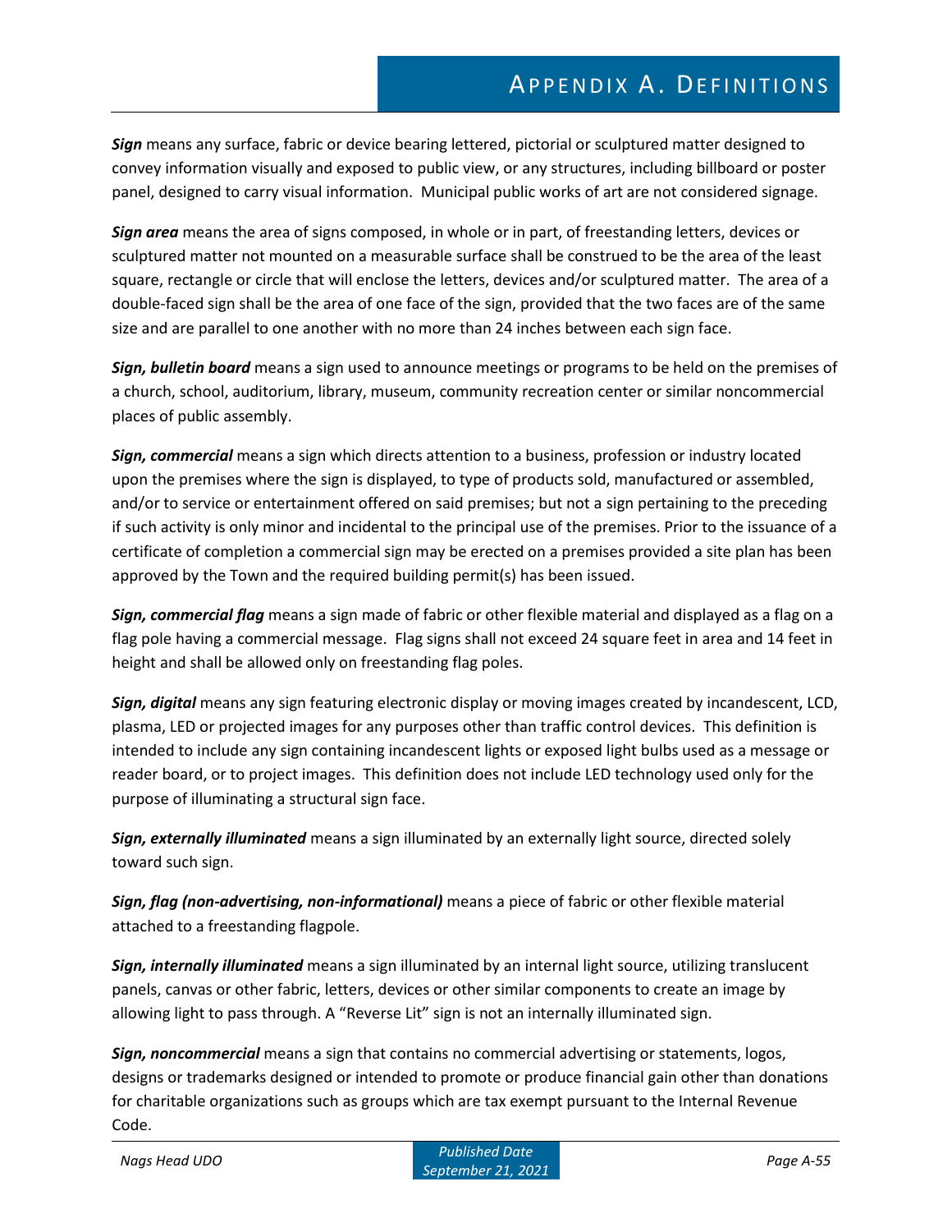***Sign*** means any surface, fabric or device bearing lettered, pictorial or sculptured matter designed to convey information visually and exposed to public view, or any structures, including billboard or poster panel, designed to carry visual information. Municipal public works of art are not considered signage.

***Sign area*** means the area of signs composed, in whole or in part, of freestanding letters, devices or sculptured matter not mounted on a measurable surface shall be construed to be the area of the least square, rectangle or circle that will enclose the letters, devices and/or sculptured matter. The area of a double-faced sign shall be the area of one face of the sign, provided that the two faces are of the same size and are parallel to one another with no more than 24 inches between each sign face.

***Sign, bulletin board*** means a sign used to announce meetings or programs to be held on the premises of a church, school, auditorium, library, museum, community recreation center or similar noncommercial places of public assembly.

***Sign, commercial*** means a sign which directs attention to a business, profession or industry located upon the premises where the sign is displayed, to type of products sold, manufactured or assembled, and/or to service or entertainment offered on said premises; but not a sign pertaining to the preceding if such activity is only minor and incidental to the principal use of the premises. Prior to the issuance of a certificate of completion a commercial sign may be erected on a premises provided a site plan has been approved by the Town and the required building permit(s) has been issued.

***Sign, commercial flag*** means a sign made of fabric or other flexible material and displayed as a flag on a flag pole having a commercial message. Flag signs shall not exceed 24 square feet in area and 14 feet in height and shall be allowed only on freestanding flag poles.

***Sign, digital*** means any sign featuring electronic display or moving images created by incandescent, LCD, plasma, LED or projected images for any purposes other than traffic control devices. This definition is intended to include any sign containing incandescent lights or exposed light bulbs used as a message or reader board, or to project images. This definition does not include LED technology used only for the purpose of illuminating a structural sign face.

***Sign, externally illuminated*** means a sign illuminated by an externally light source, directed solely toward such sign.

***Sign, flag (non-advertising, non-informational)*** means a piece of fabric or other flexible material attached to a freestanding flagpole.

***Sign, internally illuminated*** means a sign illuminated by an internal light source, utilizing translucent panels, canvas or other fabric, letters, devices or other similar components to create an image by allowing light to pass through. A "Reverse Lit" sign is not an internally illuminated sign.

***Sign, noncommercial*** means a sign that contains no commercial advertising or statements, logos, designs or trademarks designed or intended to promote or produce financial gain other than donations for charitable organizations such as groups which are tax exempt pursuant to the Internal Revenue Code.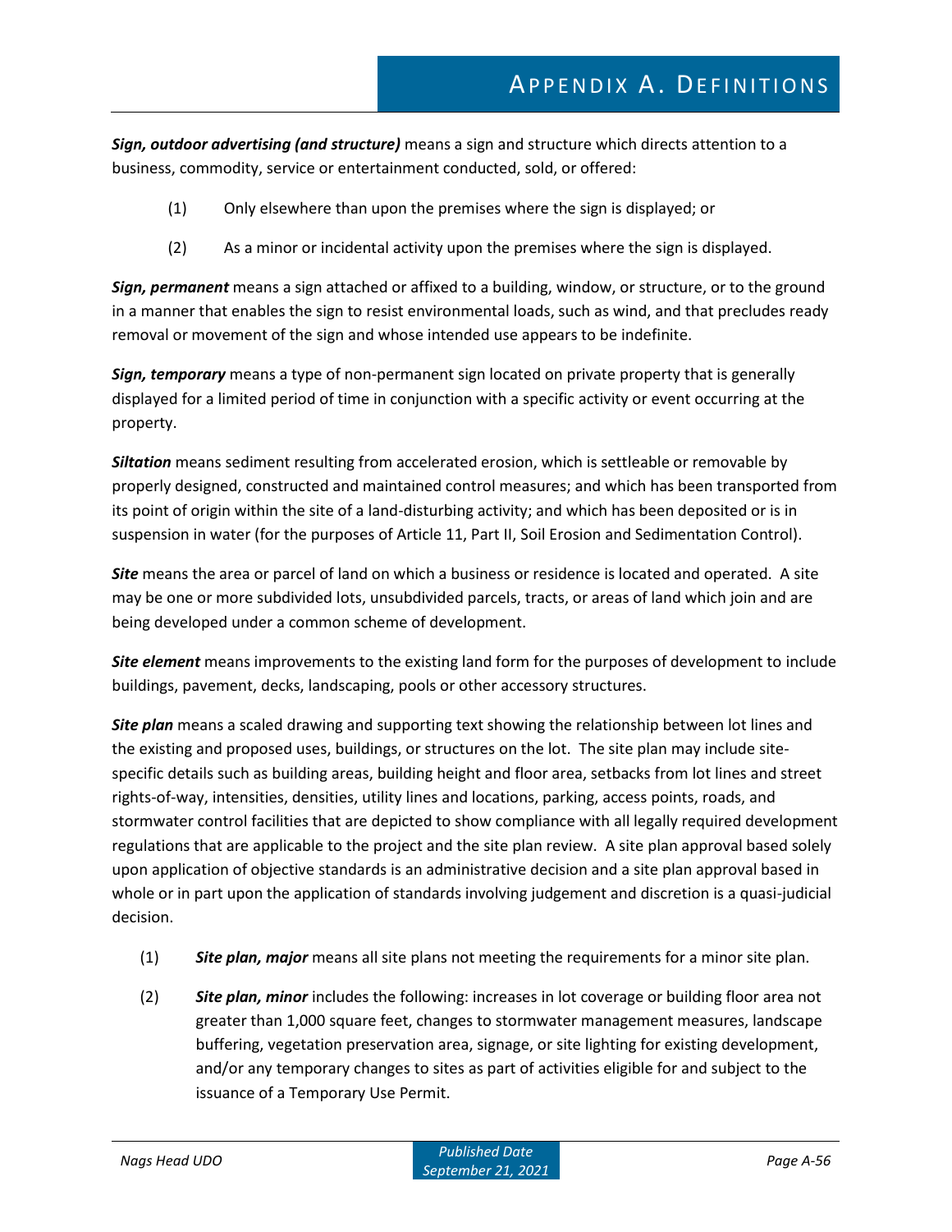***Sign, outdoor advertising (and structure)*** means a sign and structure which directs attention to a business, commodity, service or entertainment conducted, sold, or offered:

(1) Only elsewhere than upon the premises where the sign is displayed; or

(2) As a minor or incidental activity upon the premises where the sign is displayed.

***Sign, permanent*** means a sign attached or affixed to a building, window, or structure, or to the ground in a manner that enables the sign to resist environmental loads, such as wind, and that precludes ready removal or movement of the sign and whose intended use appears to be indefinite.

***Sign, temporary*** means a type of non-permanent sign located on private property that is generally displayed for a limited period of time in conjunction with a specific activity or event occurring at the property.

***Siltation*** means sediment resulting from accelerated erosion, which is settleable or removable by properly designed, constructed and maintained control measures; and which has been transported from its point of origin within the site of a land-disturbing activity; and which has been deposited or is in suspension in water (for the purposes of Article 11, Part II, Soil Erosion and Sedimentation Control).

***Site*** means the area or parcel of land on which a business or residence is located and operated. A site may be one or more subdivided lots, unsubdivided parcels, tracts, or areas of land which join and are being developed under a common scheme of development.

***Site element*** means improvements to the existing land form for the purposes of development to include buildings, pavement, decks, landscaping, pools or other accessory structures.

***Site plan*** means a scaled drawing and supporting text showing the relationship between lot lines and the existing and proposed uses, buildings, or structures on the lot. The site plan may include site-specific details such as building areas, building height and floor area, setbacks from lot lines and street rights-of-way, intensities, densities, utility lines and locations, parking, access points, roads, and stormwater control facilities that are depicted to show compliance with all legally required development regulations that are applicable to the project and the site plan review. A site plan approval based solely upon application of objective standards is an administrative decision and a site plan approval based in whole or in part upon the application of standards involving judgement and discretion is a quasi-judicial decision.

(1) ***Site plan, major*** means all site plans not meeting the requirements for a minor site plan.

(2) ***Site plan, minor*** includes the following: increases in lot coverage or building floor area not greater than 1,000 square feet, changes to stormwater management measures, landscape buffering, vegetation preservation area, signage, or site lighting for existing development, and/or any temporary changes to sites as part of activities eligible for and subject to the issuance of a Temporary Use Permit.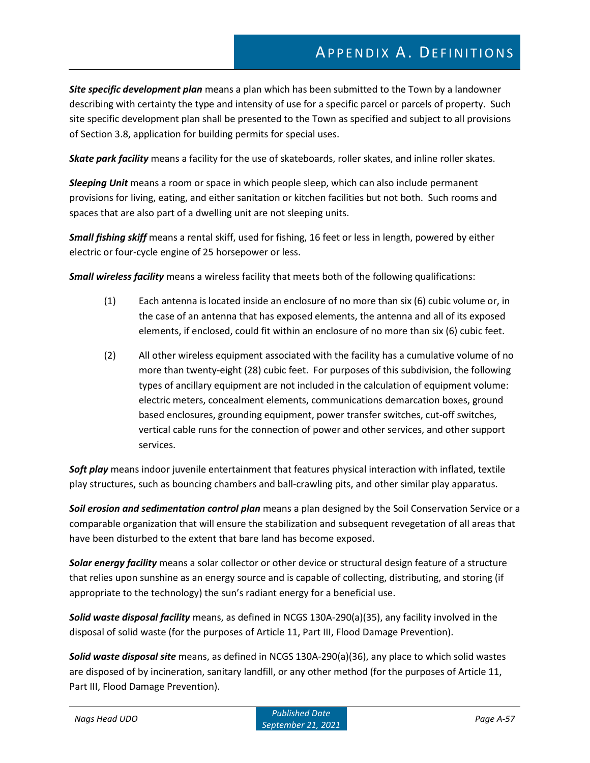***Site specific development plan*** means a plan which has been submitted to the Town by a landowner describing with certainty the type and intensity of use for a specific parcel or parcels of property. Such site specific development plan shall be presented to the Town as specified and subject to all provisions of Section 3.8, application for building permits for special uses.

***Skate park facility*** means a facility for the use of skateboards, roller skates, and inline roller skates.

***Sleeping Unit*** means a room or space in which people sleep, which can also include permanent provisions for living, eating, and either sanitation or kitchen facilities but not both. Such rooms and spaces that are also part of a dwelling unit are not sleeping units.

***Small fishing skiff*** means a rental skiff, used for fishing, 16 feet or less in length, powered by either electric or four-cycle engine of 25 horsepower or less.

***Small wireless facility*** means a wireless facility that meets both of the following qualifications:

(1) Each antenna is located inside an enclosure of no more than six (6) cubic volume or, in the case of an antenna that has exposed elements, the antenna and all of its exposed elements, if enclosed, could fit within an enclosure of no more than six (6) cubic feet.

(2) All other wireless equipment associated with the facility has a cumulative volume of no more than twenty-eight (28) cubic feet. For purposes of this subdivision, the following types of ancillary equipment are not included in the calculation of equipment volume: electric meters, concealment elements, communications demarcation boxes, ground based enclosures, grounding equipment, power transfer switches, cut-off switches, vertical cable runs for the connection of power and other services, and other support services.

***Soft play*** means indoor juvenile entertainment that features physical interaction with inflated, textile play structures, such as bouncing chambers and ball-crawling pits, and other similar play apparatus.

***Soil erosion and sedimentation control plan*** means a plan designed by the Soil Conservation Service or a comparable organization that will ensure the stabilization and subsequent revegetation of all areas that have been disturbed to the extent that bare land has become exposed.

***Solar energy facility*** means a solar collector or other device or structural design feature of a structure that relies upon sunshine as an energy source and is capable of collecting, distributing, and storing (if appropriate to the technology) the sun's radiant energy for a beneficial use.

***Solid waste disposal facility*** means, as defined in NCGS 130A-290(a)(35), any facility involved in the disposal of solid waste (for the purposes of Article 11, Part III, Flood Damage Prevention).

***Solid waste disposal site*** means, as defined in NCGS 130A-290(a)(36), any place to which solid wastes are disposed of by incineration, sanitary landfill, or any other method (for the purposes of Article 11, Part III, Flood Damage Prevention).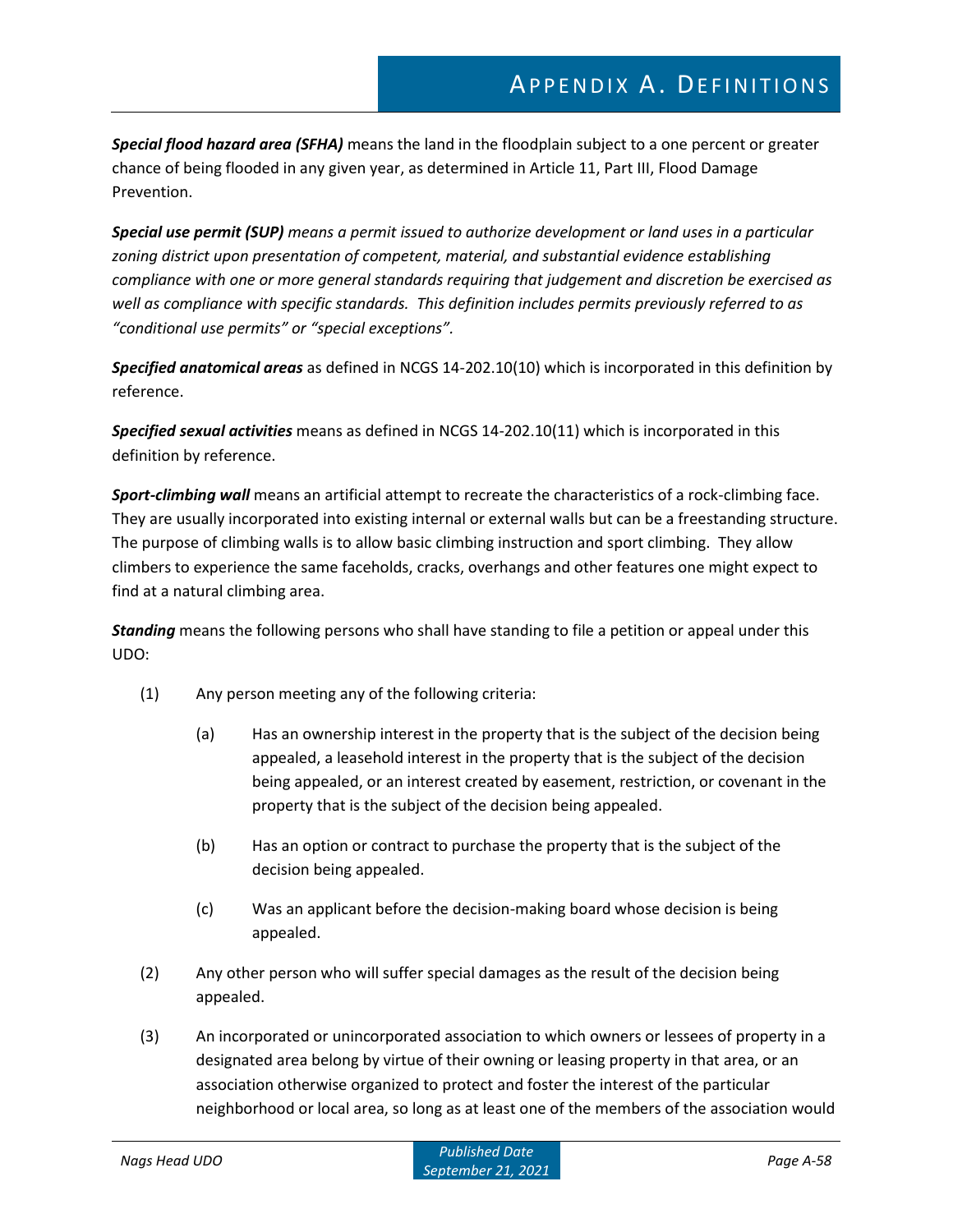***Special flood hazard area (SFHA)*** means the land in the floodplain subject to a one percent or greater chance of being flooded in any given year, as determined in Article 11, Part III, Flood Damage Prevention.

***Special use permit (SUP)*** *means a permit issued to authorize development or land uses in a particular zoning district upon presentation of competent, material, and substantial evidence establishing compliance with one or more general standards requiring that judgement and discretion be exercised as well as compliance with specific standards. This definition includes permits previously referred to as "conditional use permits" or "special exceptions".*

***Specified anatomical areas*** as defined in NCGS 14-202.10(10) which is incorporated in this definition by reference.

***Specified sexual activities*** means as defined in NCGS 14-202.10(11) which is incorporated in this definition by reference.

***Sport-climbing wall*** means an artificial attempt to recreate the characteristics of a rock-climbing face. They are usually incorporated into existing internal or external walls but can be a freestanding structure. The purpose of climbing walls is to allow basic climbing instruction and sport climbing. They allow climbers to experience the same faceholds, cracks, overhangs and other features one might expect to find at a natural climbing area.

***Standing*** means the following persons who shall have standing to file a petition or appeal under this UDO:

(1) Any person meeting any of the following criteria:

  (a) Has an ownership interest in the property that is the subject of the decision being appealed, a leasehold interest in the property that is the subject of the decision being appealed, or an interest created by easement, restriction, or covenant in the property that is the subject of the decision being appealed.

  (b) Has an option or contract to purchase the property that is the subject of the decision being appealed.

  (c) Was an applicant before the decision-making board whose decision is being appealed.

(2) Any other person who will suffer special damages as the result of the decision being appealed.

(3) An incorporated or unincorporated association to which owners or lessees of property in a designated area belong by virtue of their owning or leasing property in that area, or an association otherwise organized to protect and foster the interest of the particular neighborhood or local area, so long as at least one of the members of the association would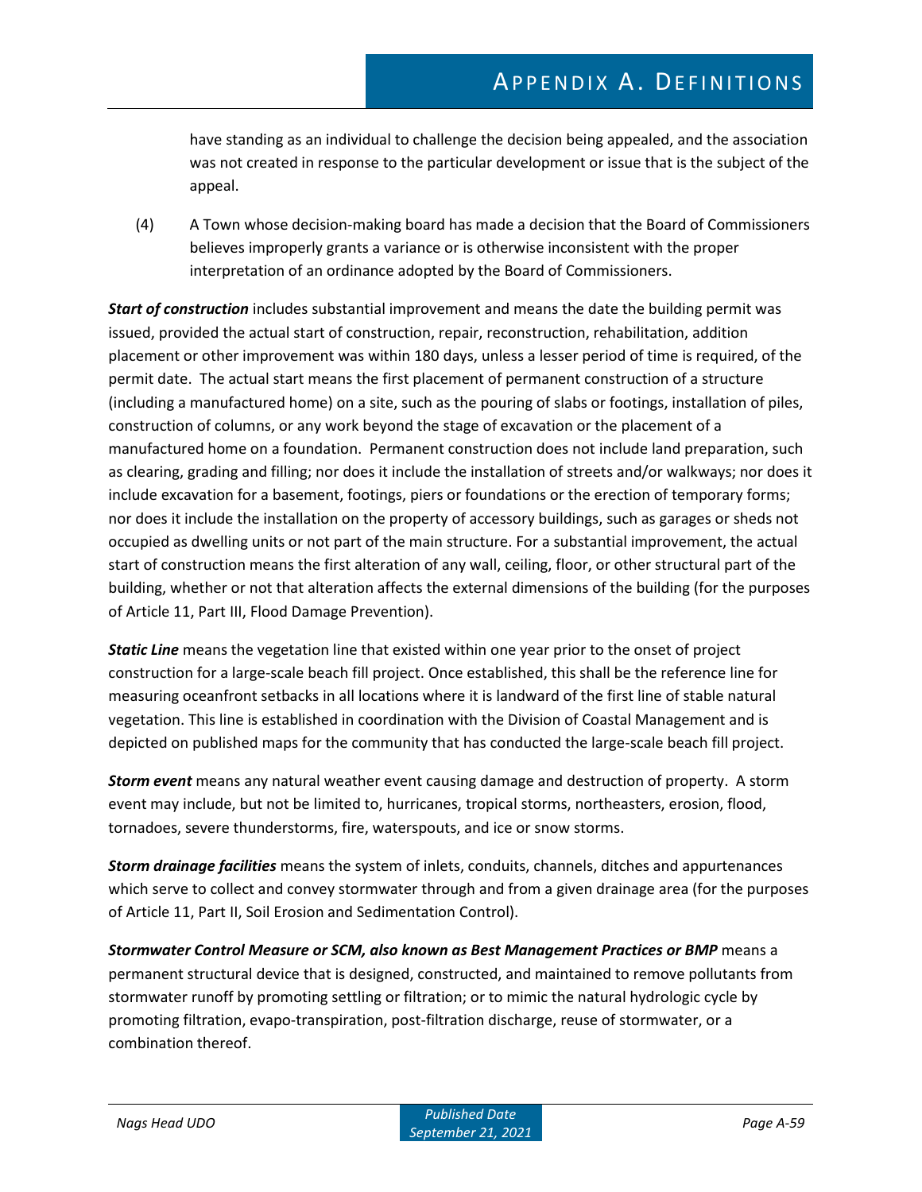have standing as an individual to challenge the decision being appealed, and the association was not created in response to the particular development or issue that is the subject of the appeal.

(4) A Town whose decision-making board has made a decision that the Board of Commissioners believes improperly grants a variance or is otherwise inconsistent with the proper interpretation of an ordinance adopted by the Board of Commissioners.

***Start of construction*** includes substantial improvement and means the date the building permit was issued, provided the actual start of construction, repair, reconstruction, rehabilitation, addition placement or other improvement was within 180 days, unless a lesser period of time is required, of the permit date. The actual start means the first placement of permanent construction of a structure (including a manufactured home) on a site, such as the pouring of slabs or footings, installation of piles, construction of columns, or any work beyond the stage of excavation or the placement of a manufactured home on a foundation. Permanent construction does not include land preparation, such as clearing, grading and filling; nor does it include the installation of streets and/or walkways; nor does it include excavation for a basement, footings, piers or foundations or the erection of temporary forms; nor does it include the installation on the property of accessory buildings, such as garages or sheds not occupied as dwelling units or not part of the main structure. For a substantial improvement, the actual start of construction means the first alteration of any wall, ceiling, floor, or other structural part of the building, whether or not that alteration affects the external dimensions of the building (for the purposes of Article 11, Part III, Flood Damage Prevention).

***Static Line*** means the vegetation line that existed within one year prior to the onset of project construction for a large-scale beach fill project. Once established, this shall be the reference line for measuring oceanfront setbacks in all locations where it is landward of the first line of stable natural vegetation. This line is established in coordination with the Division of Coastal Management and is depicted on published maps for the community that has conducted the large-scale beach fill project.

***Storm event*** means any natural weather event causing damage and destruction of property. A storm event may include, but not be limited to, hurricanes, tropical storms, northeasters, erosion, flood, tornadoes, severe thunderstorms, fire, waterspouts, and ice or snow storms.

***Storm drainage facilities*** means the system of inlets, conduits, channels, ditches and appurtenances which serve to collect and convey stormwater through and from a given drainage area (for the purposes of Article 11, Part II, Soil Erosion and Sedimentation Control).

***Stormwater Control Measure or SCM, also known as Best Management Practices or BMP*** means a permanent structural device that is designed, constructed, and maintained to remove pollutants from stormwater runoff by promoting settling or filtration; or to mimic the natural hydrologic cycle by promoting filtration, evapo-transpiration, post-filtration discharge, reuse of stormwater, or a combination thereof.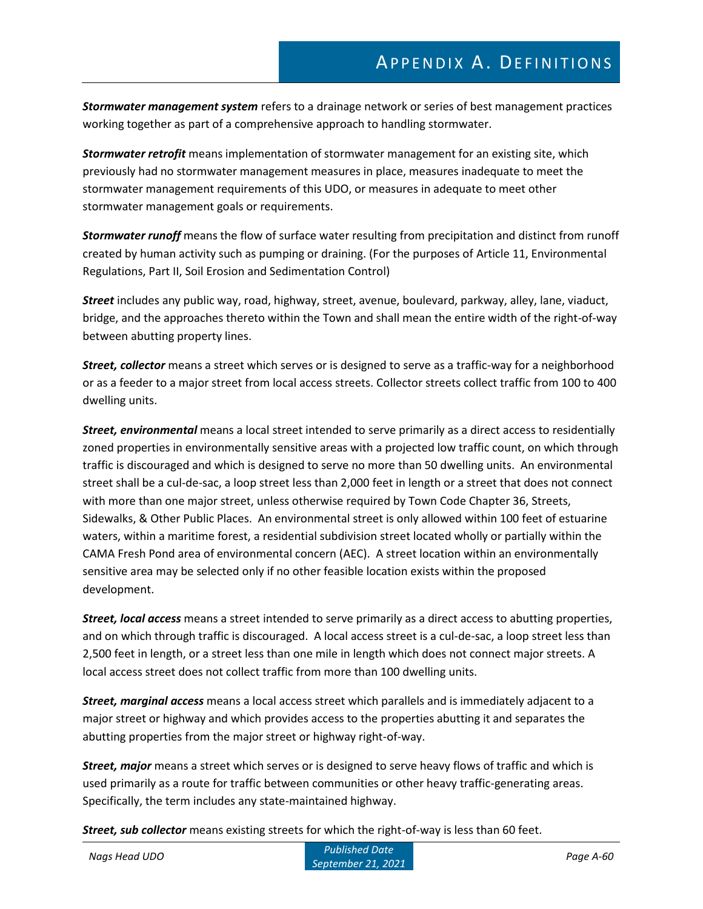***Stormwater management system*** refers to a drainage network or series of best management practices working together as part of a comprehensive approach to handling stormwater.

***Stormwater retrofit*** means implementation of stormwater management for an existing site, which previously had no stormwater management measures in place, measures inadequate to meet the stormwater management requirements of this UDO, or measures in adequate to meet other stormwater management goals or requirements.

***Stormwater runoff*** means the flow of surface water resulting from precipitation and distinct from runoff created by human activity such as pumping or draining. (For the purposes of Article 11, Environmental Regulations, Part II, Soil Erosion and Sedimentation Control)

***Street*** includes any public way, road, highway, street, avenue, boulevard, parkway, alley, lane, viaduct, bridge, and the approaches thereto within the Town and shall mean the entire width of the right-of-way between abutting property lines.

***Street, collector*** means a street which serves or is designed to serve as a traffic-way for a neighborhood or as a feeder to a major street from local access streets. Collector streets collect traffic from 100 to 400 dwelling units.

***Street, environmental*** means a local street intended to serve primarily as a direct access to residentially zoned properties in environmentally sensitive areas with a projected low traffic count, on which through traffic is discouraged and which is designed to serve no more than 50 dwelling units. An environmental street shall be a cul-de-sac, a loop street less than 2,000 feet in length or a street that does not connect with more than one major street, unless otherwise required by Town Code Chapter 36, Streets, Sidewalks, & Other Public Places. An environmental street is only allowed within 100 feet of estuarine waters, within a maritime forest, a residential subdivision street located wholly or partially within the CAMA Fresh Pond area of environmental concern (AEC). A street location within an environmentally sensitive area may be selected only if no other feasible location exists within the proposed development.

***Street, local access*** means a street intended to serve primarily as a direct access to abutting properties, and on which through traffic is discouraged. A local access street is a cul-de-sac, a loop street less than 2,500 feet in length, or a street less than one mile in length which does not connect major streets. A local access street does not collect traffic from more than 100 dwelling units.

***Street, marginal access*** means a local access street which parallels and is immediately adjacent to a major street or highway and which provides access to the properties abutting it and separates the abutting properties from the major street or highway right-of-way.

***Street, major*** means a street which serves or is designed to serve heavy flows of traffic and which is used primarily as a route for traffic between communities or other heavy traffic-generating areas. Specifically, the term includes any state-maintained highway.

***Street, sub collector*** means existing streets for which the right-of-way is less than 60 feet.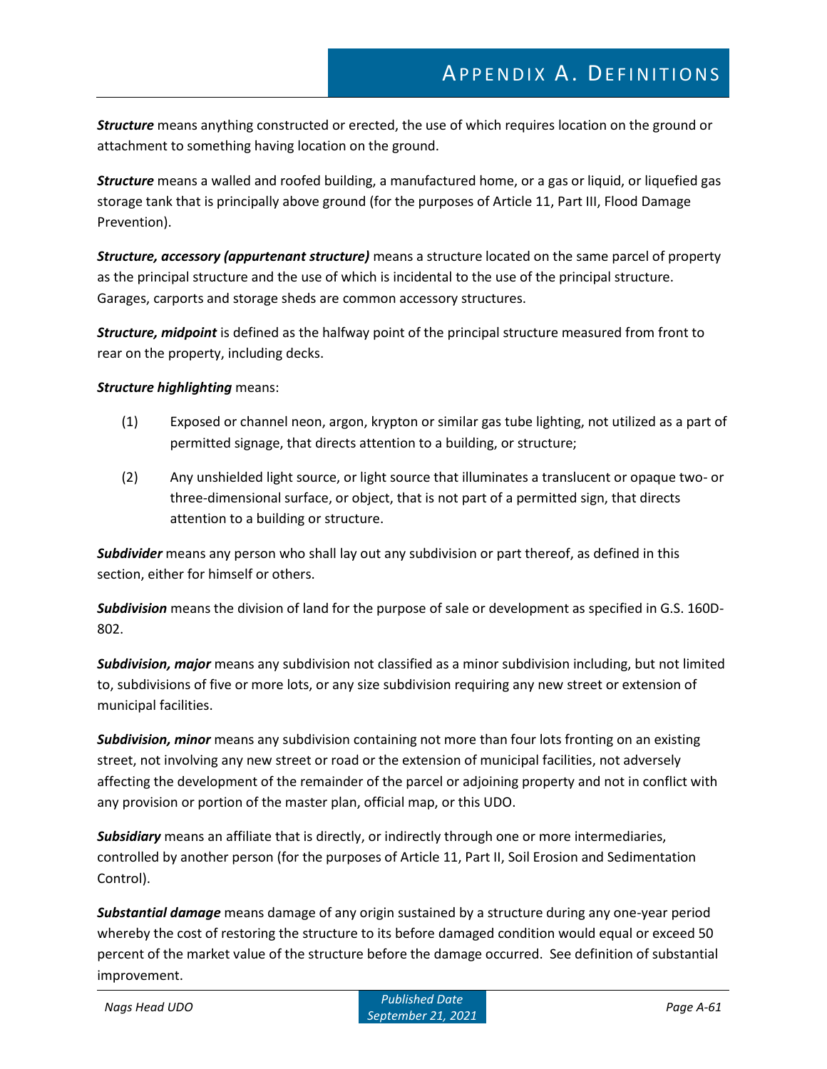***Structure*** means anything constructed or erected, the use of which requires location on the ground or attachment to something having location on the ground.

***Structure*** means a walled and roofed building, a manufactured home, or a gas or liquid, or liquefied gas storage tank that is principally above ground (for the purposes of Article 11, Part III, Flood Damage Prevention).

***Structure, accessory (appurtenant structure)*** means a structure located on the same parcel of property as the principal structure and the use of which is incidental to the use of the principal structure. Garages, carports and storage sheds are common accessory structures.

***Structure, midpoint*** is defined as the halfway point of the principal structure measured from front to rear on the property, including decks.

***Structure highlighting*** means:

(1) Exposed or channel neon, argon, krypton or similar gas tube lighting, not utilized as a part of permitted signage, that directs attention to a building, or structure;

(2) Any unshielded light source, or light source that illuminates a translucent or opaque two- or three-dimensional surface, or object, that is not part of a permitted sign, that directs attention to a building or structure.

***Subdivider*** means any person who shall lay out any subdivision or part thereof, as defined in this section, either for himself or others.

***Subdivision*** means the division of land for the purpose of sale or development as specified in G.S. 160D-802.

***Subdivision, major*** means any subdivision not classified as a minor subdivision including, but not limited to, subdivisions of five or more lots, or any size subdivision requiring any new street or extension of municipal facilities.

***Subdivision, minor*** means any subdivision containing not more than four lots fronting on an existing street, not involving any new street or road or the extension of municipal facilities, not adversely affecting the development of the remainder of the parcel or adjoining property and not in conflict with any provision or portion of the master plan, official map, or this UDO.

***Subsidiary*** means an affiliate that is directly, or indirectly through one or more intermediaries, controlled by another person (for the purposes of Article 11, Part II, Soil Erosion and Sedimentation Control).

***Substantial damage*** means damage of any origin sustained by a structure during any one-year period whereby the cost of restoring the structure to its before damaged condition would equal or exceed 50 percent of the market value of the structure before the damage occurred. See definition of substantial improvement.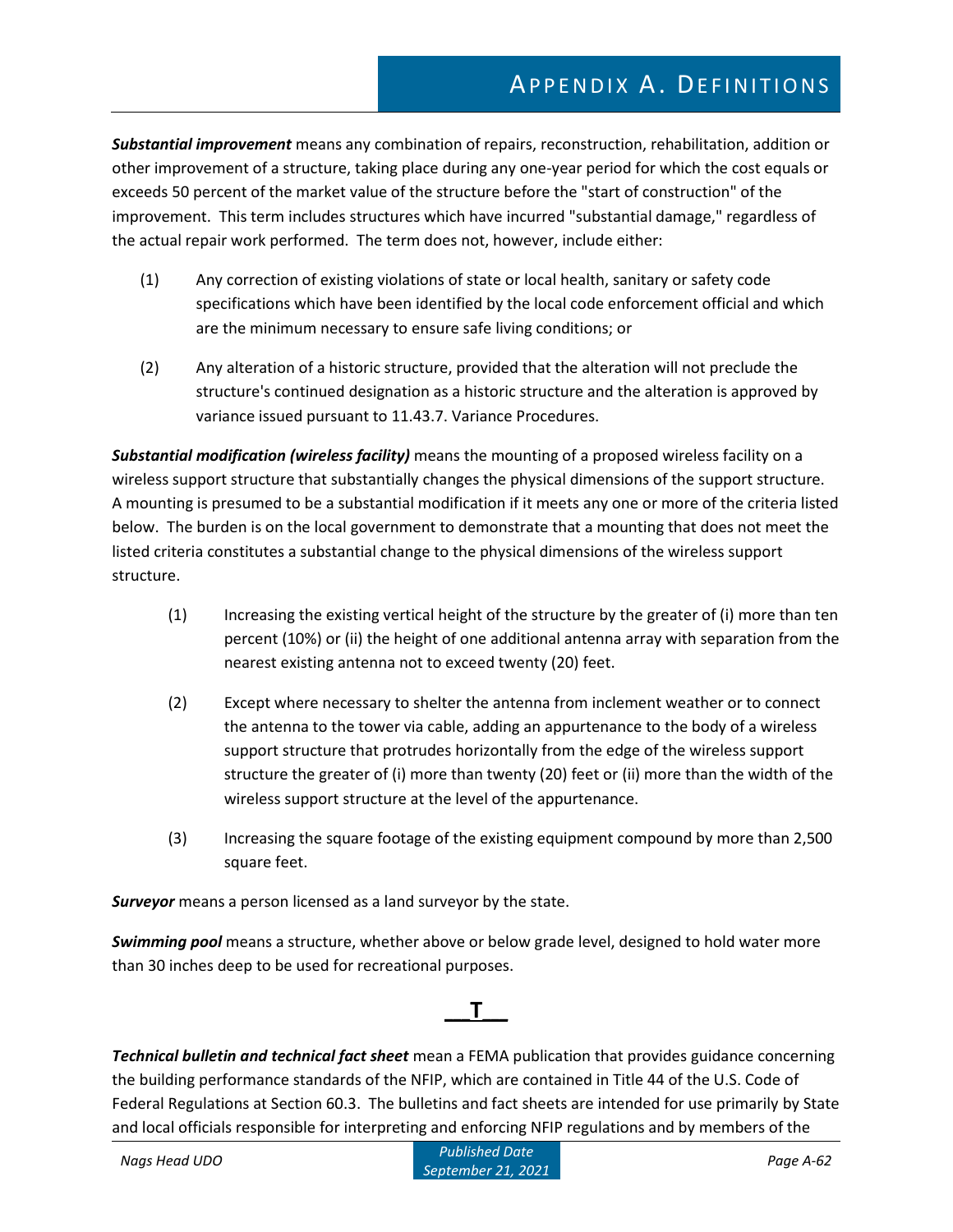***Substantial improvement*** means any combination of repairs, reconstruction, rehabilitation, addition or other improvement of a structure, taking place during any one-year period for which the cost equals or exceeds 50 percent of the market value of the structure before the "start of construction" of the improvement. This term includes structures which have incurred "substantial damage," regardless of the actual repair work performed. The term does not, however, include either:

(1) Any correction of existing violations of state or local health, sanitary or safety code specifications which have been identified by the local code enforcement official and which are the minimum necessary to ensure safe living conditions; or

(2) Any alteration of a historic structure, provided that the alteration will not preclude the structure's continued designation as a historic structure and the alteration is approved by variance issued pursuant to 11.43.7. Variance Procedures.

***Substantial modification (wireless facility)*** means the mounting of a proposed wireless facility on a wireless support structure that substantially changes the physical dimensions of the support structure. A mounting is presumed to be a substantial modification if it meets any one or more of the criteria listed below. The burden is on the local government to demonstrate that a mounting that does not meet the listed criteria constitutes a substantial change to the physical dimensions of the wireless support structure.

(1) Increasing the existing vertical height of the structure by the greater of (i) more than ten percent (10%) or (ii) the height of one additional antenna array with separation from the nearest existing antenna not to exceed twenty (20) feet.

(2) Except where necessary to shelter the antenna from inclement weather or to connect the antenna to the tower via cable, adding an appurtenance to the body of a wireless support structure that protrudes horizontally from the edge of the wireless support structure the greater of (i) more than twenty (20) feet or (ii) more than the width of the wireless support structure at the level of the appurtenance.

(3) Increasing the square footage of the existing equipment compound by more than 2,500 square feet.

***Surveyor*** means a person licensed as a land surveyor by the state.

***Swimming pool*** means a structure, whether above or below grade level, designed to hold water more than 30 inches deep to be used for recreational purposes.

## T

***Technical bulletin and technical fact sheet*** mean a FEMA publication that provides guidance concerning the building performance standards of the NFIP, which are contained in Title 44 of the U.S. Code of Federal Regulations at Section 60.3. The bulletins and fact sheets are intended for use primarily by State and local officials responsible for interpreting and enforcing NFIP regulations and by members of the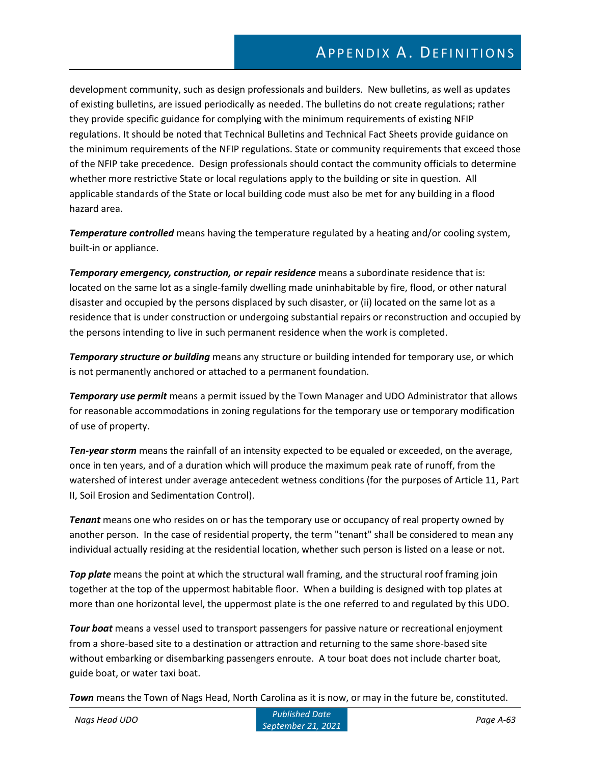development community, such as design professionals and builders. New bulletins, as well as updates of existing bulletins, are issued periodically as needed. The bulletins do not create regulations; rather they provide specific guidance for complying with the minimum requirements of existing NFIP regulations. It should be noted that Technical Bulletins and Technical Fact Sheets provide guidance on the minimum requirements of the NFIP regulations. State or community requirements that exceed those of the NFIP take precedence. Design professionals should contact the community officials to determine whether more restrictive State or local regulations apply to the building or site in question. All applicable standards of the State or local building code must also be met for any building in a flood hazard area.

***Temperature controlled*** means having the temperature regulated by a heating and/or cooling system, built-in or appliance.

***Temporary emergency, construction, or repair residence*** means a subordinate residence that is: located on the same lot as a single-family dwelling made uninhabitable by fire, flood, or other natural disaster and occupied by the persons displaced by such disaster, or (ii) located on the same lot as a residence that is under construction or undergoing substantial repairs or reconstruction and occupied by the persons intending to live in such permanent residence when the work is completed.

***Temporary structure or building*** means any structure or building intended for temporary use, or which is not permanently anchored or attached to a permanent foundation.

***Temporary use permit*** means a permit issued by the Town Manager and UDO Administrator that allows for reasonable accommodations in zoning regulations for the temporary use or temporary modification of use of property.

***Ten-year storm*** means the rainfall of an intensity expected to be equaled or exceeded, on the average, once in ten years, and of a duration which will produce the maximum peak rate of runoff, from the watershed of interest under average antecedent wetness conditions (for the purposes of Article 11, Part II, Soil Erosion and Sedimentation Control).

***Tenant*** means one who resides on or has the temporary use or occupancy of real property owned by another person. In the case of residential property, the term "tenant" shall be considered to mean any individual actually residing at the residential location, whether such person is listed on a lease or not.

***Top plate*** means the point at which the structural wall framing, and the structural roof framing join together at the top of the uppermost habitable floor. When a building is designed with top plates at more than one horizontal level, the uppermost plate is the one referred to and regulated by this UDO.

***Tour boat*** means a vessel used to transport passengers for passive nature or recreational enjoyment from a shore-based site to a destination or attraction and returning to the same shore-based site without embarking or disembarking passengers enroute. A tour boat does not include charter boat, guide boat, or water taxi boat.

***Town*** means the Town of Nags Head, North Carolina as it is now, or may in the future be, constituted.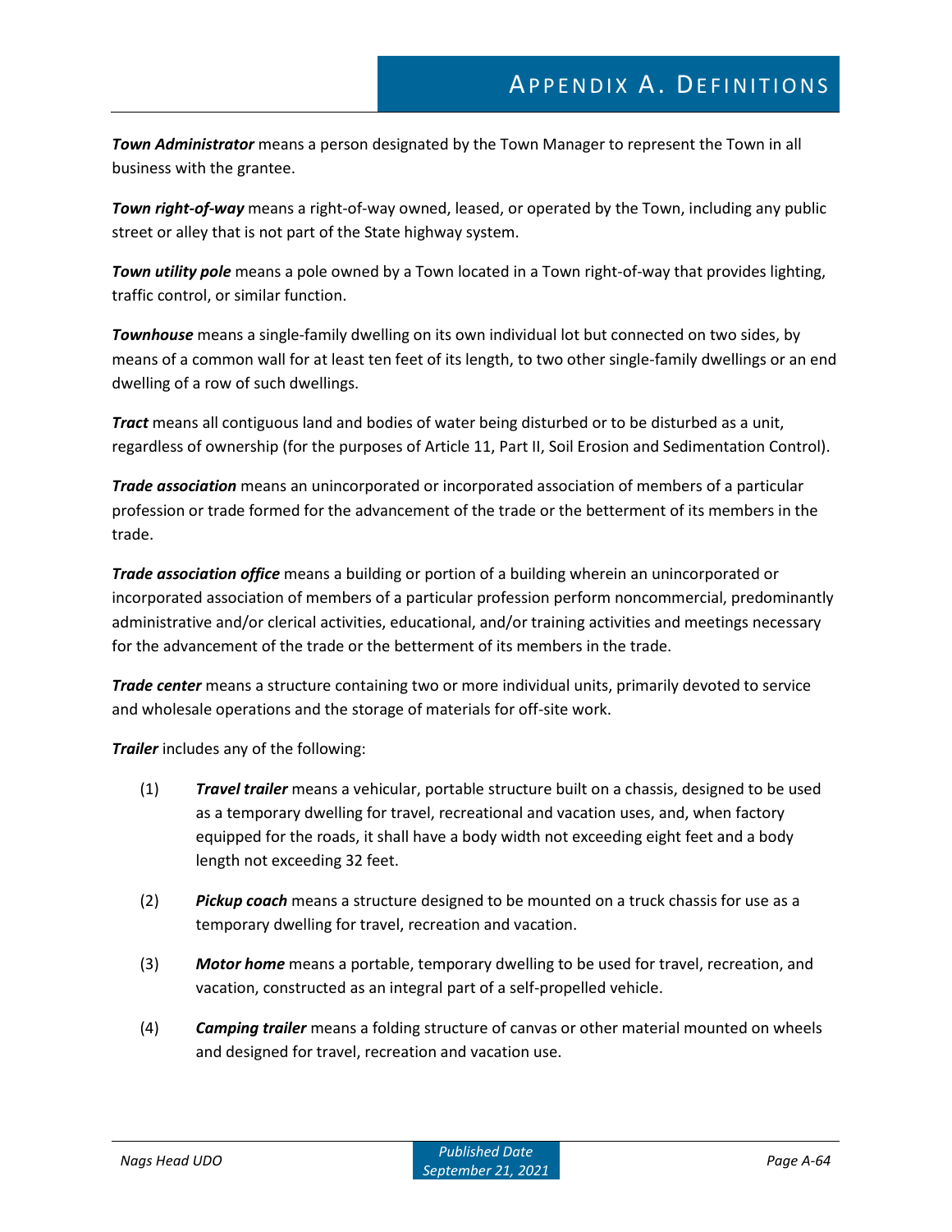***Town Administrator*** means a person designated by the Town Manager to represent the Town in all business with the grantee.

***Town right-of-way*** means a right-of-way owned, leased, or operated by the Town, including any public street or alley that is not part of the State highway system.

***Town utility pole*** means a pole owned by a Town located in a Town right-of-way that provides lighting, traffic control, or similar function.

***Townhouse*** means a single-family dwelling on its own individual lot but connected on two sides, by means of a common wall for at least ten feet of its length, to two other single-family dwellings or an end dwelling of a row of such dwellings.

***Tract*** means all contiguous land and bodies of water being disturbed or to be disturbed as a unit, regardless of ownership (for the purposes of Article 11, Part II, Soil Erosion and Sedimentation Control).

***Trade association*** means an unincorporated or incorporated association of members of a particular profession or trade formed for the advancement of the trade or the betterment of its members in the trade.

***Trade association office*** means a building or portion of a building wherein an unincorporated or incorporated association of members of a particular profession perform noncommercial, predominantly administrative and/or clerical activities, educational, and/or training activities and meetings necessary for the advancement of the trade or the betterment of its members in the trade.

***Trade center*** means a structure containing two or more individual units, primarily devoted to service and wholesale operations and the storage of materials for off-site work.

***Trailer*** includes any of the following:

(1) ***Travel trailer*** means a vehicular, portable structure built on a chassis, designed to be used as a temporary dwelling for travel, recreational and vacation uses, and, when factory equipped for the roads, it shall have a body width not exceeding eight feet and a body length not exceeding 32 feet.

(2) ***Pickup coach*** means a structure designed to be mounted on a truck chassis for use as a temporary dwelling for travel, recreation and vacation.

(3) ***Motor home*** means a portable, temporary dwelling to be used for travel, recreation, and vacation, constructed as an integral part of a self-propelled vehicle.

(4) ***Camping trailer*** means a folding structure of canvas or other material mounted on wheels and designed for travel, recreation and vacation use.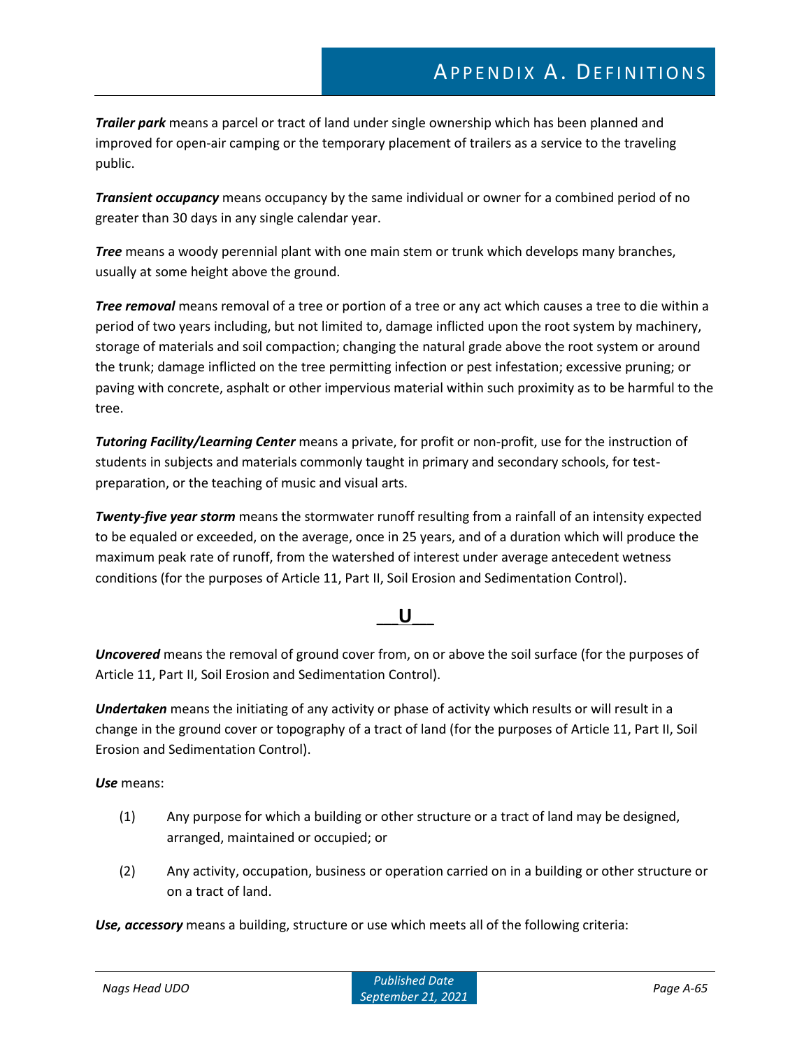***Trailer park*** means a parcel or tract of land under single ownership which has been planned and improved for open-air camping or the temporary placement of trailers as a service to the traveling public.

***Transient occupancy*** means occupancy by the same individual or owner for a combined period of no greater than 30 days in any single calendar year.

***Tree*** means a woody perennial plant with one main stem or trunk which develops many branches, usually at some height above the ground.

***Tree removal*** means removal of a tree or portion of a tree or any act which causes a tree to die within a period of two years including, but not limited to, damage inflicted upon the root system by machinery, storage of materials and soil compaction; changing the natural grade above the root system or around the trunk; damage inflicted on the tree permitting infection or pest infestation; excessive pruning; or paving with concrete, asphalt or other impervious material within such proximity as to be harmful to the tree.

***Tutoring Facility/Learning Center*** means a private, for profit or non-profit, use for the instruction of students in subjects and materials commonly taught in primary and secondary schools, for test-preparation, or the teaching of music and visual arts.

***Twenty-five year storm*** means the stormwater runoff resulting from a rainfall of an intensity expected to be equaled or exceeded, on the average, once in 25 years, and of a duration which will produce the maximum peak rate of runoff, from the watershed of interest under average antecedent wetness conditions (for the purposes of Article 11, Part II, Soil Erosion and Sedimentation Control).

## U

***Uncovered*** means the removal of ground cover from, on or above the soil surface (for the purposes of Article 11, Part II, Soil Erosion and Sedimentation Control).

***Undertaken*** means the initiating of any activity or phase of activity which results or will result in a change in the ground cover or topography of a tract of land (for the purposes of Article 11, Part II, Soil Erosion and Sedimentation Control).

***Use*** means:

(1) Any purpose for which a building or other structure or a tract of land may be designed, arranged, maintained or occupied; or

(2) Any activity, occupation, business or operation carried on in a building or other structure or on a tract of land.

***Use, accessory*** means a building, structure or use which meets all of the following criteria: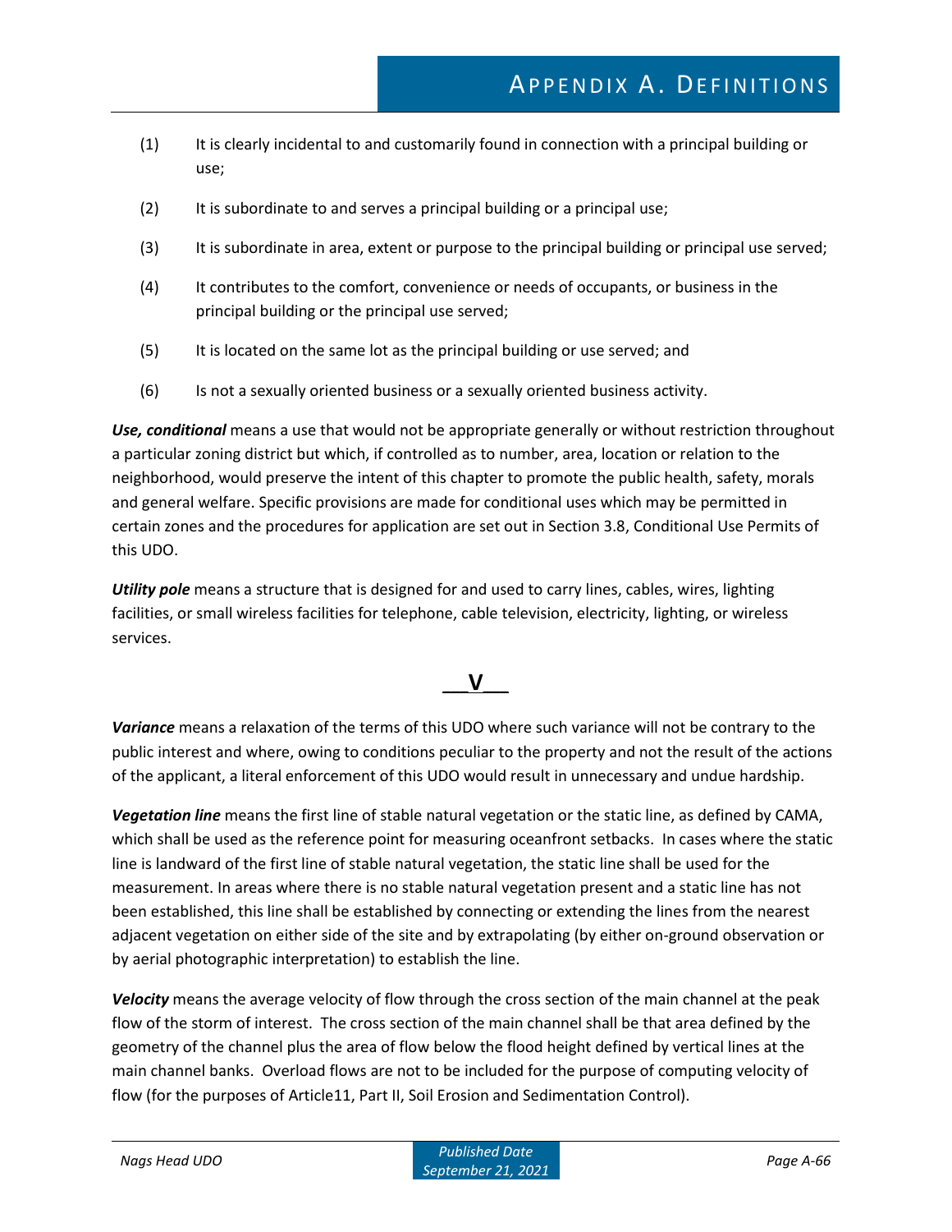(1) It is clearly incidental to and customarily found in connection with a principal building or use;

(2) It is subordinate to and serves a principal building or a principal use;

(3) It is subordinate in area, extent or purpose to the principal building or principal use served;

(4) It contributes to the comfort, convenience or needs of occupants, or business in the principal building or the principal use served;

(5) It is located on the same lot as the principal building or use served; and

(6) Is not a sexually oriented business or a sexually oriented business activity.

***Use, conditional*** means a use that would not be appropriate generally or without restriction throughout a particular zoning district but which, if controlled as to number, area, location or relation to the neighborhood, would preserve the intent of this chapter to promote the public health, safety, morals and general welfare. Specific provisions are made for conditional uses which may be permitted in certain zones and the procedures for application are set out in Section 3.8, Conditional Use Permits of this UDO.

***Utility pole*** means a structure that is designed for and used to carry lines, cables, wires, lighting facilities, or small wireless facilities for telephone, cable television, electricity, lighting, or wireless services.

## V

***Variance*** means a relaxation of the terms of this UDO where such variance will not be contrary to the public interest and where, owing to conditions peculiar to the property and not the result of the actions of the applicant, a literal enforcement of this UDO would result in unnecessary and undue hardship.

***Vegetation line*** means the first line of stable natural vegetation or the static line, as defined by CAMA, which shall be used as the reference point for measuring oceanfront setbacks. In cases where the static line is landward of the first line of stable natural vegetation, the static line shall be used for the measurement. In areas where there is no stable natural vegetation present and a static line has not been established, this line shall be established by connecting or extending the lines from the nearest adjacent vegetation on either side of the site and by extrapolating (by either on-ground observation or by aerial photographic interpretation) to establish the line.

***Velocity*** means the average velocity of flow through the cross section of the main channel at the peak flow of the storm of interest. The cross section of the main channel shall be that area defined by the geometry of the channel plus the area of flow below the flood height defined by vertical lines at the main channel banks. Overload flows are not to be included for the purpose of computing velocity of flow (for the purposes of Article11, Part II, Soil Erosion and Sedimentation Control).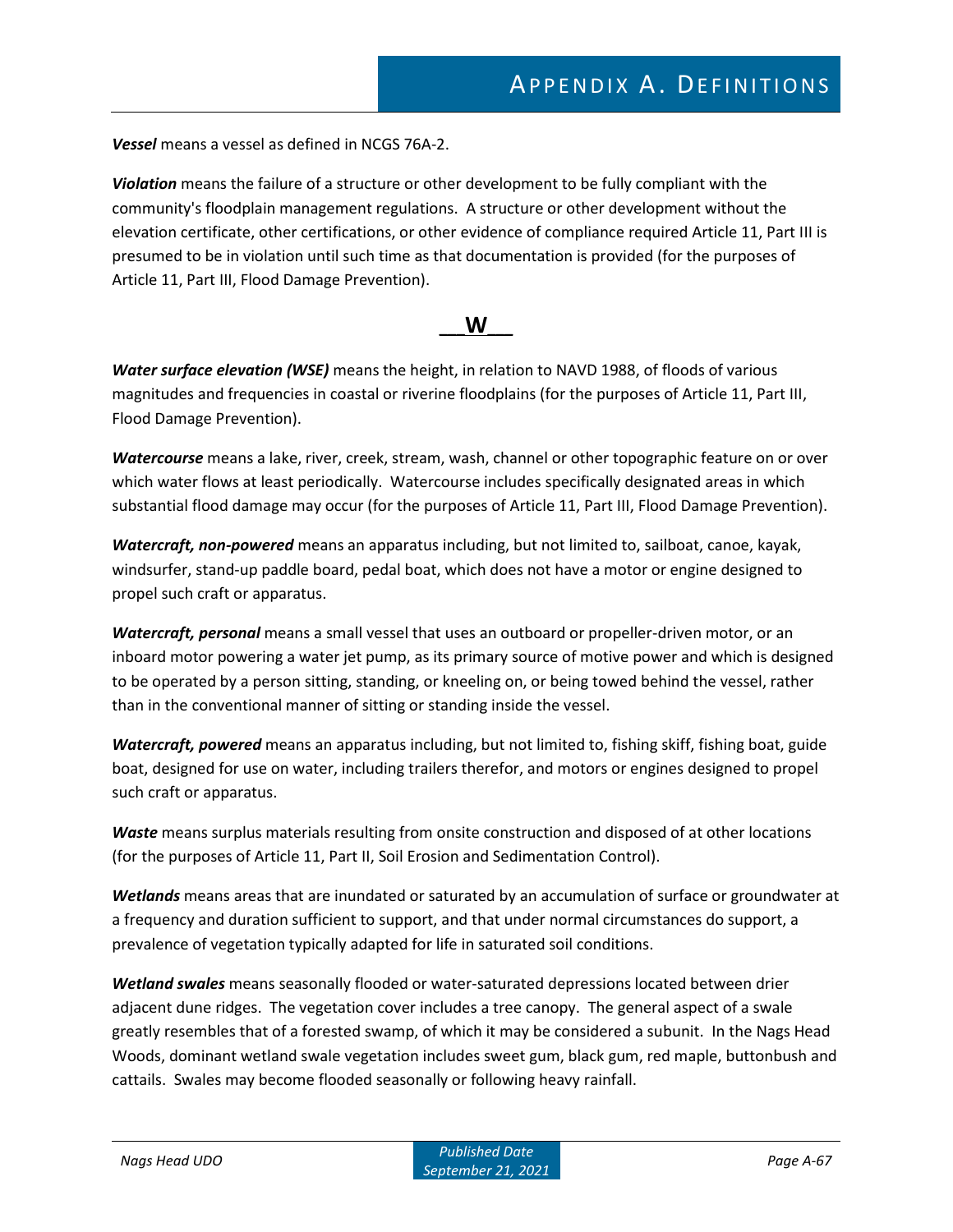***Vessel*** means a vessel as defined in NCGS 76A-2.

***Violation*** means the failure of a structure or other development to be fully compliant with the community's floodplain management regulations. A structure or other development without the elevation certificate, other certifications, or other evidence of compliance required Article 11, Part III is presumed to be in violation until such time as that documentation is provided (for the purposes of Article 11, Part III, Flood Damage Prevention).

## W

***Water surface elevation (WSE)*** means the height, in relation to NAVD 1988, of floods of various magnitudes and frequencies in coastal or riverine floodplains (for the purposes of Article 11, Part III, Flood Damage Prevention).

***Watercourse*** means a lake, river, creek, stream, wash, channel or other topographic feature on or over which water flows at least periodically. Watercourse includes specifically designated areas in which substantial flood damage may occur (for the purposes of Article 11, Part III, Flood Damage Prevention).

***Watercraft, non-powered*** means an apparatus including, but not limited to, sailboat, canoe, kayak, windsurfer, stand-up paddle board, pedal boat, which does not have a motor or engine designed to propel such craft or apparatus.

***Watercraft, personal*** means a small vessel that uses an outboard or propeller-driven motor, or an inboard motor powering a water jet pump, as its primary source of motive power and which is designed to be operated by a person sitting, standing, or kneeling on, or being towed behind the vessel, rather than in the conventional manner of sitting or standing inside the vessel.

***Watercraft, powered*** means an apparatus including, but not limited to, fishing skiff, fishing boat, guide boat, designed for use on water, including trailers therefor, and motors or engines designed to propel such craft or apparatus.

***Waste*** means surplus materials resulting from onsite construction and disposed of at other locations (for the purposes of Article 11, Part II, Soil Erosion and Sedimentation Control).

***Wetlands*** means areas that are inundated or saturated by an accumulation of surface or groundwater at a frequency and duration sufficient to support, and that under normal circumstances do support, a prevalence of vegetation typically adapted for life in saturated soil conditions.

***Wetland swales*** means seasonally flooded or water-saturated depressions located between drier adjacent dune ridges. The vegetation cover includes a tree canopy. The general aspect of a swale greatly resembles that of a forested swamp, of which it may be considered a subunit. In the Nags Head Woods, dominant wetland swale vegetation includes sweet gum, black gum, red maple, buttonbush and cattails. Swales may become flooded seasonally or following heavy rainfall.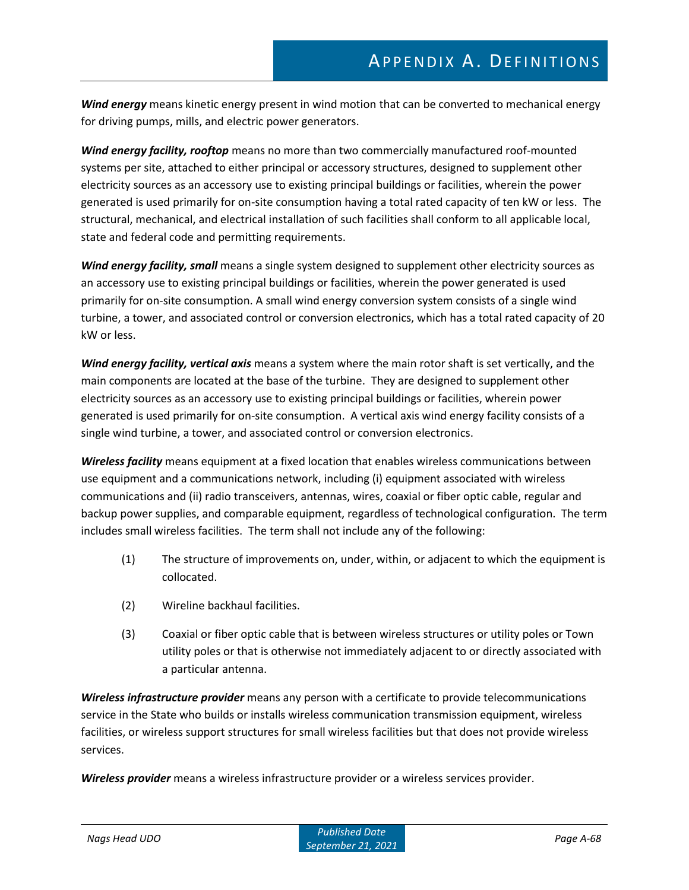***Wind energy*** means kinetic energy present in wind motion that can be converted to mechanical energy for driving pumps, mills, and electric power generators.

***Wind energy facility, rooftop*** means no more than two commercially manufactured roof-mounted systems per site, attached to either principal or accessory structures, designed to supplement other electricity sources as an accessory use to existing principal buildings or facilities, wherein the power generated is used primarily for on-site consumption having a total rated capacity of ten kW or less. The structural, mechanical, and electrical installation of such facilities shall conform to all applicable local, state and federal code and permitting requirements.

***Wind energy facility, small*** means a single system designed to supplement other electricity sources as an accessory use to existing principal buildings or facilities, wherein the power generated is used primarily for on-site consumption. A small wind energy conversion system consists of a single wind turbine, a tower, and associated control or conversion electronics, which has a total rated capacity of 20 kW or less.

***Wind energy facility, vertical axis*** means a system where the main rotor shaft is set vertically, and the main components are located at the base of the turbine. They are designed to supplement other electricity sources as an accessory use to existing principal buildings or facilities, wherein power generated is used primarily for on-site consumption. A vertical axis wind energy facility consists of a single wind turbine, a tower, and associated control or conversion electronics.

***Wireless facility*** means equipment at a fixed location that enables wireless communications between use equipment and a communications network, including (i) equipment associated with wireless communications and (ii) radio transceivers, antennas, wires, coaxial or fiber optic cable, regular and backup power supplies, and comparable equipment, regardless of technological configuration. The term includes small wireless facilities. The term shall not include any of the following:

(1) The structure of improvements on, under, within, or adjacent to which the equipment is collocated.

(2) Wireline backhaul facilities.

(3) Coaxial or fiber optic cable that is between wireless structures or utility poles or Town utility poles or that is otherwise not immediately adjacent to or directly associated with a particular antenna.

***Wireless infrastructure provider*** means any person with a certificate to provide telecommunications service in the State who builds or installs wireless communication transmission equipment, wireless facilities, or wireless support structures for small wireless facilities but that does not provide wireless services.

***Wireless provider*** means a wireless infrastructure provider or a wireless services provider.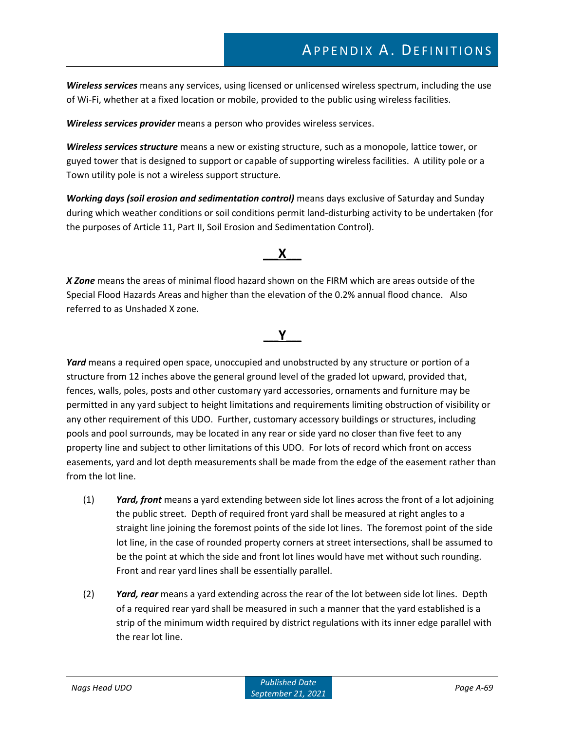***Wireless services*** means any services, using licensed or unlicensed wireless spectrum, including the use of Wi-Fi, whether at a fixed location or mobile, provided to the public using wireless facilities.

***Wireless services provider*** means a person who provides wireless services.

***Wireless services structure*** means a new or existing structure, such as a monopole, lattice tower, or guyed tower that is designed to support or capable of supporting wireless facilities. A utility pole or a Town utility pole is not a wireless support structure.

***Working days (soil erosion and sedimentation control)*** means days exclusive of Saturday and Sunday during which weather conditions or soil conditions permit land-disturbing activity to be undertaken (for the purposes of Article 11, Part II, Soil Erosion and Sedimentation Control).

## X

***X Zone*** means the areas of minimal flood hazard shown on the FIRM which are areas outside of the Special Flood Hazards Areas and higher than the elevation of the 0.2% annual flood chance. Also referred to as Unshaded X zone.

## Y

***Yard*** means a required open space, unoccupied and unobstructed by any structure or portion of a structure from 12 inches above the general ground level of the graded lot upward, provided that, fences, walls, poles, posts and other customary yard accessories, ornaments and furniture may be permitted in any yard subject to height limitations and requirements limiting obstruction of visibility or any other requirement of this UDO. Further, customary accessory buildings or structures, including pools and pool surrounds, may be located in any rear or side yard no closer than five feet to any property line and subject to other limitations of this UDO. For lots of record which front on access easements, yard and lot depth measurements shall be made from the edge of the easement rather than from the lot line.

(1) ***Yard, front*** means a yard extending between side lot lines across the front of a lot adjoining the public street. Depth of required front yard shall be measured at right angles to a straight line joining the foremost points of the side lot lines. The foremost point of the side lot line, in the case of rounded property corners at street intersections, shall be assumed to be the point at which the side and front lot lines would have met without such rounding. Front and rear yard lines shall be essentially parallel.

(2) ***Yard, rear*** means a yard extending across the rear of the lot between side lot lines. Depth of a required rear yard shall be measured in such a manner that the yard established is a strip of the minimum width required by district regulations with its inner edge parallel with the rear lot line.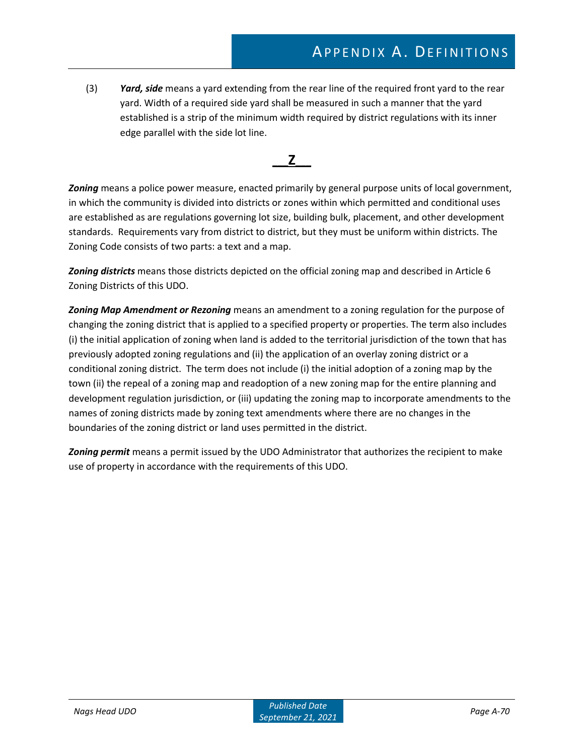(3) ***Yard, side*** means a yard extending from the rear line of the required front yard to the rear yard. Width of a required side yard shall be measured in such a manner that the yard established is a strip of the minimum width required by district regulations with its inner edge parallel with the side lot line.

## Z

***Zoning*** means a police power measure, enacted primarily by general purpose units of local government, in which the community is divided into districts or zones within which permitted and conditional uses are established as are regulations governing lot size, building bulk, placement, and other development standards. Requirements vary from district to district, but they must be uniform within districts. The Zoning Code consists of two parts: a text and a map.

***Zoning districts*** means those districts depicted on the official zoning map and described in Article 6 Zoning Districts of this UDO.

***Zoning Map Amendment or Rezoning*** means an amendment to a zoning regulation for the purpose of changing the zoning district that is applied to a specified property or properties. The term also includes (i) the initial application of zoning when land is added to the territorial jurisdiction of the town that has previously adopted zoning regulations and (ii) the application of an overlay zoning district or a conditional zoning district. The term does not include (i) the initial adoption of a zoning map by the town (ii) the repeal of a zoning map and readoption of a new zoning map for the entire planning and development regulation jurisdiction, or (iii) updating the zoning map to incorporate amendments to the names of zoning districts made by zoning text amendments where there are no changes in the boundaries of the zoning district or land uses permitted in the district.

***Zoning permit*** means a permit issued by the UDO Administrator that authorizes the recipient to make use of property in accordance with the requirements of this UDO.